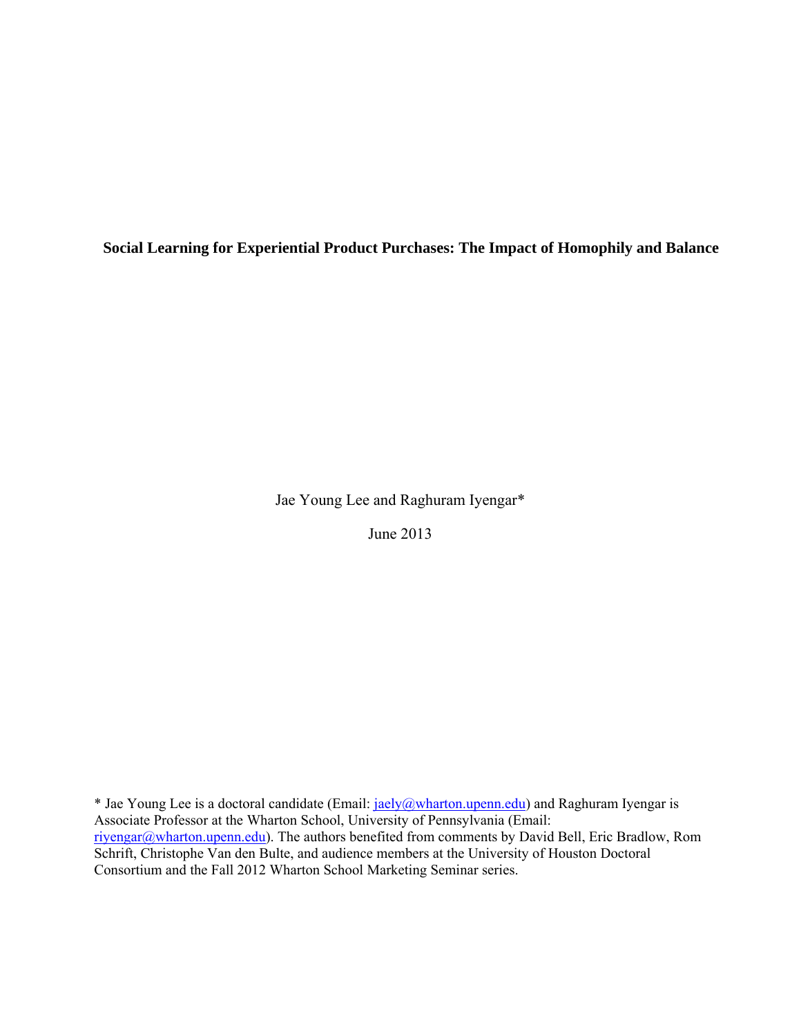# Social Learning for Experiential Product Purchases: The Impact of Homophily and Balance

Jae Young Lee and Raghuram Iyengar*

June 2013

* Jae Young Lee is a doctoral candidate (Email: jaely@wharton.upenn.edu) and Raghuram Iyengar is Associate Professor at the Wharton School, University of Pennsylvania (Email: riyengar@wharton.upenn.edu). The authors benefited from comments by David Bell, Eric Bradlow, Rom Schrift, Christophe Van den Bulte, and audience members at the University of Houston Doctoral Consortium and the Fall 2012 Wharton School Marketing Seminar series.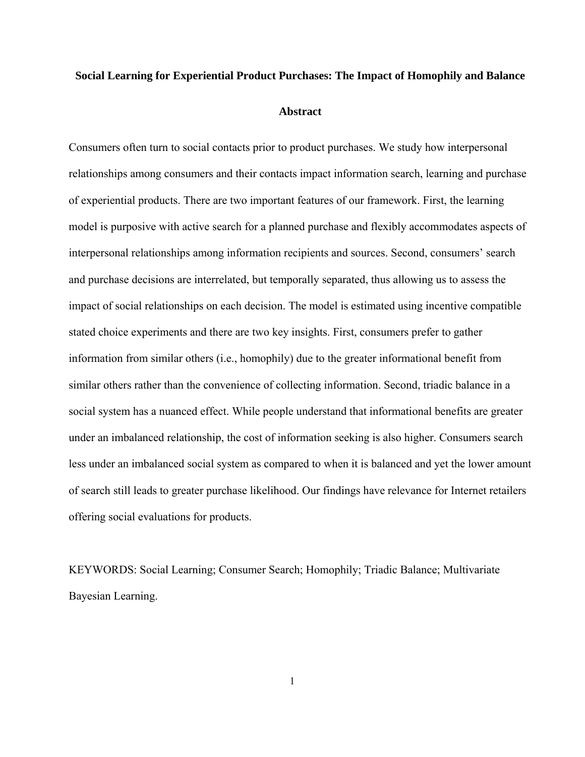**Social Learning for Experiential Product Purchases: The Impact of Homophily and Balance**

## Abstract

Consumers often turn to social contacts prior to product purchases. We study how interpersonal relationships among consumers and their contacts impact information search, learning and purchase of experiential products. There are two important features of our framework. First, the learning model is purposive with active search for a planned purchase and flexibly accommodates aspects of interpersonal relationships among information recipients and sources. Second, consumers' search and purchase decisions are interrelated, but temporally separated, thus allowing us to assess the impact of social relationships on each decision. The model is estimated using incentive compatible stated choice experiments and there are two key insights. First, consumers prefer to gather information from similar others (i.e., homophily) due to the greater informational benefit from similar others rather than the convenience of collecting information. Second, triadic balance in a social system has a nuanced effect. While people understand that informational benefits are greater under an imbalanced relationship, the cost of information seeking is also higher. Consumers search less under an imbalanced social system as compared to when it is balanced and yet the lower amount of search still leads to greater purchase likelihood. Our findings have relevance for Internet retailers offering social evaluations for products.

KEYWORDS: Social Learning; Consumer Search; Homophily; Triadic Balance; Multivariate Bayesian Learning.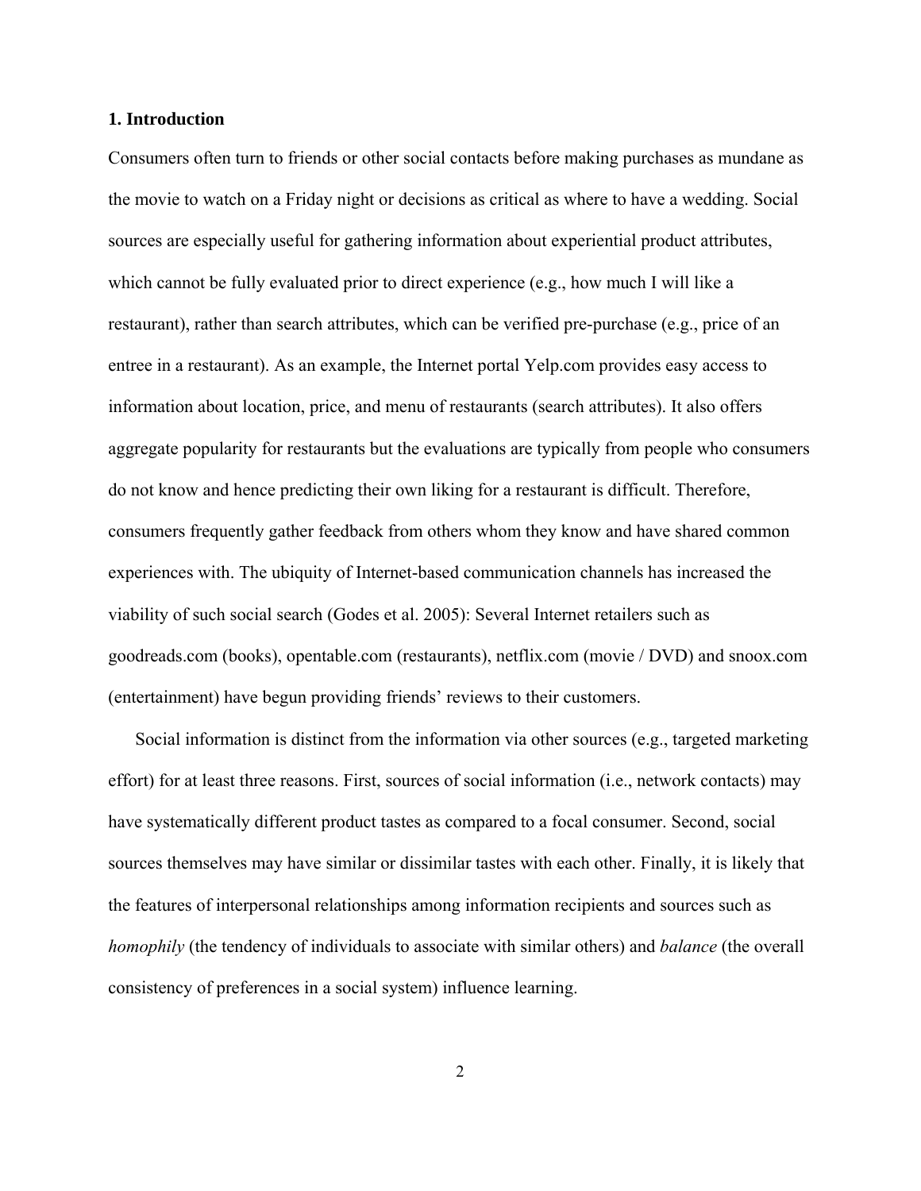## 1. Introduction

Consumers often turn to friends or other social contacts before making purchases as mundane as the movie to watch on a Friday night or decisions as critical as where to have a wedding. Social sources are especially useful for gathering information about experiential product attributes, which cannot be fully evaluated prior to direct experience (e.g., how much I will like a restaurant), rather than search attributes, which can be verified pre-purchase (e.g., price of an entree in a restaurant). As an example, the Internet portal Yelp.com provides easy access to information about location, price, and menu of restaurants (search attributes). It also offers aggregate popularity for restaurants but the evaluations are typically from people who consumers do not know and hence predicting their own liking for a restaurant is difficult. Therefore, consumers frequently gather feedback from others whom they know and have shared common experiences with. The ubiquity of Internet-based communication channels has increased the viability of such social search (Godes et al. 2005): Several Internet retailers such as goodreads.com (books), opentable.com (restaurants), netflix.com (movie / DVD) and snoox.com (entertainment) have begun providing friends' reviews to their customers.

Social information is distinct from the information via other sources (e.g., targeted marketing effort) for at least three reasons. First, sources of social information (i.e., network contacts) may have systematically different product tastes as compared to a focal consumer. Second, social sources themselves may have similar or dissimilar tastes with each other. Finally, it is likely that the features of interpersonal relationships among information recipients and sources such as *homophily* (the tendency of individuals to associate with similar others) and *balance* (the overall consistency of preferences in a social system) influence learning.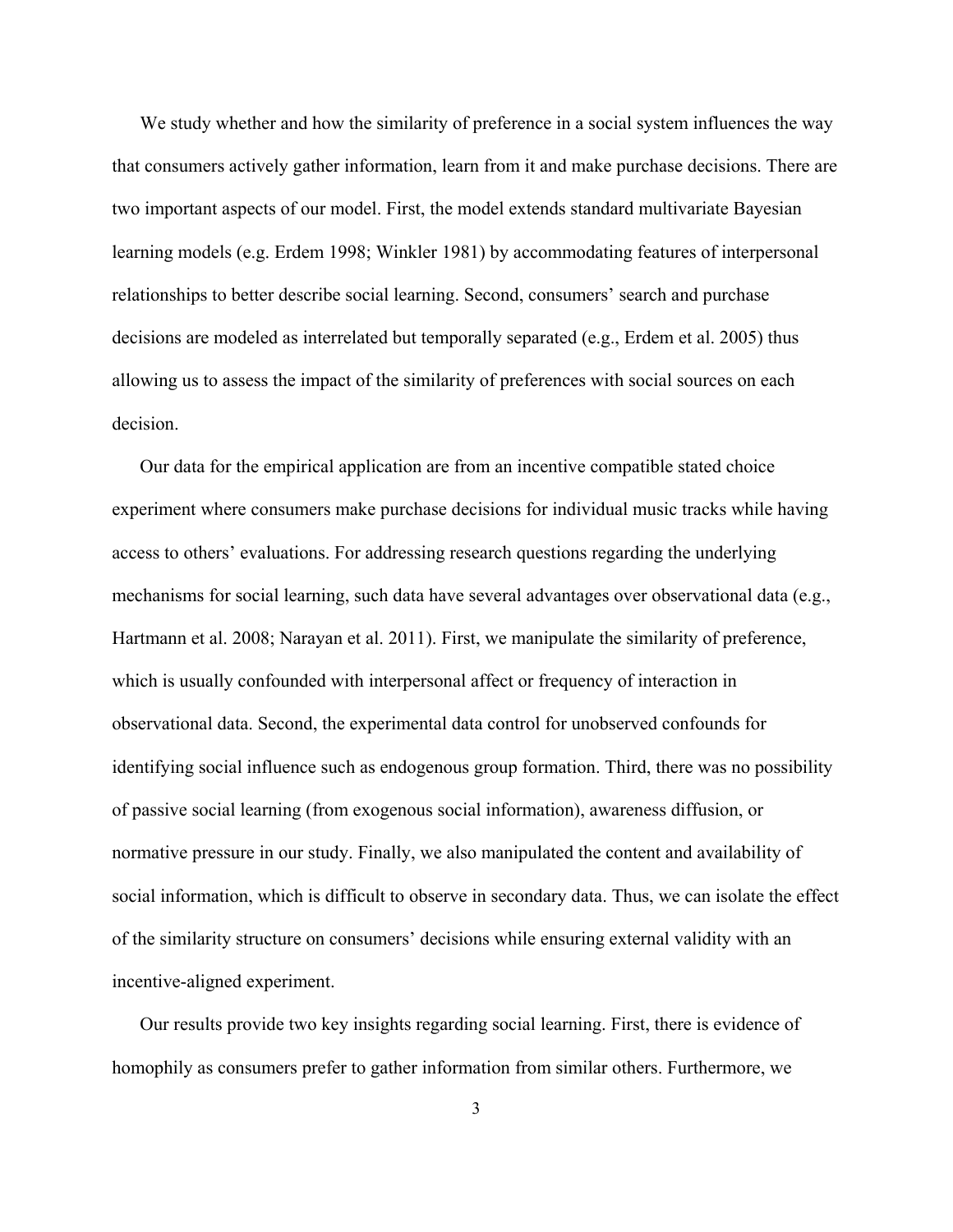We study whether and how the similarity of preference in a social system influences the way that consumers actively gather information, learn from it and make purchase decisions. There are two important aspects of our model. First, the model extends standard multivariate Bayesian learning models (e.g. Erdem 1998; Winkler 1981) by accommodating features of interpersonal relationships to better describe social learning. Second, consumers' search and purchase decisions are modeled as interrelated but temporally separated (e.g., Erdem et al. 2005) thus allowing us to assess the impact of the similarity of preferences with social sources on each decision.

Our data for the empirical application are from an incentive compatible stated choice experiment where consumers make purchase decisions for individual music tracks while having access to others' evaluations. For addressing research questions regarding the underlying mechanisms for social learning, such data have several advantages over observational data (e.g., Hartmann et al. 2008; Narayan et al. 2011). First, we manipulate the similarity of preference, which is usually confounded with interpersonal affect or frequency of interaction in observational data. Second, the experimental data control for unobserved confounds for identifying social influence such as endogenous group formation. Third, there was no possibility of passive social learning (from exogenous social information), awareness diffusion, or normative pressure in our study. Finally, we also manipulated the content and availability of social information, which is difficult to observe in secondary data. Thus, we can isolate the effect of the similarity structure on consumers' decisions while ensuring external validity with an incentive-aligned experiment.

Our results provide two key insights regarding social learning. First, there is evidence of homophily as consumers prefer to gather information from similar others. Furthermore, we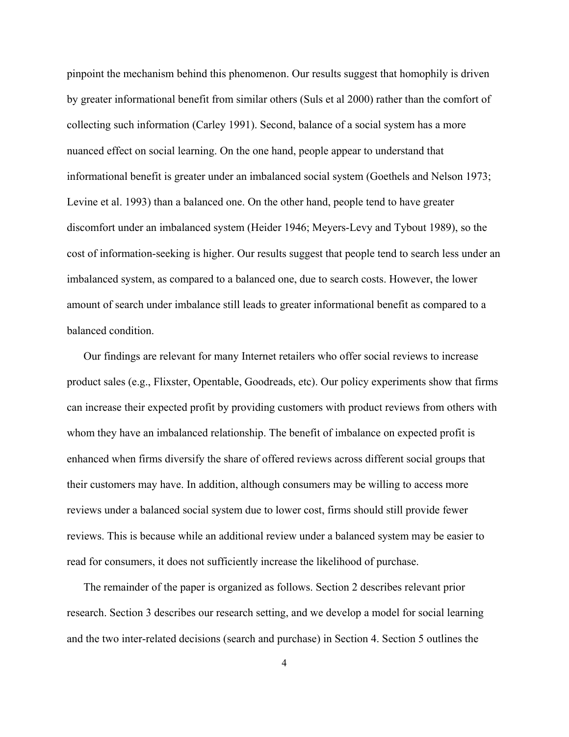pinpoint the mechanism behind this phenomenon. Our results suggest that homophily is driven by greater informational benefit from similar others (Suls et al 2000) rather than the comfort of collecting such information (Carley 1991). Second, balance of a social system has a more nuanced effect on social learning. On the one hand, people appear to understand that informational benefit is greater under an imbalanced social system (Goethels and Nelson 1973; Levine et al. 1993) than a balanced one. On the other hand, people tend to have greater discomfort under an imbalanced system (Heider 1946; Meyers-Levy and Tybout 1989), so the cost of information-seeking is higher. Our results suggest that people tend to search less under an imbalanced system, as compared to a balanced one, due to search costs. However, the lower amount of search under imbalance still leads to greater informational benefit as compared to a balanced condition.

Our findings are relevant for many Internet retailers who offer social reviews to increase product sales (e.g., Flixster, Opentable, Goodreads, etc). Our policy experiments show that firms can increase their expected profit by providing customers with product reviews from others with whom they have an imbalanced relationship. The benefit of imbalance on expected profit is enhanced when firms diversify the share of offered reviews across different social groups that their customers may have. In addition, although consumers may be willing to access more reviews under a balanced social system due to lower cost, firms should still provide fewer reviews. This is because while an additional review under a balanced system may be easier to read for consumers, it does not sufficiently increase the likelihood of purchase.

The remainder of the paper is organized as follows. Section 2 describes relevant prior research. Section 3 describes our research setting, and we develop a model for social learning and the two inter-related decisions (search and purchase) in Section 4. Section 5 outlines the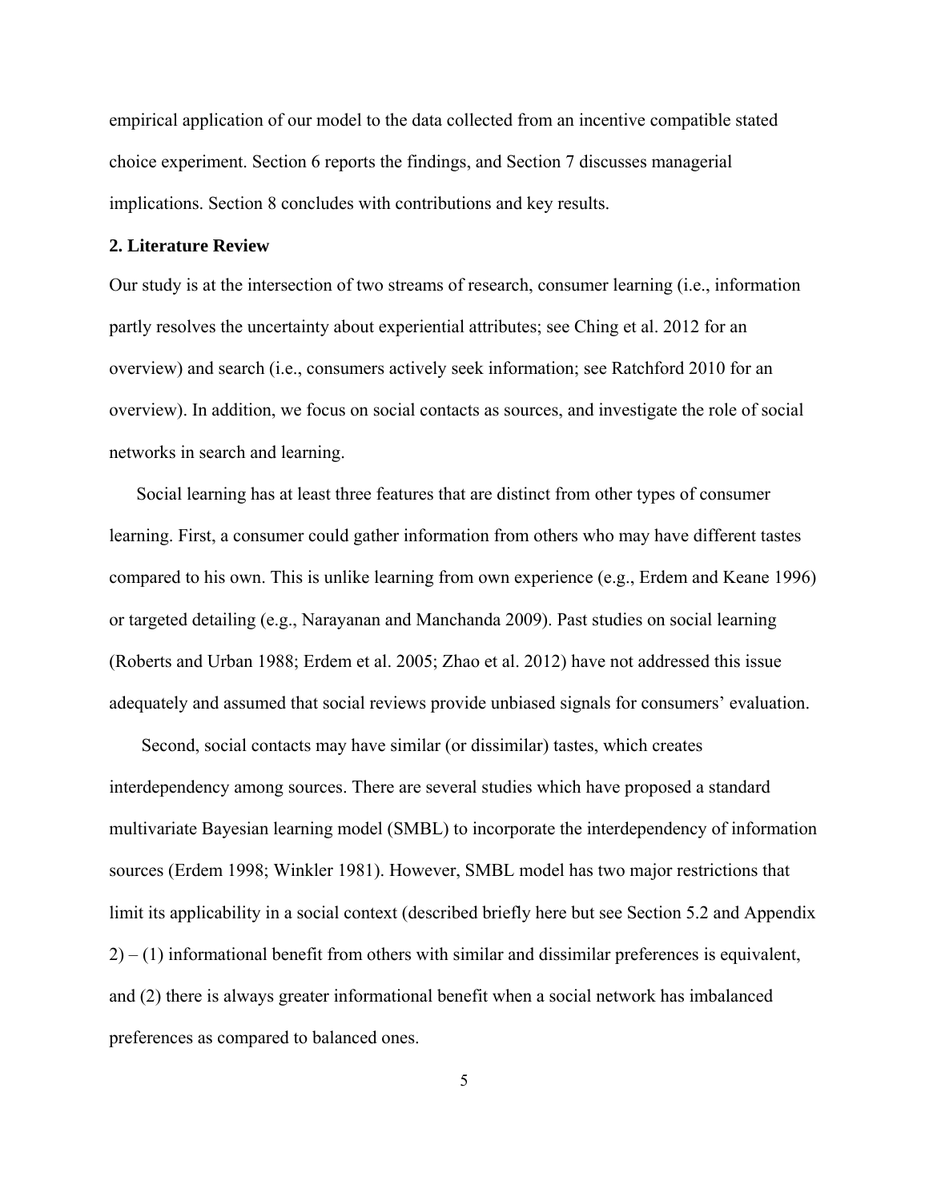empirical application of our model to the data collected from an incentive compatible stated choice experiment. Section 6 reports the findings, and Section 7 discusses managerial implications. Section 8 concludes with contributions and key results.

## 2. Literature Review

Our study is at the intersection of two streams of research, consumer learning (i.e., information partly resolves the uncertainty about experiential attributes; see Ching et al. 2012 for an overview) and search (i.e., consumers actively seek information; see Ratchford 2010 for an overview). In addition, we focus on social contacts as sources, and investigate the role of social networks in search and learning.

Social learning has at least three features that are distinct from other types of consumer learning. First, a consumer could gather information from others who may have different tastes compared to his own. This is unlike learning from own experience (e.g., Erdem and Keane 1996) or targeted detailing (e.g., Narayanan and Manchanda 2009). Past studies on social learning (Roberts and Urban 1988; Erdem et al. 2005; Zhao et al. 2012) have not addressed this issue adequately and assumed that social reviews provide unbiased signals for consumers' evaluation.

Second, social contacts may have similar (or dissimilar) tastes, which creates interdependency among sources. There are several studies which have proposed a standard multivariate Bayesian learning model (SMBL) to incorporate the interdependency of information sources (Erdem 1998; Winkler 1981). However, SMBL model has two major restrictions that limit its applicability in a social context (described briefly here but see Section 5.2 and Appendix 2) – (1) informational benefit from others with similar and dissimilar preferences is equivalent, and (2) there is always greater informational benefit when a social network has imbalanced preferences as compared to balanced ones.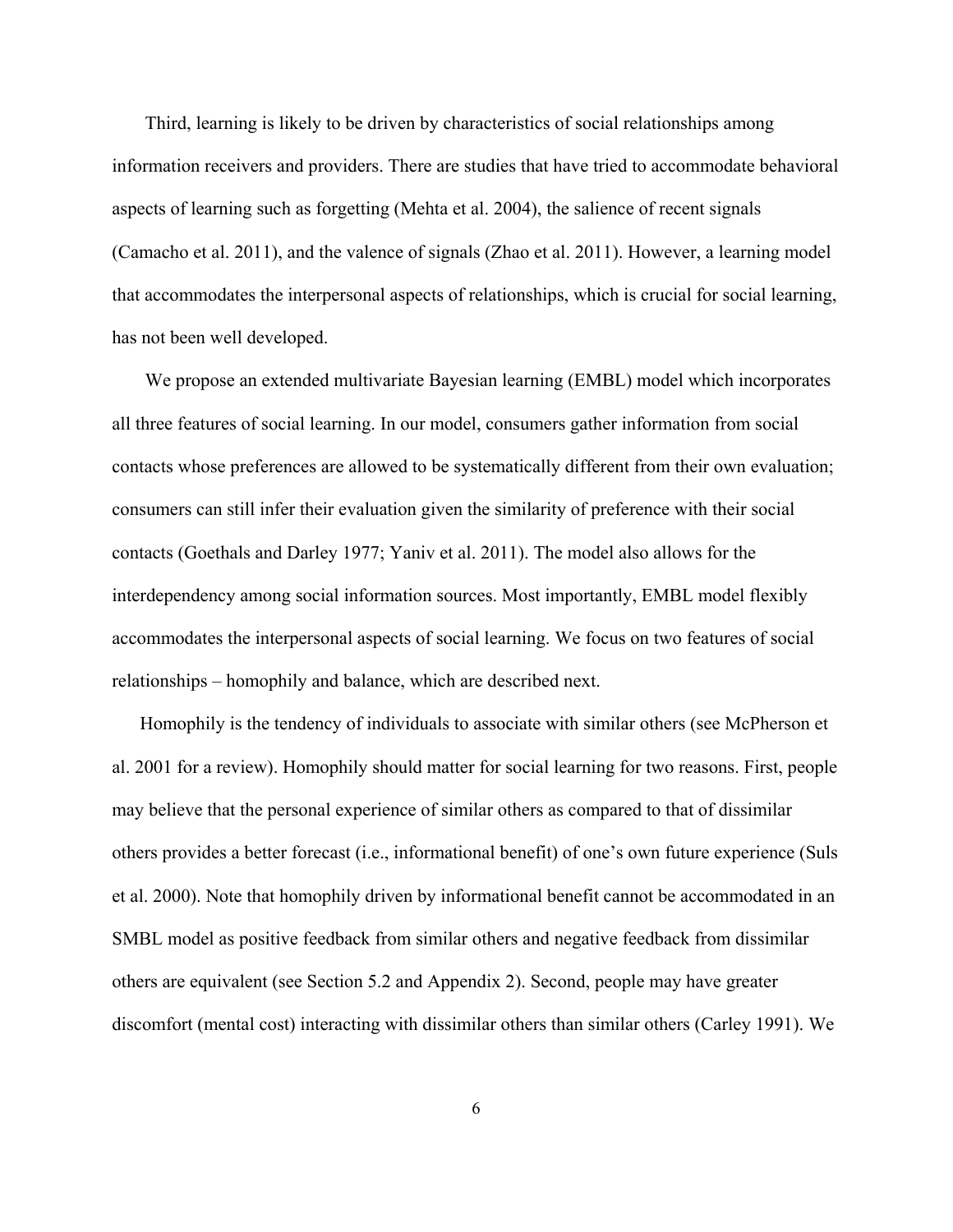Third, learning is likely to be driven by characteristics of social relationships among information receivers and providers. There are studies that have tried to accommodate behavioral aspects of learning such as forgetting (Mehta et al. 2004), the salience of recent signals (Camacho et al. 2011), and the valence of signals (Zhao et al. 2011). However, a learning model that accommodates the interpersonal aspects of relationships, which is crucial for social learning, has not been well developed.

We propose an extended multivariate Bayesian learning (EMBL) model which incorporates all three features of social learning. In our model, consumers gather information from social contacts whose preferences are allowed to be systematically different from their own evaluation; consumers can still infer their evaluation given the similarity of preference with their social contacts (Goethals and Darley 1977; Yaniv et al. 2011). The model also allows for the interdependency among social information sources. Most importantly, EMBL model flexibly accommodates the interpersonal aspects of social learning. We focus on two features of social relationships – homophily and balance, which are described next.

Homophily is the tendency of individuals to associate with similar others (see McPherson et al. 2001 for a review). Homophily should matter for social learning for two reasons. First, people may believe that the personal experience of similar others as compared to that of dissimilar others provides a better forecast (i.e., informational benefit) of one's own future experience (Suls et al. 2000). Note that homophily driven by informational benefit cannot be accommodated in an SMBL model as positive feedback from similar others and negative feedback from dissimilar others are equivalent (see Section 5.2 and Appendix 2). Second, people may have greater discomfort (mental cost) interacting with dissimilar others than similar others (Carley 1991). We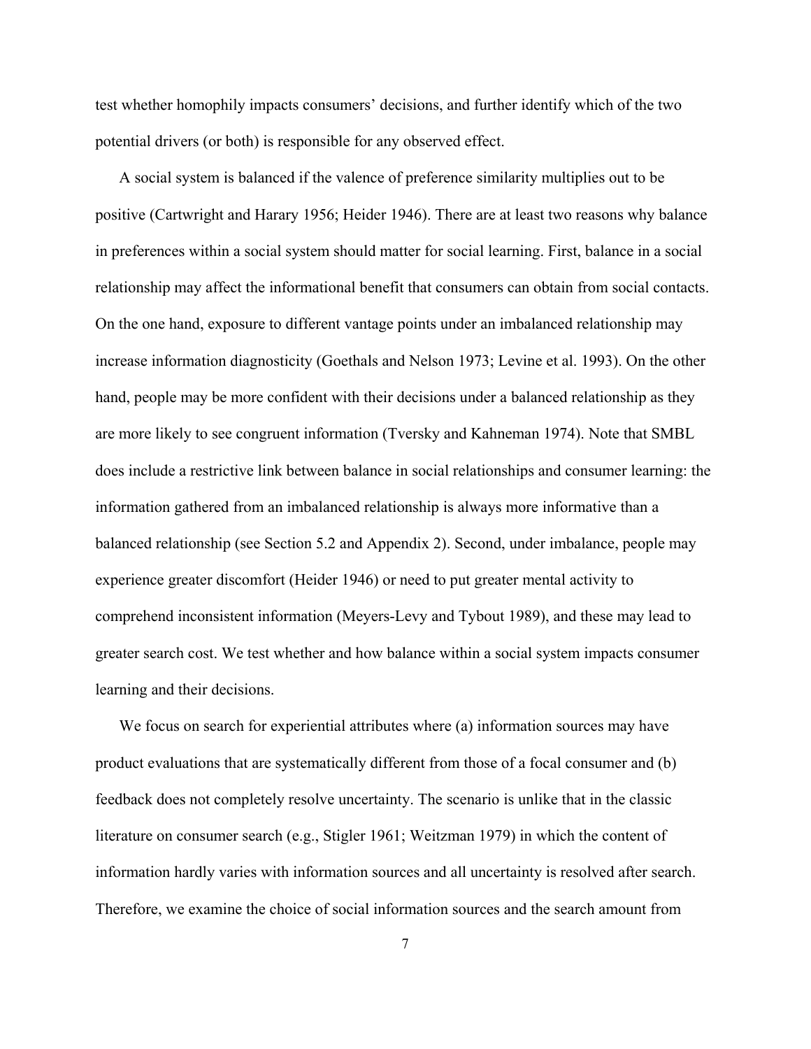test whether homophily impacts consumers' decisions, and further identify which of the two potential drivers (or both) is responsible for any observed effect.

A social system is balanced if the valence of preference similarity multiplies out to be positive (Cartwright and Harary 1956; Heider 1946). There are at least two reasons why balance in preferences within a social system should matter for social learning. First, balance in a social relationship may affect the informational benefit that consumers can obtain from social contacts. On the one hand, exposure to different vantage points under an imbalanced relationship may increase information diagnosticity (Goethals and Nelson 1973; Levine et al. 1993). On the other hand, people may be more confident with their decisions under a balanced relationship as they are more likely to see congruent information (Tversky and Kahneman 1974). Note that SMBL does include a restrictive link between balance in social relationships and consumer learning: the information gathered from an imbalanced relationship is always more informative than a balanced relationship (see Section 5.2 and Appendix 2). Second, under imbalance, people may experience greater discomfort (Heider 1946) or need to put greater mental activity to comprehend inconsistent information (Meyers-Levy and Tybout 1989), and these may lead to greater search cost. We test whether and how balance within a social system impacts consumer learning and their decisions.

We focus on search for experiential attributes where (a) information sources may have product evaluations that are systematically different from those of a focal consumer and (b) feedback does not completely resolve uncertainty. The scenario is unlike that in the classic literature on consumer search (e.g., Stigler 1961; Weitzman 1979) in which the content of information hardly varies with information sources and all uncertainty is resolved after search. Therefore, we examine the choice of social information sources and the search amount from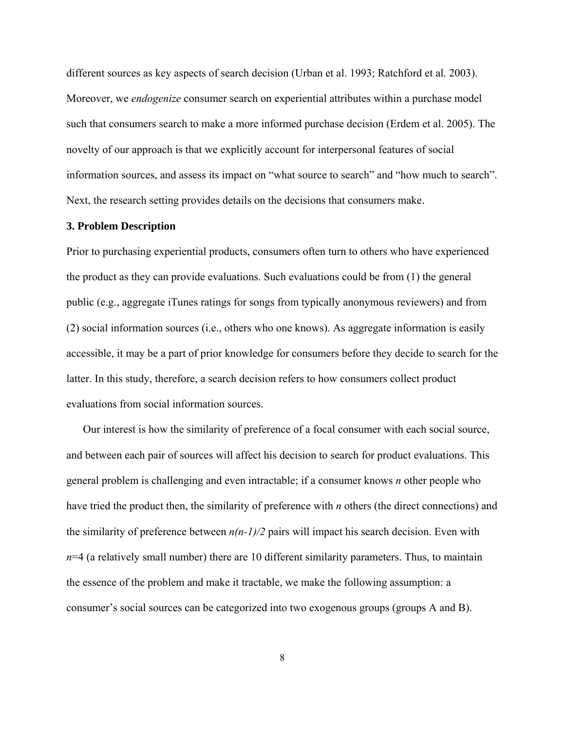different sources as key aspects of search decision (Urban et al. 1993; Ratchford et al. 2003). Moreover, we *endogenize* consumer search on experiential attributes within a purchase model such that consumers search to make a more informed purchase decision (Erdem et al. 2005). The novelty of our approach is that we explicitly account for interpersonal features of social information sources, and assess its impact on "what source to search" and "how much to search". Next, the research setting provides details on the decisions that consumers make.

### 3. Problem Description

Prior to purchasing experiential products, consumers often turn to others who have experienced the product as they can provide evaluations. Such evaluations could be from (1) the general public (e.g., aggregate iTunes ratings for songs from typically anonymous reviewers) and from (2) social information sources (i.e., others who one knows). As aggregate information is easily accessible, it may be a part of prior knowledge for consumers before they decide to search for the latter. In this study, therefore, a search decision refers to how consumers collect product evaluations from social information sources.

Our interest is how the similarity of preference of a focal consumer with each social source, and between each pair of sources will affect his decision to search for product evaluations. This general problem is challenging and even intractable; if a consumer knows $n$ other people who have tried the product then, the similarity of preference with $n$ others (the direct connections) and the similarity of preference between $n(n-1)/2$ pairs will impact his search decision. Even with $n$=4 (a relatively small number) there are 10 different similarity parameters. Thus, to maintain the essence of the problem and make it tractable, we make the following assumption: a consumer's social sources can be categorized into two exogenous groups (groups A and B).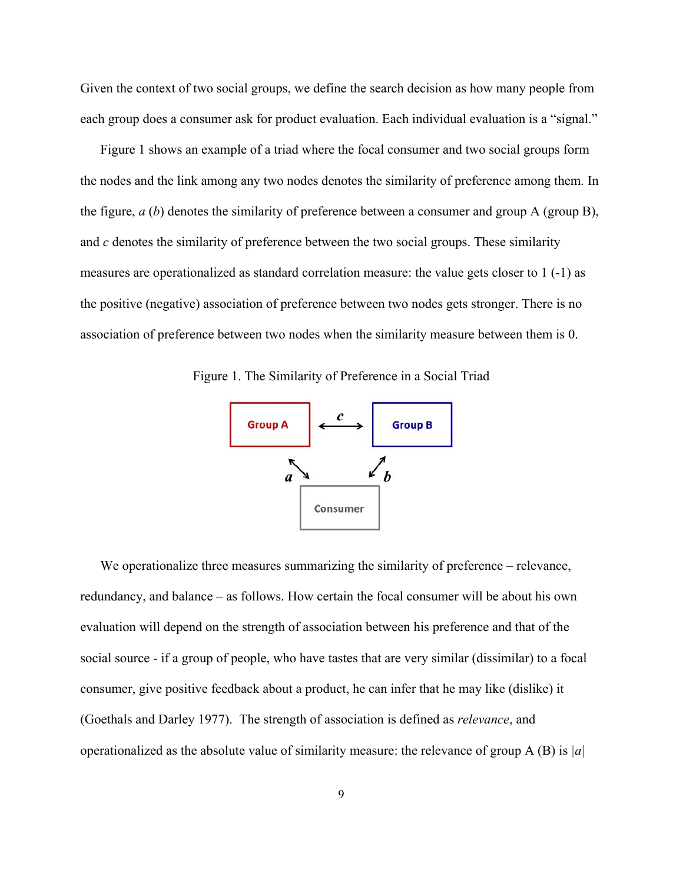Given the context of two social groups, we define the search decision as how many people from each group does a consumer ask for product evaluation. Each individual evaluation is a "signal."

Figure 1 shows an example of a triad where the focal consumer and two social groups form the nodes and the link among any two nodes denotes the similarity of preference among them. In the figure, $a$ ($b$) denotes the similarity of preference between a consumer and group A (group B), and $c$ denotes the similarity of preference between the two social groups. These similarity measures are operationalized as standard correlation measure: the value gets closer to 1 (-1) as the positive (negative) association of preference between two nodes gets stronger. There is no association of preference between two nodes when the similarity measure between them is 0.

Figure 1. The Similarity of Preference in a Social Triad

We operationalize three measures summarizing the similarity of preference – relevance, redundancy, and balance – as follows. How certain the focal consumer will be about his own evaluation will depend on the strength of association between his preference and that of the social source - if a group of people, who have tastes that are very similar (dissimilar) to a focal consumer, give positive feedback about a product, he can infer that he may like (dislike) it (Goethals and Darley 1977). The strength of association is defined as *relevance*, and operationalized as the absolute value of similarity measure: the relevance of group A (B) is $|a|$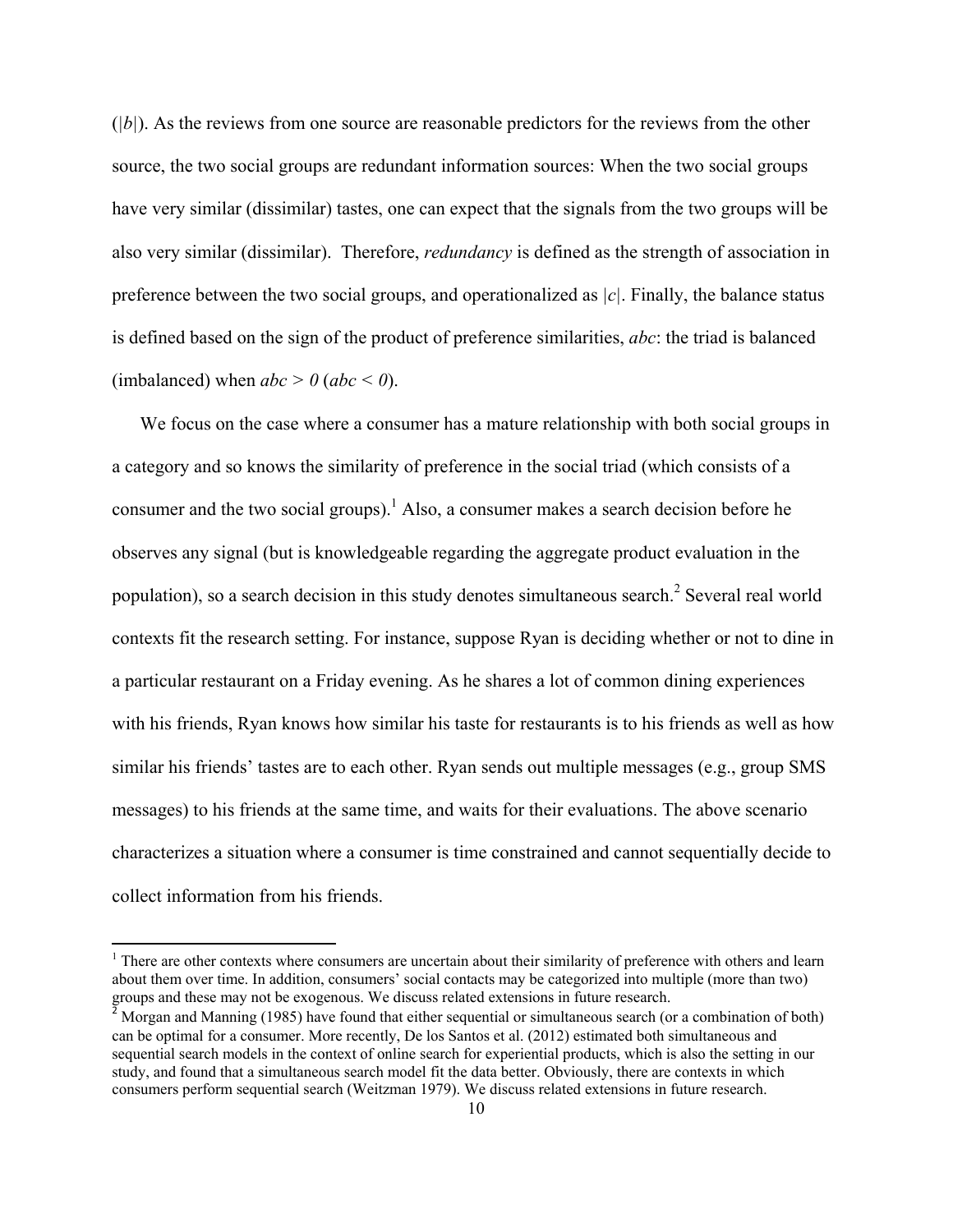($|b|$). As the reviews from one source are reasonable predictors for the reviews from the other source, the two social groups are redundant information sources: When the two social groups have very similar (dissimilar) tastes, one can expect that the signals from the two groups will be also very similar (dissimilar). Therefore, *redundancy* is defined as the strength of association in preference between the two social groups, and operationalized as $|c|$. Finally, the balance status is defined based on the sign of the product of preference similarities, $abc$: the triad is balanced (imbalanced) when $abc > 0$ ($abc < 0$).

We focus on the case where a consumer has a mature relationship with both social groups in a category and so knows the similarity of preference in the social triad (which consists of a consumer and the two social groups).[1] Also, a consumer makes a search decision before he observes any signal (but is knowledgeable regarding the aggregate product evaluation in the population), so a search decision in this study denotes simultaneous search.[2] Several real world contexts fit the research setting. For instance, suppose Ryan is deciding whether or not to dine in a particular restaurant on a Friday evening. As he shares a lot of common dining experiences with his friends, Ryan knows how similar his taste for restaurants is to his friends as well as how similar his friends' tastes are to each other. Ryan sends out multiple messages (e.g., group SMS messages) to his friends at the same time, and waits for their evaluations. The above scenario characterizes a situation where a consumer is time constrained and cannot sequentially decide to collect information from his friends.

[1] There are other contexts where consumers are uncertain about their similarity of preference with others and learn about them over time. In addition, consumers' social contacts may be categorized into multiple (more than two) groups and these may not be exogenous. We discuss related extensions in future research.

[2] Morgan and Manning (1985) have found that either sequential or simultaneous search (or a combination of both) can be optimal for a consumer. More recently, De los Santos et al. (2012) estimated both simultaneous and sequential search models in the context of online search for experiential products, which is also the setting in our study, and found that a simultaneous search model fit the data better. Obviously, there are contexts in which consumers perform sequential search (Weitzman 1979). We discuss related extensions in future research.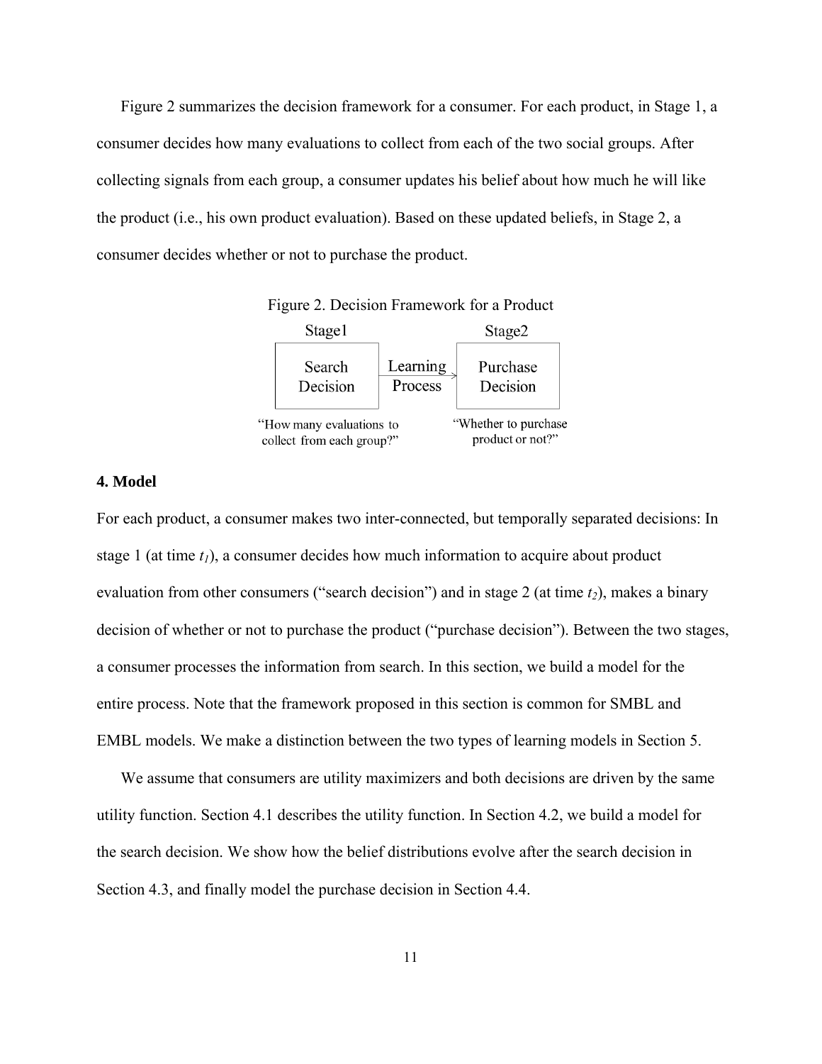Figure 2 summarizes the decision framework for a consumer. For each product, in Stage 1, a consumer decides how many evaluations to collect from each of the two social groups. After collecting signals from each group, a consumer updates his belief about how much he will like the product (i.e., his own product evaluation). Based on these updated beliefs, in Stage 2, a consumer decides whether or not to purchase the product.

Figure 2. Decision Framework for a Product

Stage1: Search Decision — "How many evaluations to collect from each group?"

Learning Process →

Stage2: Purchase Decision — "Whether to purchase product or not?"

## 4. Model

For each product, a consumer makes two inter-connected, but temporally separated decisions: In stage 1 (at time $t_1$), a consumer decides how much information to acquire about product evaluation from other consumers ("search decision") and in stage 2 (at time $t_2$), makes a binary decision of whether or not to purchase the product ("purchase decision"). Between the two stages, a consumer processes the information from search. In this section, we build a model for the entire process. Note that the framework proposed in this section is common for SMBL and EMBL models. We make a distinction between the two types of learning models in Section 5.

We assume that consumers are utility maximizers and both decisions are driven by the same utility function. Section 4.1 describes the utility function. In Section 4.2, we build a model for the search decision. We show how the belief distributions evolve after the search decision in Section 4.3, and finally model the purchase decision in Section 4.4.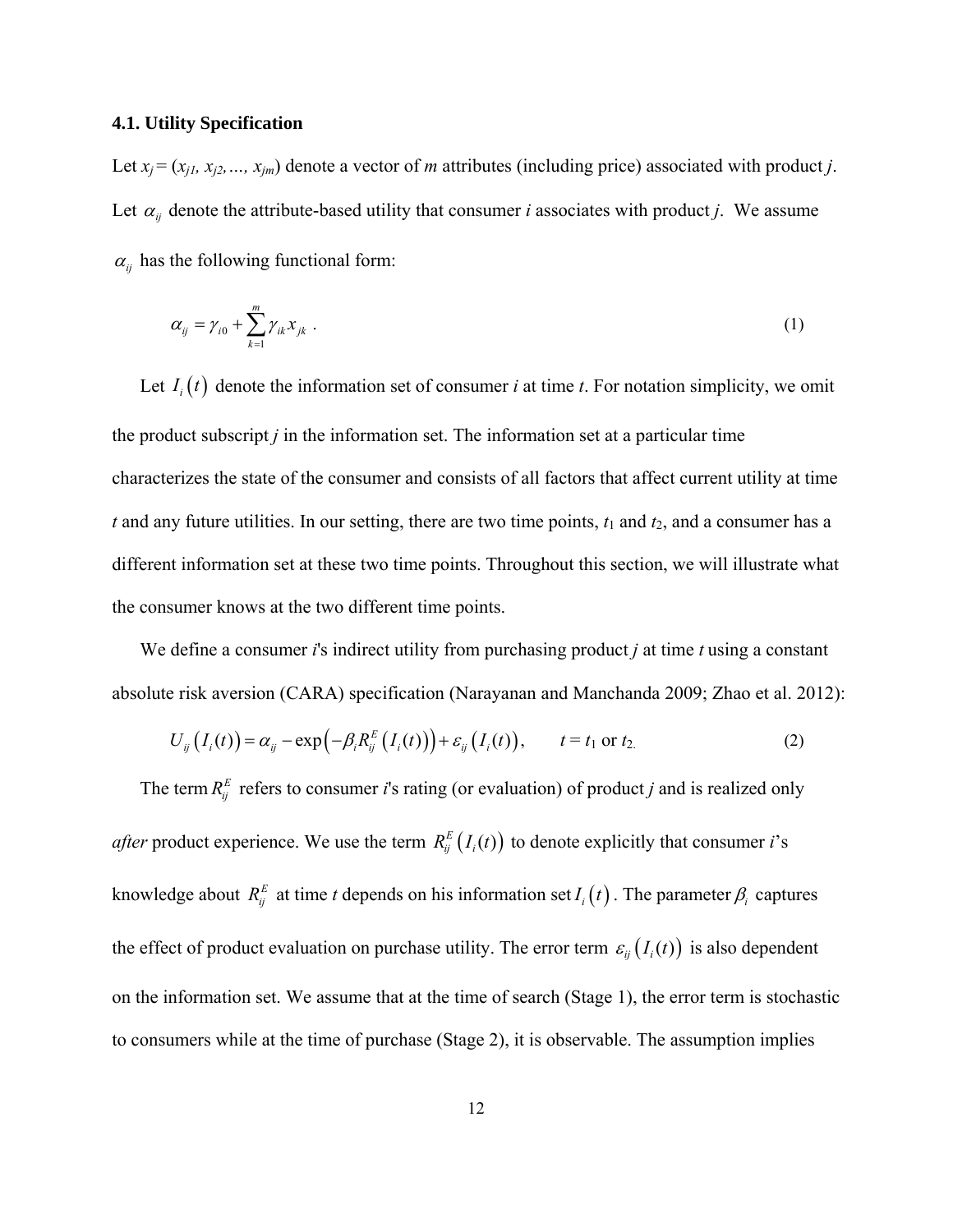### 4.1. Utility Specification

Let $x_j = (x_{j1}, x_{j2}, \ldots, x_{jm})$ denote a vector of $m$ attributes (including price) associated with product $j$. Let $\alpha_{ij}$ denote the attribute-based utility that consumer $i$ associates with product $j$. We assume $\alpha_{ij}$ has the following functional form:

$$\alpha_{ij} = \gamma_{i0} + \sum_{k=1}^{m} \gamma_{ik} x_{jk} \ . \tag{1}$$

Let $I_i(t)$ denote the information set of consumer $i$ at time $t$. For notation simplicity, we omit the product subscript $j$ in the information set. The information set at a particular time characterizes the state of the consumer and consists of all factors that affect current utility at time $t$ and any future utilities. In our setting, there are two time points, $t_1$ and $t_2$, and a consumer has a different information set at these two time points. Throughout this section, we will illustrate what the consumer knows at the two different time points.

We define a consumer $i$'s indirect utility from purchasing product $j$ at time $t$ using a constant absolute risk aversion (CARA) specification (Narayanan and Manchanda 2009; Zhao et al. 2012):

$$U_{ij}\left(I_i(t)\right) = \alpha_{ij} - \exp\left(-\beta_i R_{ij}^E\left(I_i(t)\right)\right) + \varepsilon_{ij}\left(I_i(t)\right), \qquad t = t_1 \text{ or } t_2. \tag{2}$$

The term $R_{ij}^E$ refers to consumer $i$'s rating (or evaluation) of product $j$ and is realized only *after* product experience. We use the term $R_{ij}^E\left(I_i(t)\right)$ to denote explicitly that consumer $i$'s knowledge about $R_{ij}^E$ at time $t$ depends on his information set $I_i(t)$. The parameter $\beta_i$ captures the effect of product evaluation on purchase utility. The error term $\varepsilon_{ij}\left(I_i(t)\right)$ is also dependent on the information set. We assume that at the time of search (Stage 1), the error term is stochastic to consumers while at the time of purchase (Stage 2), it is observable. The assumption implies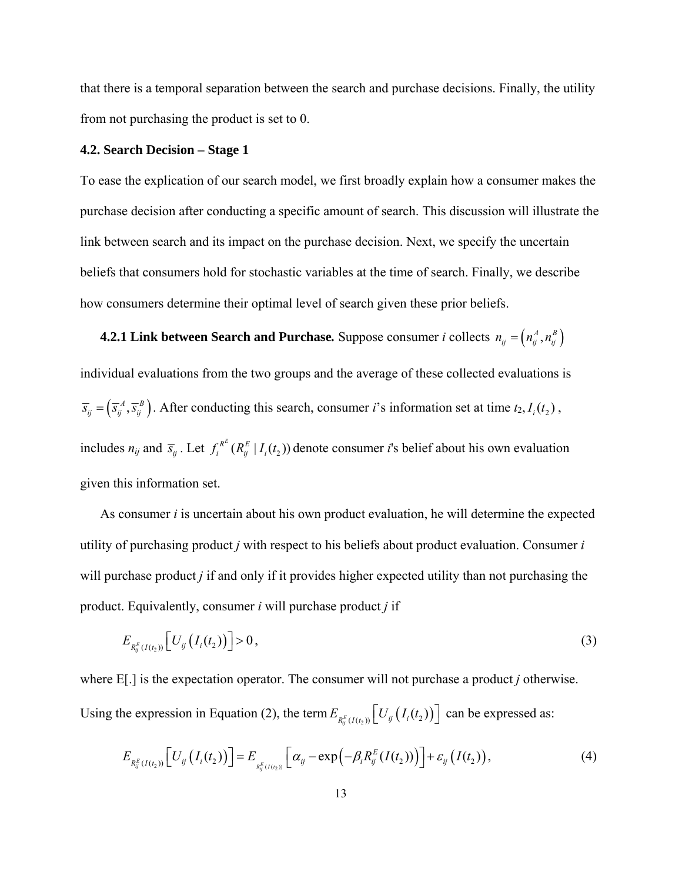that there is a temporal separation between the search and purchase decisions. Finally, the utility from not purchasing the product is set to 0.

### 4.2. Search Decision – Stage 1

To ease the explication of our search model, we first broadly explain how a consumer makes the purchase decision after conducting a specific amount of search. This discussion will illustrate the link between search and its impact on the purchase decision. Next, we specify the uncertain beliefs that consumers hold for stochastic variables at the time of search. Finally, we describe how consumers determine their optimal level of search given these prior beliefs.

**4.2.1 Link between Search and Purchase.** Suppose consumer *i* collects $n_{ij} = \left(n_{ij}^A, n_{ij}^B\right)$ individual evaluations from the two groups and the average of these collected evaluations is $\overline{s}_{ij} = \left(\overline{s}_{ij}^A, \overline{s}_{ij}^B\right)$. After conducting this search, consumer *i*'s information set at time $t_2, I_i(t_2)$, includes $n_{ij}$ and $\overline{s}_{ij}$. Let $f_i^{R^E}(R_{ij}^E \mid I_i(t_2))$ denote consumer *i*'s belief about his own evaluation given this information set.

As consumer *i* is uncertain about his own product evaluation, he will determine the expected utility of purchasing product *j* with respect to his beliefs about product evaluation. Consumer *i* will purchase product *j* if and only if it provides higher expected utility than not purchasing the product. Equivalently, consumer *i* will purchase product *j* if

$$E_{R_{ij}^E(I(t_2))}\left[U_{ij}\left(I_i(t_2)\right)\right] > 0, \tag{3}$$

where E[.] is the expectation operator. The consumer will not purchase a product *j* otherwise. Using the expression in Equation (2), the term $E_{R_{ij}^E(I(t_2))}\left[U_{ij}\left(I_i(t_2)\right)\right]$ can be expressed as:

$$E_{R_{ij}^E(I(t_2))}\left[U_{ij}\left(I_i(t_2)\right)\right] = E_{R_{ij}^E(I(t_2))}\left[\alpha_{ij} - \exp\left(-\beta_i R_{ij}^E(I(t_2))\right)\right] + \varepsilon_{ij}\left(I(t_2)\right), \tag{4}$$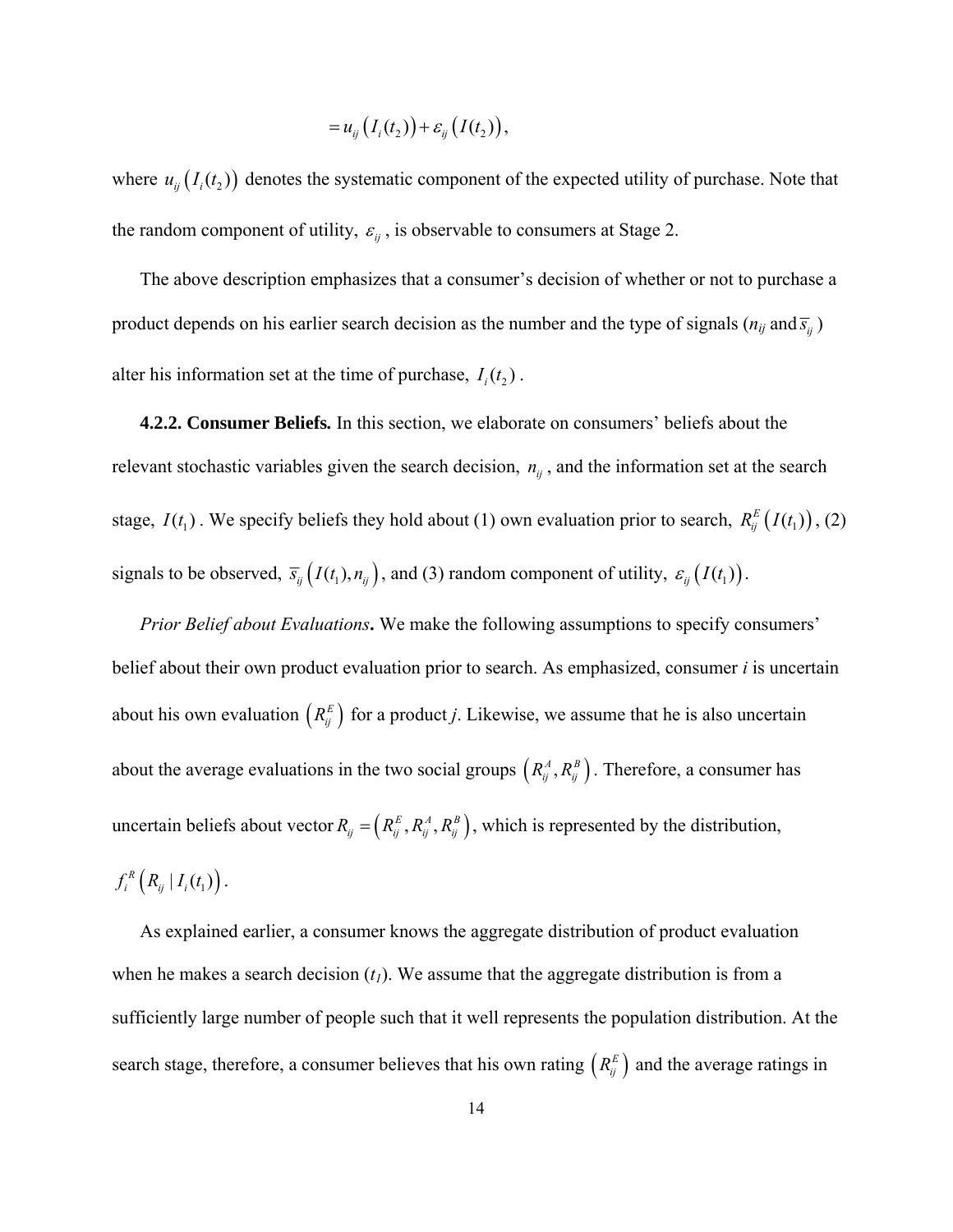$$= u_{ij}\left(I_i(t_2)\right) + \varepsilon_{ij}\left(I(t_2)\right),$$

where $u_{ij}\left(I_i(t_2)\right)$ denotes the systematic component of the expected utility of purchase. Note that the random component of utility, $\varepsilon_{ij}$, is observable to consumers at Stage 2.

The above description emphasizes that a consumer's decision of whether or not to purchase a product depends on his earlier search decision as the number and the type of signals ($n_{ij}$ and $\overline{s}_{ij}$) alter his information set at the time of purchase, $I_i(t_2)$.

**4.2.2. Consumer Beliefs.** In this section, we elaborate on consumers' beliefs about the relevant stochastic variables given the search decision, $n_{ij}$, and the information set at the search stage, $I(t_1)$. We specify beliefs they hold about (1) own evaluation prior to search, $R_{ij}^{E}\left(I(t_1)\right)$, (2) signals to be observed, $\overline{s}_{ij}\left(I(t_1), n_{ij}\right)$, and (3) random component of utility, $\varepsilon_{ij}\left(I(t_1)\right)$.

*Prior Belief about Evaluations***.** We make the following assumptions to specify consumers' belief about their own product evaluation prior to search. As emphasized, consumer *i* is uncertain about his own evaluation $\left(R_{ij}^{E}\right)$ for a product *j*. Likewise, we assume that he is also uncertain about the average evaluations in the two social groups $\left(R_{ij}^{A}, R_{ij}^{B}\right)$. Therefore, a consumer has uncertain beliefs about vector $R_{ij} = \left(R_{ij}^{E}, R_{ij}^{A}, R_{ij}^{B}\right)$, which is represented by the distribution, $f_i^{R}\left(R_{ij} \mid I_i(t_1)\right)$.

As explained earlier, a consumer knows the aggregate distribution of product evaluation when he makes a search decision ($t_1$). We assume that the aggregate distribution is from a sufficiently large number of people such that it well represents the population distribution. At the search stage, therefore, a consumer believes that his own rating $\left(R_{ij}^{E}\right)$ and the average ratings in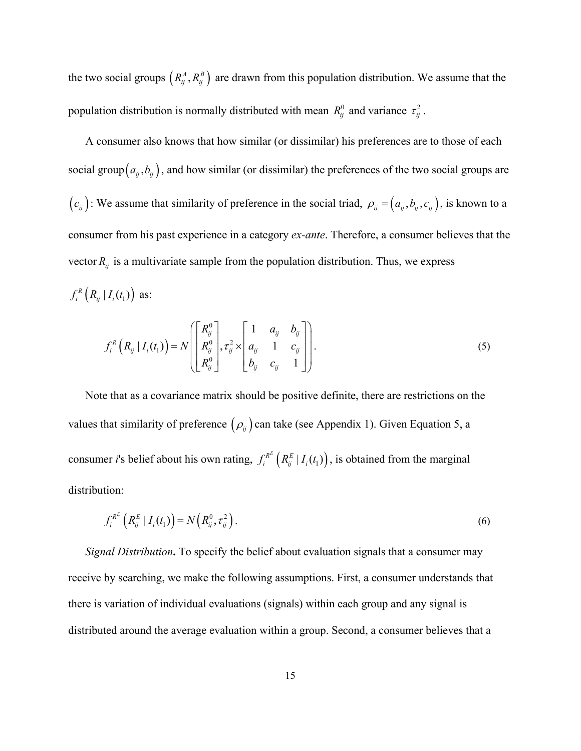the two social groups $\left(R_{ij}^{A}, R_{ij}^{B}\right)$ are drawn from this population distribution. We assume that the population distribution is normally distributed with mean $R_{ij}^{0}$ and variance $\tau_{ij}^{2}$.

A consumer also knows that how similar (or dissimilar) his preferences are to those of each social group $\left(a_{ij}, b_{ij}\right)$, and how similar (or dissimilar) the preferences of the two social groups are $\left(c_{ij}\right)$: We assume that similarity of preference in the social triad, $\rho_{ij} = \left(a_{ij}, b_{ij}, c_{ij}\right)$, is known to a consumer from his past experience in a category *ex-ante*. Therefore, a consumer believes that the vector $R_{ij}$ is a multivariate sample from the population distribution. Thus, we express $f_{i}^{R}\left(R_{ij} \mid I_{i}(t_{1})\right)$ as:

$$f_{i}^{R}\left(R_{ij} \mid I_{i}(t_{1})\right) = N\left(\begin{bmatrix} R_{ij}^{0} \\ R_{ij}^{0} \\ R_{ij}^{0} \end{bmatrix}, \tau_{ij}^{2} \times \begin{bmatrix} 1 & a_{ij} & b_{ij} \\ a_{ij} & 1 & c_{ij} \\ b_{ij} & c_{ij} & 1 \end{bmatrix}\right). \tag{5}$$

Note that as a covariance matrix should be positive definite, there are restrictions on the values that similarity of preference $\left(\rho_{ij}\right)$ can take (see Appendix 1). Given Equation 5, a consumer *i*'s belief about his own rating, $f_{i}^{R^{E}}\left(R_{ij}^{E} \mid I_{i}(t_{1})\right)$, is obtained from the marginal distribution:

$$f_{i}^{R^{E}}\left(R_{ij}^{E} \mid I_{i}(t_{1})\right) = N\left(R_{ij}^{0}, \tau_{ij}^{2}\right). \tag{6}$$

***Signal Distribution*.** To specify the belief about evaluation signals that a consumer may receive by searching, we make the following assumptions. First, a consumer understands that there is variation of individual evaluations (signals) within each group and any signal is distributed around the average evaluation within a group. Second, a consumer believes that a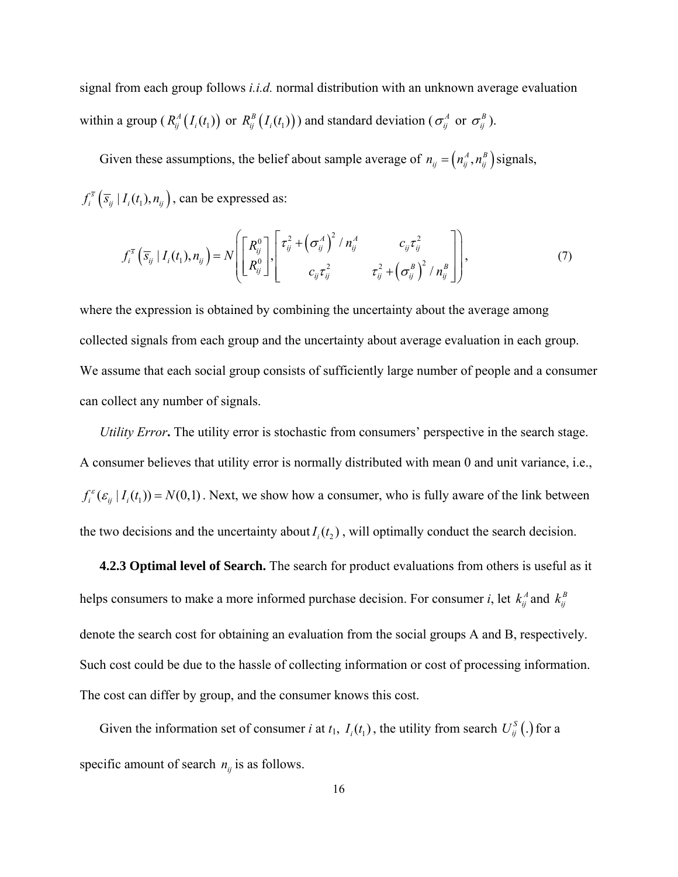signal from each group follows *i.i.d.* normal distribution with an unknown average evaluation within a group ($R_{ij}^{A}\left(I_i(t_1)\right)$ or $R_{ij}^{B}\left(I_i(t_1)\right)$) and standard deviation ($\sigma_{ij}^{A}$ or $\sigma_{ij}^{B}$).

Given these assumptions, the belief about sample average of $n_{ij} = \left(n_{ij}^{A}, n_{ij}^{B}\right)$ signals, $f_i^{\overline{s}}\left(\overline{s}_{ij} \mid I_i(t_1), n_{ij}\right)$, can be expressed as:

$$f_i^{\overline{s}}\left(\overline{s}_{ij} \mid I_i(t_1), n_{ij}\right) = N\left(\begin{bmatrix} R_{ij}^{0} \\ R_{ij}^{0} \end{bmatrix}, \begin{bmatrix} \tau_{ij}^{2} + \left(\sigma_{ij}^{A}\right)^{2} / n_{ij}^{A} & c_{ij}\tau_{ij}^{2} \\ c_{ij}\tau_{ij}^{2} & \tau_{ij}^{2} + \left(\sigma_{ij}^{B}\right)^{2} / n_{ij}^{B} \end{bmatrix}\right), \tag{7}$$

where the expression is obtained by combining the uncertainty about the average among collected signals from each group and the uncertainty about average evaluation in each group. We assume that each social group consists of sufficiently large number of people and a consumer can collect any number of signals.

*Utility Error***.** The utility error is stochastic from consumers' perspective in the search stage. A consumer believes that utility error is normally distributed with mean 0 and unit variance, i.e., $f_i^{\varepsilon}(\varepsilon_{ij} \mid I_i(t_1)) = N(0,1)$. Next, we show how a consumer, who is fully aware of the link between the two decisions and the uncertainty about $I_i(t_2)$, will optimally conduct the search decision.

**4.2.3 Optimal level of Search.** The search for product evaluations from others is useful as it helps consumers to make a more informed purchase decision. For consumer *i*, let $k_{ij}^{A}$ and $k_{ij}^{B}$ denote the search cost for obtaining an evaluation from the social groups A and B, respectively. Such cost could be due to the hassle of collecting information or cost of processing information. The cost can differ by group, and the consumer knows this cost.

Given the information set of consumer *i* at $t_1$, $I_i(t_1)$, the utility from search $U_{ij}^{S}\left(.\right)$ for a specific amount of search $n_{ij}$ is as follows.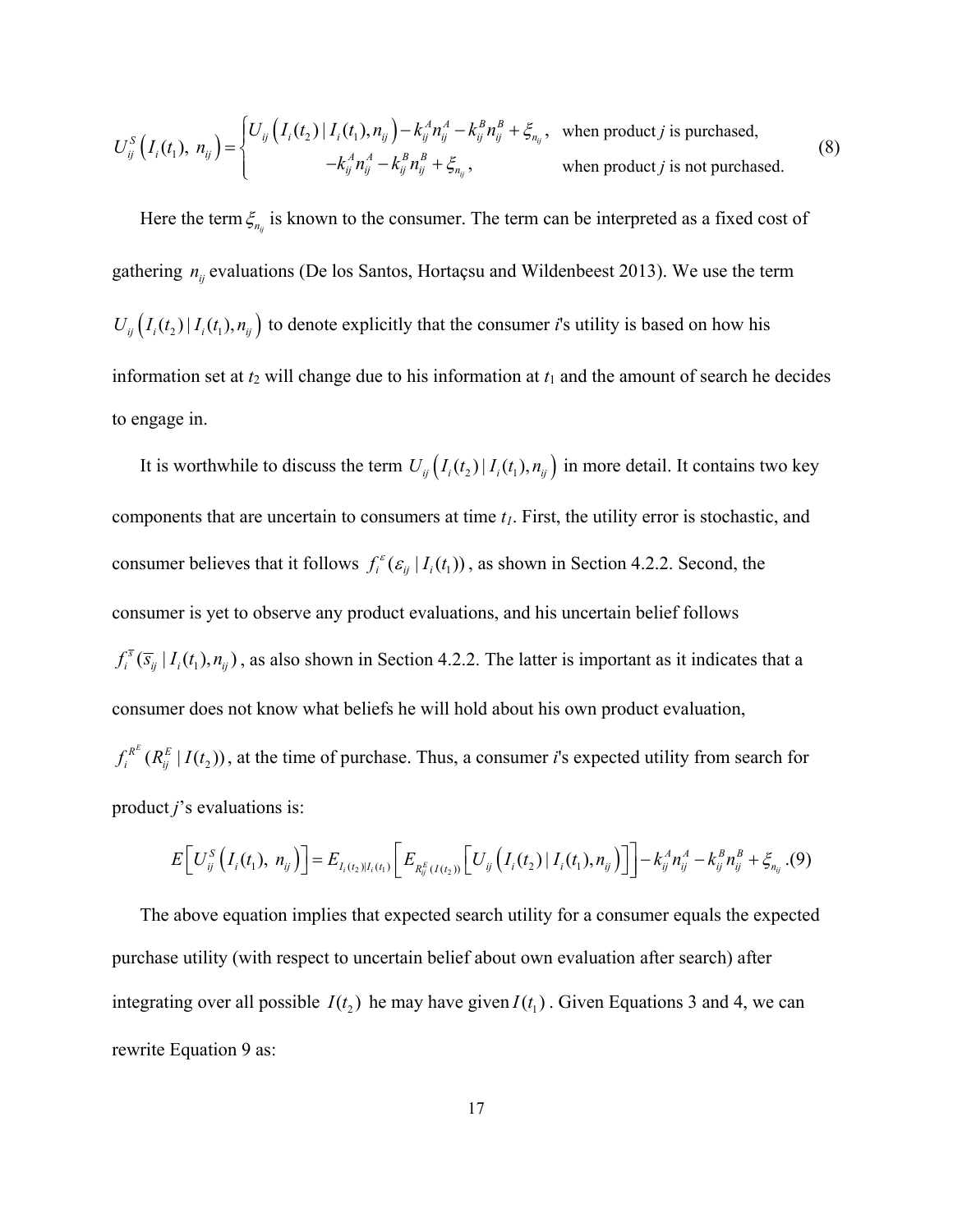$$U_{ij}^{S}\left(I_i(t_1),\ n_{ij}\right)=\begin{cases} U_{ij}\left(I_i(t_2)\mid I_i(t_1),n_{ij}\right)-k_{ij}^{A}n_{ij}^{A}-k_{ij}^{B}n_{ij}^{B}+\xi_{n_{ij}}, & \text{when product } j \text{ is purchased,} \\ -k_{ij}^{A}n_{ij}^{A}-k_{ij}^{B}n_{ij}^{B}+\xi_{n_{ij}}, & \text{when product } j \text{ is not purchased.} \end{cases} \tag{8}$$

Here the term $\xi_{n_{ij}}$ is known to the consumer. The term can be interpreted as a fixed cost of gathering $n_{ij}$ evaluations (De los Santos, Hortaçsu and Wildenbeest 2013). We use the term $U_{ij}\left(I_i(t_2)\mid I_i(t_1),n_{ij}\right)$ to denote explicitly that the consumer *i*'s utility is based on how his information set at $t_2$ will change due to his information at $t_1$ and the amount of search he decides to engage in.

It is worthwhile to discuss the term $U_{ij}\left(I_i(t_2)\mid I_i(t_1),n_{ij}\right)$ in more detail. It contains two key components that are uncertain to consumers at time $t_1$. First, the utility error is stochastic, and consumer believes that it follows $f_i^{\varepsilon}(\varepsilon_{ij}\mid I_i(t_1))$, as shown in Section 4.2.2. Second, the consumer is yet to observe any product evaluations, and his uncertain belief follows $f_i^{\bar{s}}(\bar{s}_{ij}\mid I_i(t_1),n_{ij})$, as also shown in Section 4.2.2. The latter is important as it indicates that a consumer does not know what beliefs he will hold about his own product evaluation, $f_i^{R^E}(R_{ij}^{E}\mid I(t_2))$, at the time of purchase. Thus, a consumer *i*'s expected utility from search for product *j*'s evaluations is:

$$E\left[U_{ij}^{S}\left(I_i(t_1),\ n_{ij}\right)\right]=E_{I_i(t_2)\mid I_i(t_1)}\left[E_{R_{ij}^{E}(I(t_2))}\left[U_{ij}\left(I_i(t_2)\mid I_i(t_1),n_{ij}\right)\right]\right]-k_{ij}^{A}n_{ij}^{A}-k_{ij}^{B}n_{ij}^{B}+\xi_{n_{ij}}\,. \tag{9}$$

The above equation implies that expected search utility for a consumer equals the expected purchase utility (with respect to uncertain belief about own evaluation after search) after integrating over all possible $I(t_2)$ he may have given $I(t_1)$. Given Equations 3 and 4, we can rewrite Equation 9 as: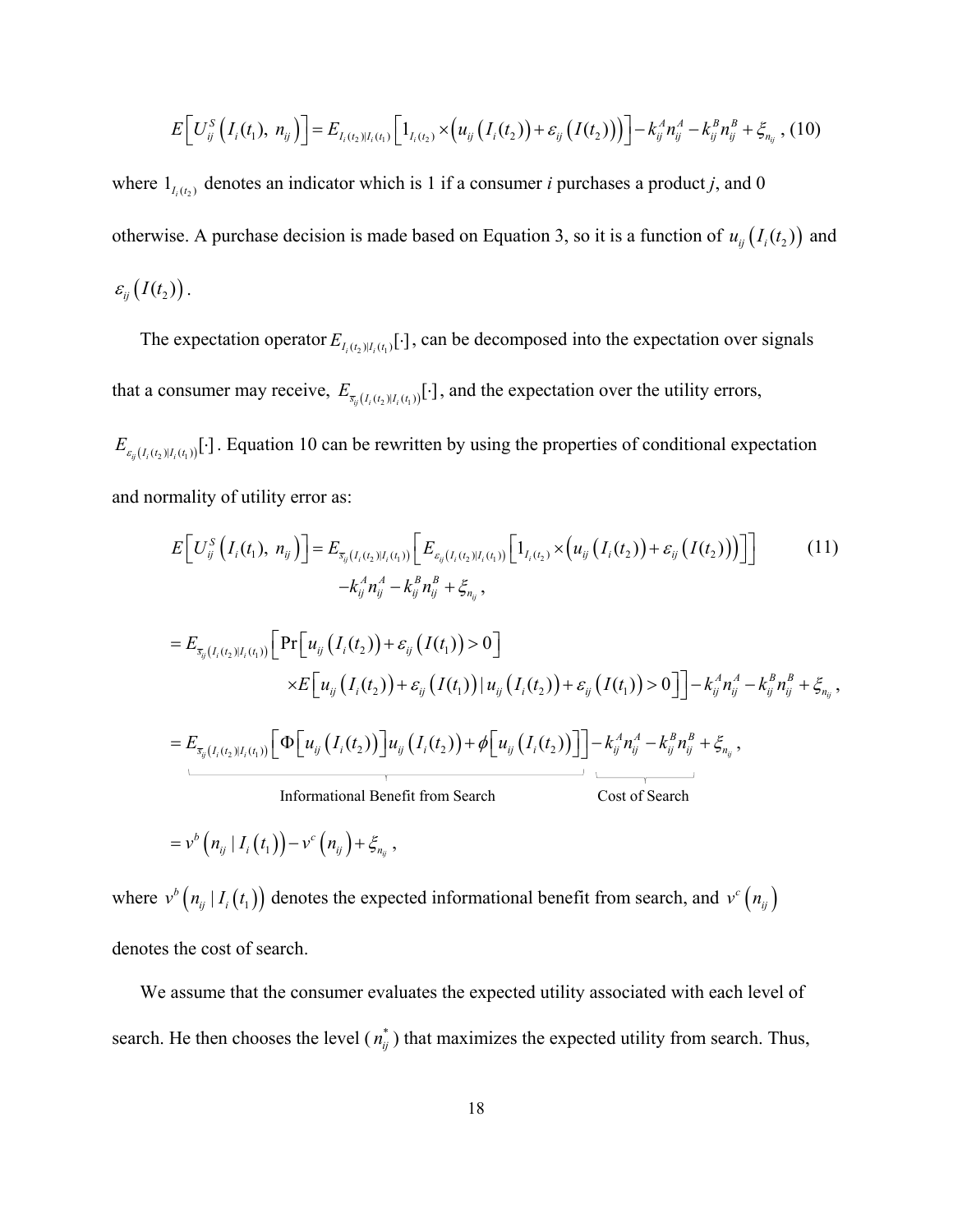$$E\left[U_{ij}^{S}\left(I_i(t_1),\ n_{ij}\right)\right]=E_{I_i(t_2)|I_i(t_1)}\left[1_{I_i(t_2)}\times\left(u_{ij}\left(I_i(t_2)\right)+\varepsilon_{ij}\left(I(t_2)\right)\right)\right]-k_{ij}^{A}n_{ij}^{A}-k_{ij}^{B}n_{ij}^{B}+\xi_{n_{ij}}\ , \quad (10)$$

where $1_{I_i(t_2)}$ denotes an indicator which is 1 if a consumer *i* purchases a product *j*, and 0 otherwise. A purchase decision is made based on Equation 3, so it is a function of $u_{ij}\left(I_i(t_2)\right)$ and $\varepsilon_{ij}\left(I(t_2)\right)$.

The expectation operator $E_{I_i(t_2)|I_i(t_1)}[\cdot]$, can be decomposed into the expectation over signals that a consumer may receive, $E_{\overline{s}_{ij}\left(I_i(t_2)|I_i(t_1)\right)}[\cdot]$, and the expectation over the utility errors, $E_{\varepsilon_{ij}\left(I_i(t_2)|I_i(t_1)\right)}[\cdot]$. Equation 10 can be rewritten by using the properties of conditional expectation and normality of utility error as:

$$
\begin{aligned}
E\left[U_{ij}^{S}\left(I_i(t_1),\ n_{ij}\right)\right] &= E_{\overline{s}_{ij}\left(I_i(t_2)|I_i(t_1)\right)}\left[E_{\varepsilon_{ij}\left(I_i(t_2)|I_i(t_1)\right)}\left[1_{I_i(t_2)}\times\left(u_{ij}\left(I_i(t_2)\right)+\varepsilon_{ij}\left(I(t_2)\right)\right)\right]\right] \quad (11)\\
&\qquad -k_{ij}^{A}n_{ij}^{A}-k_{ij}^{B}n_{ij}^{B}+\xi_{n_{ij}}\ ,\\
&= E_{\overline{s}_{ij}\left(I_i(t_2)|I_i(t_1)\right)}\Big[\Pr\left[u_{ij}\left(I_i(t_2)\right)+\varepsilon_{ij}\left(I(t_1)\right)>0\right]\\
&\qquad \times E\left[u_{ij}\left(I_i(t_2)\right)+\varepsilon_{ij}\left(I(t_1)\right)\mid u_{ij}\left(I_i(t_2)\right)+\varepsilon_{ij}\left(I(t_1)\right)>0\right]\Big]-k_{ij}^{A}n_{ij}^{A}-k_{ij}^{B}n_{ij}^{B}+\xi_{n_{ij}}\ ,\\
&= \underbrace{E_{\overline{s}_{ij}\left(I_i(t_2)|I_i(t_1)\right)}\left[\Phi\left[u_{ij}\left(I_i(t_2)\right)\right]u_{ij}\left(I_i(t_2)\right)+\phi\left[u_{ij}\left(I_i(t_2)\right)\right]\right]}_{\text{Informational Benefit from Search}}\underbrace{-k_{ij}^{A}n_{ij}^{A}-k_{ij}^{B}n_{ij}^{B}}_{\text{Cost of Search}}+\xi_{n_{ij}}\ ,\\
&= v^{b}\left(n_{ij}\mid I_i\left(t_1\right)\right)-v^{c}\left(n_{ij}\right)+\xi_{n_{ij}}\ ,
\end{aligned}
$$

where $v^{b}\left(n_{ij}\mid I_i\left(t_1\right)\right)$ denotes the expected informational benefit from search, and $v^{c}\left(n_{ij}\right)$ denotes the cost of search.

We assume that the consumer evaluates the expected utility associated with each level of search. He then chooses the level ($n_{ij}^{*}$) that maximizes the expected utility from search. Thus,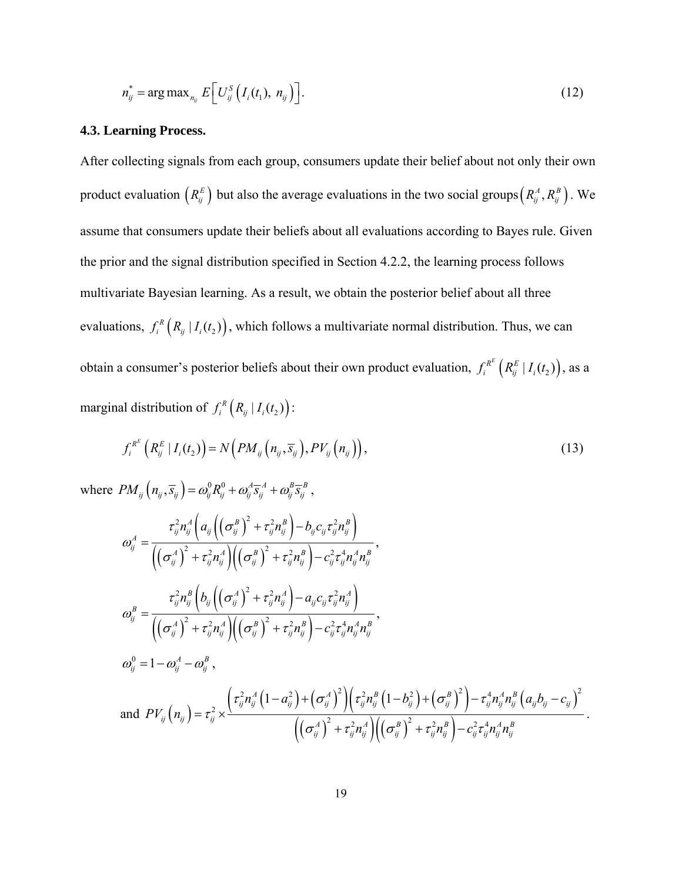$$n_{ij}^{*} = \arg\max_{n_{ij}} \; E\left[U_{ij}^{S}\left(I_i(t_1),\; n_{ij}\right)\right]. \tag{12}$$

### 4.3. Learning Process.

After collecting signals from each group, consumers update their belief about not only their own product evaluation $\left(R_{ij}^{E}\right)$ but also the average evaluations in the two social groups $\left(R_{ij}^{A}, R_{ij}^{B}\right)$. We assume that consumers update their beliefs about all evaluations according to Bayes rule. Given the prior and the signal distribution specified in Section 4.2.2, the learning process follows multivariate Bayesian learning. As a result, we obtain the posterior belief about all three evaluations, $f_i^{R}\left(R_{ij} \mid I_i(t_2)\right)$, which follows a multivariate normal distribution. Thus, we can obtain a consumer's posterior beliefs about their own product evaluation, $f_i^{R^E}\left(R_{ij}^{E} \mid I_i(t_2)\right)$, as a marginal distribution of $f_i^{R}\left(R_{ij} \mid I_i(t_2)\right)$:

$$f_i^{R^E}\left(R_{ij}^{E} \mid I_i(t_2)\right) = N\left(PM_{ij}\left(n_{ij}, \overline{s}_{ij}\right), PV_{ij}\left(n_{ij}\right)\right), \tag{13}$$

where $PM_{ij}\left(n_{ij}, \overline{s}_{ij}\right) = \omega_{ij}^{0} R_{ij}^{0} + \omega_{ij}^{A} \overline{s}_{ij}^{A} + \omega_{ij}^{B} \overline{s}_{ij}^{B}$,

$$\omega_{ij}^{A} = \frac{\tau_{ij}^{2} n_{ij}^{A}\left(a_{ij}\left(\left(\sigma_{ij}^{B}\right)^{2} + \tau_{ij}^{2} n_{ij}^{B}\right) - b_{ij} c_{ij} \tau_{ij}^{2} n_{ij}^{B}\right)}{\left(\left(\sigma_{ij}^{A}\right)^{2} + \tau_{ij}^{2} n_{ij}^{A}\right)\left(\left(\sigma_{ij}^{B}\right)^{2} + \tau_{ij}^{2} n_{ij}^{B}\right) - c_{ij}^{2} \tau_{ij}^{4} n_{ij}^{A} n_{ij}^{B}},$$

$$\omega_{ij}^{B} = \frac{\tau_{ij}^{2} n_{ij}^{B}\left(b_{ij}\left(\left(\sigma_{ij}^{A}\right)^{2} + \tau_{ij}^{2} n_{ij}^{A}\right) - a_{ij} c_{ij} \tau_{ij}^{2} n_{ij}^{A}\right)}{\left(\left(\sigma_{ij}^{A}\right)^{2} + \tau_{ij}^{2} n_{ij}^{A}\right)\left(\left(\sigma_{ij}^{B}\right)^{2} + \tau_{ij}^{2} n_{ij}^{B}\right) - c_{ij}^{2} \tau_{ij}^{4} n_{ij}^{A} n_{ij}^{B}},$$

$$\omega_{ij}^{0} = 1 - \omega_{ij}^{A} - \omega_{ij}^{B},$$

and $$PV_{ij}\left(n_{ij}\right) = \tau_{ij}^{2} \times \frac{\left(\tau_{ij}^{2} n_{ij}^{A}\left(1 - a_{ij}^{2}\right) + \left(\sigma_{ij}^{A}\right)^{2}\right)\left(\tau_{ij}^{2} n_{ij}^{B}\left(1 - b_{ij}^{2}\right) + \left(\sigma_{ij}^{B}\right)^{2}\right) - \tau_{ij}^{4} n_{ij}^{A} n_{ij}^{B}\left(a_{ij} b_{ij} - c_{ij}\right)^{2}}{\left(\left(\sigma_{ij}^{A}\right)^{2} + \tau_{ij}^{2} n_{ij}^{A}\right)\left(\left(\sigma_{ij}^{B}\right)^{2} + \tau_{ij}^{2} n_{ij}^{B}\right) - c_{ij}^{2} \tau_{ij}^{4} n_{ij}^{A} n_{ij}^{B}}.$$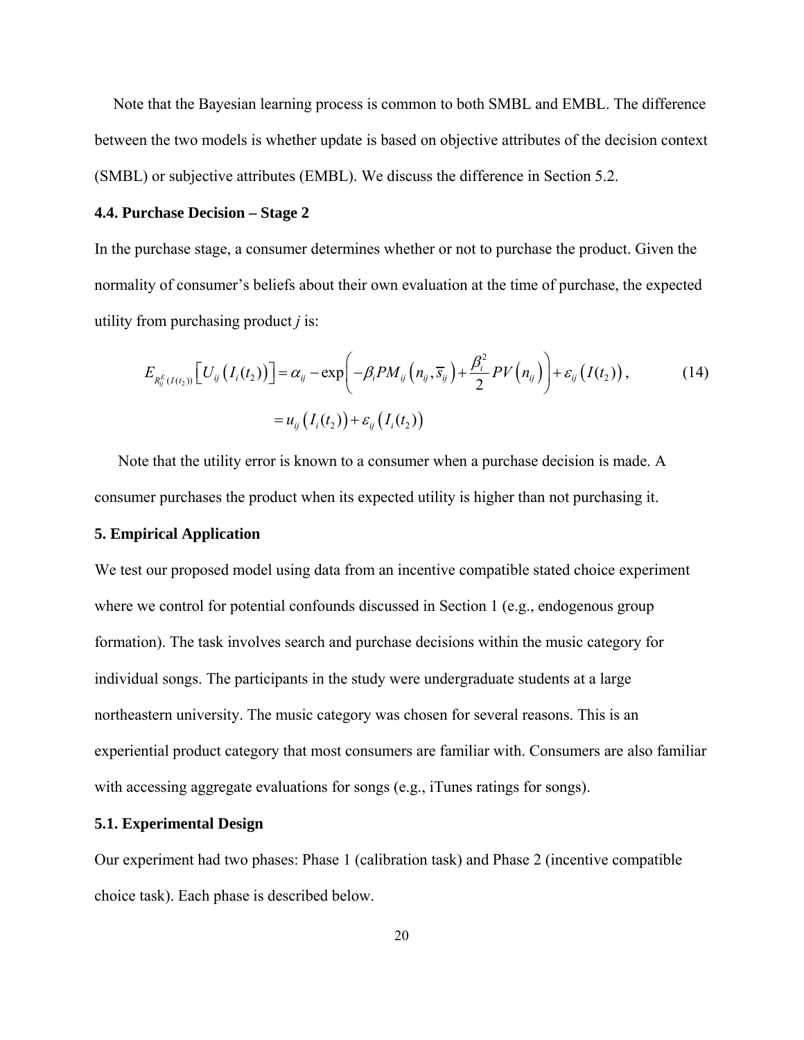Note that the Bayesian learning process is common to both SMBL and EMBL. The difference between the two models is whether update is based on objective attributes of the decision context (SMBL) or subjective attributes (EMBL). We discuss the difference in Section 5.2.

### 4.4. Purchase Decision – Stage 2

In the purchase stage, a consumer determines whether or not to purchase the product. Given the normality of consumer's beliefs about their own evaluation at the time of purchase, the expected utility from purchasing product *j* is:

$$
\begin{aligned}
E_{R_{ij}^{E}(I(t_2))}\left[U_{ij}\left(I_i(t_2)\right)\right] &= \alpha_{ij} - \exp\left(-\beta_i PM_{ij}\left(n_{ij}, \overline{s}_{ij}\right) + \frac{\beta_i^2}{2} PV\left(n_{ij}\right)\right) + \varepsilon_{ij}\left(I(t_2)\right), \\
&= u_{ij}\left(I_i(t_2)\right) + \varepsilon_{ij}\left(I_i(t_2)\right)
\end{aligned} \tag{14}
$$

Note that the utility error is known to a consumer when a purchase decision is made. A consumer purchases the product when its expected utility is higher than not purchasing it.

## 5. Empirical Application

We test our proposed model using data from an incentive compatible stated choice experiment where we control for potential confounds discussed in Section 1 (e.g., endogenous group formation). The task involves search and purchase decisions within the music category for individual songs. The participants in the study were undergraduate students at a large northeastern university. The music category was chosen for several reasons. This is an experiential product category that most consumers are familiar with. Consumers are also familiar with accessing aggregate evaluations for songs (e.g., iTunes ratings for songs).

### 5.1. Experimental Design

Our experiment had two phases: Phase 1 (calibration task) and Phase 2 (incentive compatible choice task). Each phase is described below.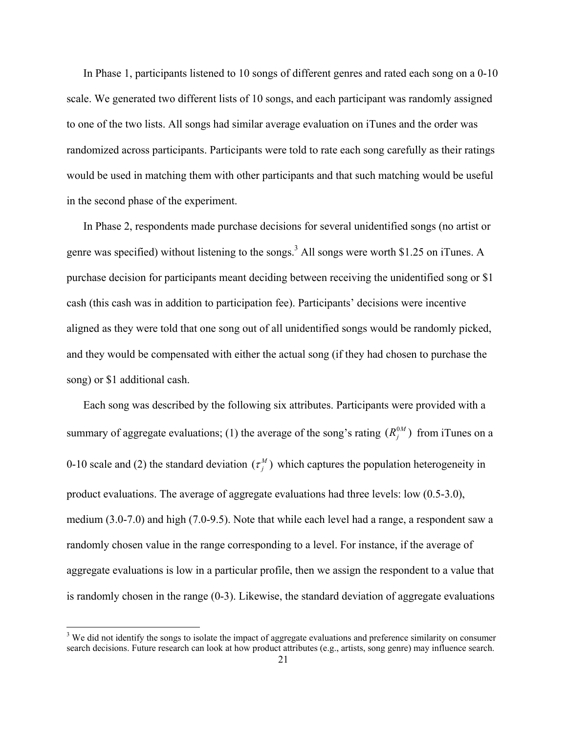In Phase 1, participants listened to 10 songs of different genres and rated each song on a 0-10 scale. We generated two different lists of 10 songs, and each participant was randomly assigned to one of the two lists. All songs had similar average evaluation on iTunes and the order was randomized across participants. Participants were told to rate each song carefully as their ratings would be used in matching them with other participants and that such matching would be useful in the second phase of the experiment.

In Phase 2, respondents made purchase decisions for several unidentified songs (no artist or genre was specified) without listening to the songs.[3] All songs were worth \$1.25 on iTunes. A purchase decision for participants meant deciding between receiving the unidentified song or \$1 cash (this cash was in addition to participation fee). Participants' decisions were incentive aligned as they were told that one song out of all unidentified songs would be randomly picked, and they would be compensated with either the actual song (if they had chosen to purchase the song) or \$1 additional cash.

Each song was described by the following six attributes. Participants were provided with a summary of aggregate evaluations; (1) the average of the song's rating $(R_j^{0M})$ from iTunes on a 0-10 scale and (2) the standard deviation $(\tau_j^M)$ which captures the population heterogeneity in product evaluations. The average of aggregate evaluations had three levels: low (0.5-3.0), medium (3.0-7.0) and high (7.0-9.5). Note that while each level had a range, a respondent saw a randomly chosen value in the range corresponding to a level. For instance, if the average of aggregate evaluations is low in a particular profile, then we assign the respondent to a value that is randomly chosen in the range (0-3). Likewise, the standard deviation of aggregate evaluations

[3] We did not identify the songs to isolate the impact of aggregate evaluations and preference similarity on consumer search decisions. Future research can look at how product attributes (e.g., artists, song genre) may influence search.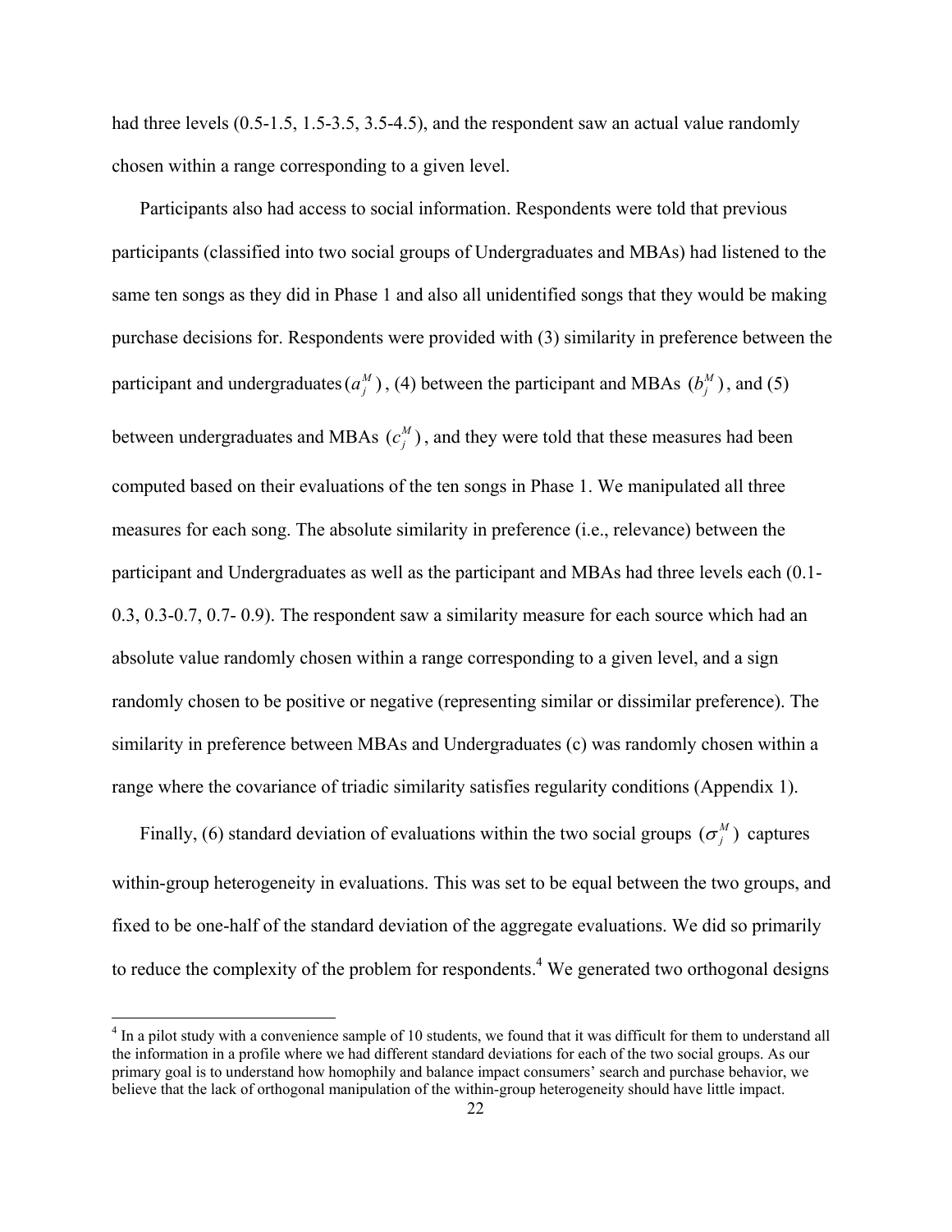had three levels (0.5-1.5, 1.5-3.5, 3.5-4.5), and the respondent saw an actual value randomly chosen within a range corresponding to a given level.

Participants also had access to social information. Respondents were told that previous participants (classified into two social groups of Undergraduates and MBAs) had listened to the same ten songs as they did in Phase 1 and also all unidentified songs that they would be making purchase decisions for. Respondents were provided with (3) similarity in preference between the participant and undergraduates $(a_j^M)$, (4) between the participant and MBAs $(b_j^M)$, and (5) between undergraduates and MBAs $(c_j^M)$, and they were told that these measures had been computed based on their evaluations of the ten songs in Phase 1. We manipulated all three measures for each song. The absolute similarity in preference (i.e., relevance) between the participant and Undergraduates as well as the participant and MBAs had three levels each (0.1-0.3, 0.3-0.7, 0.7- 0.9). The respondent saw a similarity measure for each source which had an absolute value randomly chosen within a range corresponding to a given level, and a sign randomly chosen to be positive or negative (representing similar or dissimilar preference). The similarity in preference between MBAs and Undergraduates (c) was randomly chosen within a range where the covariance of triadic similarity satisfies regularity conditions (Appendix 1).

Finally, (6) standard deviation of evaluations within the two social groups $(\sigma_j^M)$ captures within-group heterogeneity in evaluations. This was set to be equal between the two groups, and fixed to be one-half of the standard deviation of the aggregate evaluations. We did so primarily to reduce the complexity of the problem for respondents.[4] We generated two orthogonal designs

[4] In a pilot study with a convenience sample of 10 students, we found that it was difficult for them to understand all the information in a profile where we had different standard deviations for each of the two social groups. As our primary goal is to understand how homophily and balance impact consumers' search and purchase behavior, we believe that the lack of orthogonal manipulation of the within-group heterogeneity should have little impact.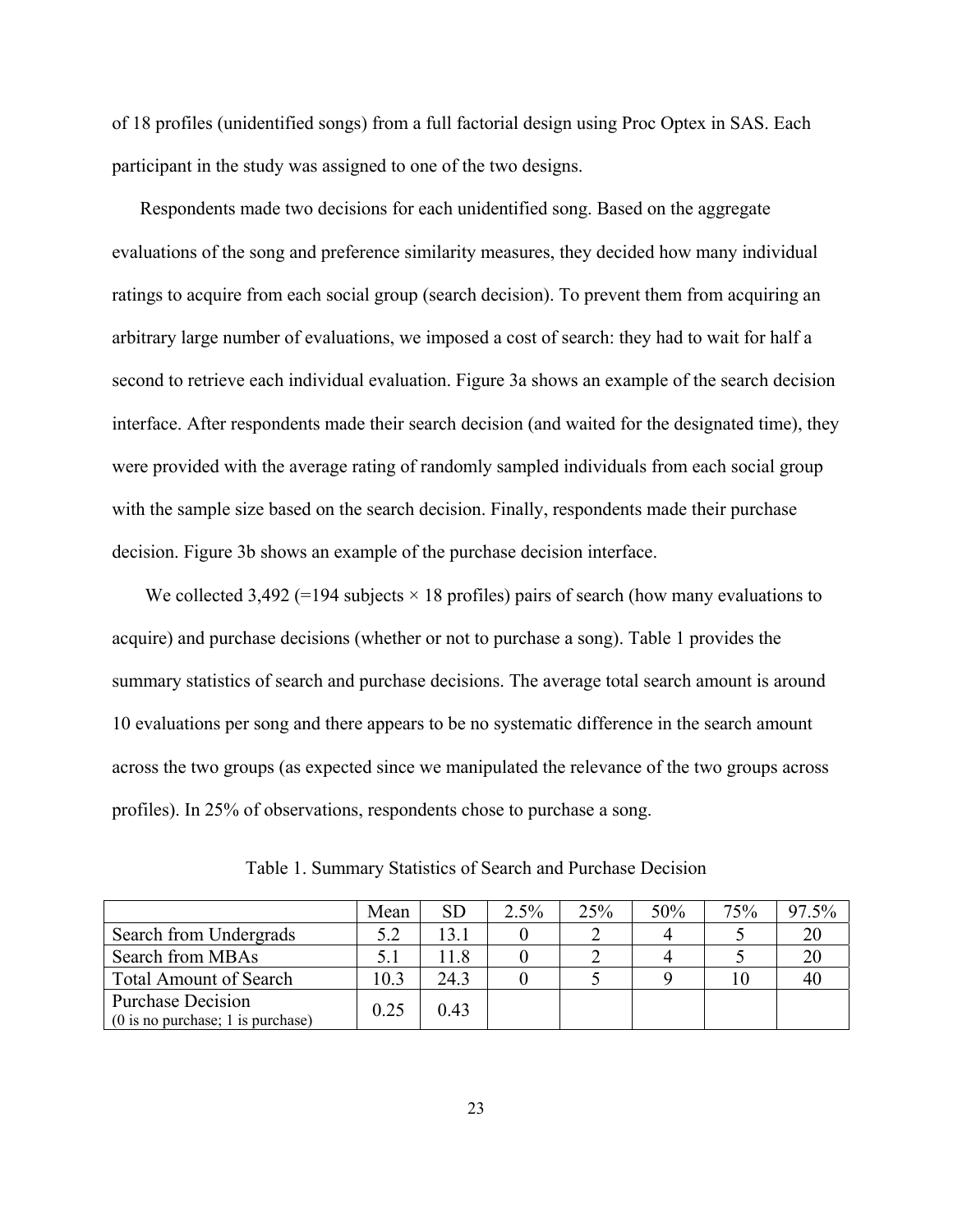of 18 profiles (unidentified songs) from a full factorial design using Proc Optex in SAS. Each participant in the study was assigned to one of the two designs.

Respondents made two decisions for each unidentified song. Based on the aggregate evaluations of the song and preference similarity measures, they decided how many individual ratings to acquire from each social group (search decision). To prevent them from acquiring an arbitrary large number of evaluations, we imposed a cost of search: they had to wait for half a second to retrieve each individual evaluation. Figure 3a shows an example of the search decision interface. After respondents made their search decision (and waited for the designated time), they were provided with the average rating of randomly sampled individuals from each social group with the sample size based on the search decision. Finally, respondents made their purchase decision. Figure 3b shows an example of the purchase decision interface.

We collected 3,492 (=194 subjects × 18 profiles) pairs of search (how many evaluations to acquire) and purchase decisions (whether or not to purchase a song). Table 1 provides the summary statistics of search and purchase decisions. The average total search amount is around 10 evaluations per song and there appears to be no systematic difference in the search amount across the two groups (as expected since we manipulated the relevance of the two groups across profiles). In 25% of observations, respondents chose to purchase a song.

Table 1. Summary Statistics of Search and Purchase Decision

| | Mean | SD | 2.5% | 25% | 50% | 75% | 97.5% |
|---|---|---|---|---|---|---|---|
| Search from Undergrads | 5.2 | 13.1 | 0 | 2 | 4 | 5 | 20 |
| Search from MBAs | 5.1 | 11.8 | 0 | 2 | 4 | 5 | 20 |
| Total Amount of Search | 10.3 | 24.3 | 0 | 5 | 9 | 10 | 40 |
| Purchase Decision (0 is no purchase; 1 is purchase) | 0.25 | 0.43 | | | | | |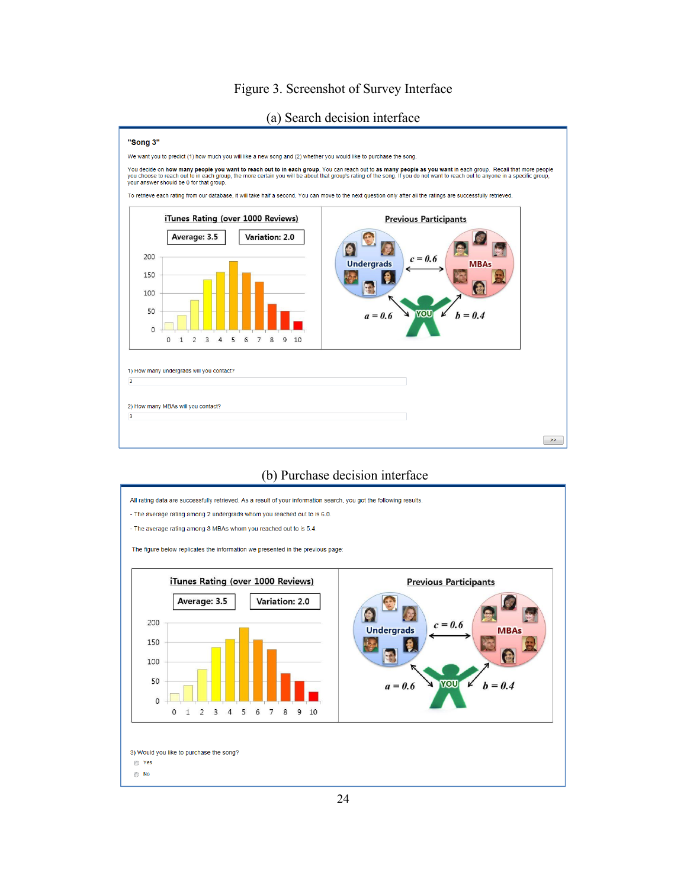Figure 3. Screenshot of Survey Interface

(a) Search decision interface

**"Song 3"**

We want you to predict (1) how much you will like a new song and (2) whether you would like to purchase the song.

You decide on **how many people you want to reach out to in each group**. You can reach out to **as many people as you want** in each group. Recall that more people you choose to reach out to in each group, the more certain you will be about that group's rating of the song. If you do not want to reach out to anyone in a specific group, your answer should be 0 for that group.

To retrieve each rating from our database, it will take half a second. You can move to the next question only after all the ratings are successfully retrieved.

iTunes Rating (over 1000 Reviews)

Average: 3.5 | Variation: 2.0

Previous Participants

Undergrads | MBAs | $c = 0.6$ | $a = 0.6$ | YOU | $b = 0.4$

1) How many undergrads will you contact?

2

2) How many MBAs will you contact?

3

(b) Purchase decision interface

All rating data are successfully retrieved. As a result of your information search, you got the following results.

- The average rating among 2 undergrads whom you reached out to is 6.0.

- The average rating among 3 MBAs whom you reached out to is 5.4.

The figure below replicates the information we presented in the previous page.

iTunes Rating (over 1000 Reviews)

Average: 3.5 | Variation: 2.0

Previous Participants

Undergrads | MBAs | $c = 0.6$ | $a = 0.6$ | YOU | $b = 0.4$

3) Would you like to purchase the song?

- Yes
- No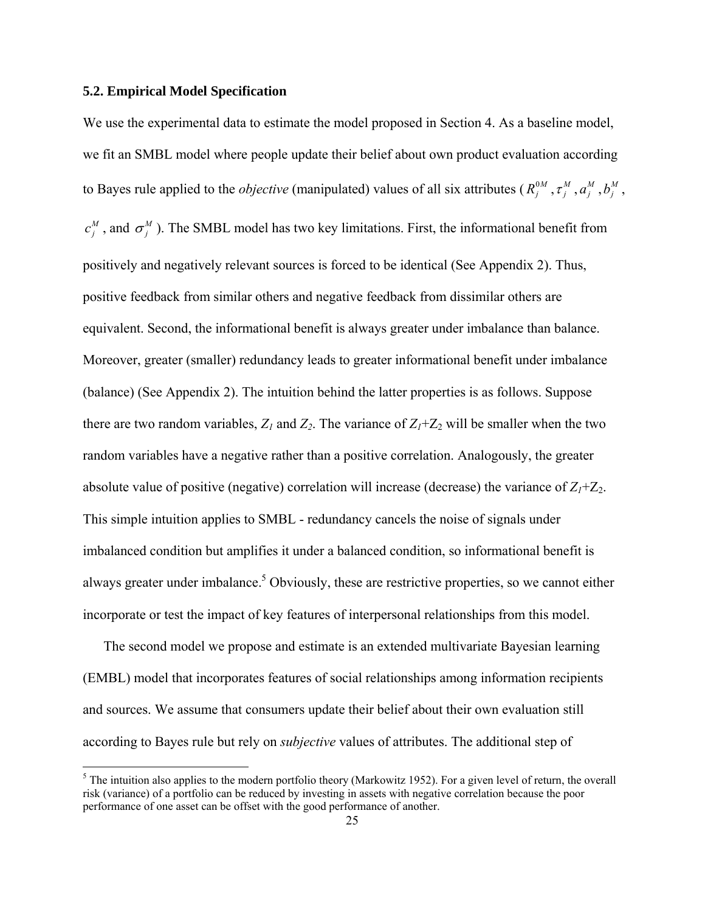### 5.2. Empirical Model Specification

We use the experimental data to estimate the model proposed in Section 4. As a baseline model, we fit an SMBL model where people update their belief about own product evaluation according to Bayes rule applied to the *objective* (manipulated) values of all six attributes ($R_j^{0M}$, $\tau_j^M$, $a_j^M$, $b_j^M$, $c_j^M$, and $\sigma_j^M$). The SMBL model has two key limitations. First, the informational benefit from positively and negatively relevant sources is forced to be identical (See Appendix 2). Thus, positive feedback from similar others and negative feedback from dissimilar others are equivalent. Second, the informational benefit is always greater under imbalance than balance. Moreover, greater (smaller) redundancy leads to greater informational benefit under imbalance (balance) (See Appendix 2). The intuition behind the latter properties is as follows. Suppose there are two random variables, $Z_1$ and $Z_2$. The variance of $Z_1+Z_2$ will be smaller when the two random variables have a negative rather than a positive correlation. Analogously, the greater absolute value of positive (negative) correlation will increase (decrease) the variance of $Z_1+Z_2$. This simple intuition applies to SMBL - redundancy cancels the noise of signals under imbalanced condition but amplifies it under a balanced condition, so informational benefit is always greater under imbalance.[5] Obviously, these are restrictive properties, so we cannot either incorporate or test the impact of key features of interpersonal relationships from this model.

The second model we propose and estimate is an extended multivariate Bayesian learning (EMBL) model that incorporates features of social relationships among information recipients and sources. We assume that consumers update their belief about their own evaluation still according to Bayes rule but rely on *subjective* values of attributes. The additional step of

[5] The intuition also applies to the modern portfolio theory (Markowitz 1952). For a given level of return, the overall risk (variance) of a portfolio can be reduced by investing in assets with negative correlation because the poor performance of one asset can be offset with the good performance of another.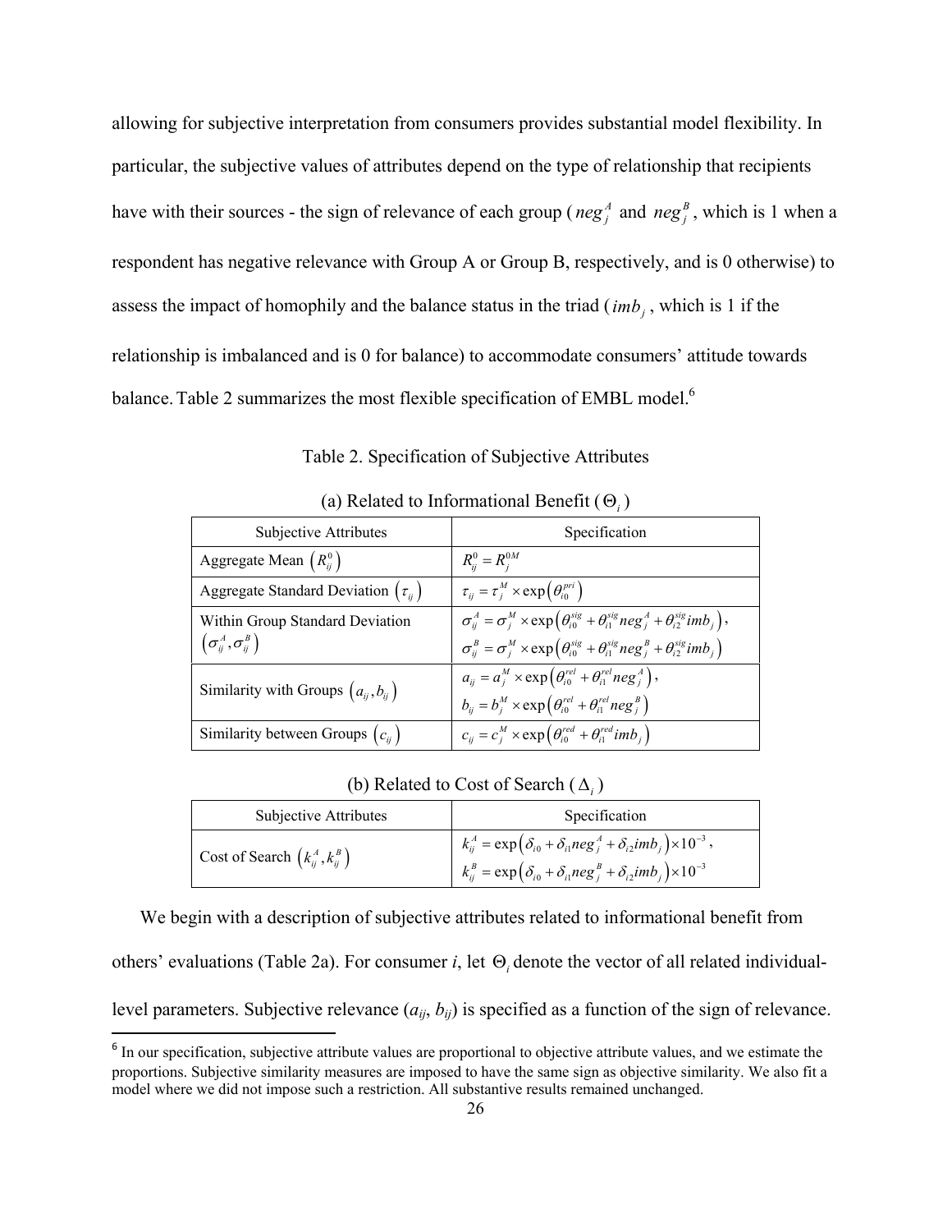allowing for subjective interpretation from consumers provides substantial model flexibility. In particular, the subjective values of attributes depend on the type of relationship that recipients have with their sources - the sign of relevance of each group ($neg_j^A$ and $neg_j^B$, which is 1 when a respondent has negative relevance with Group A or Group B, respectively, and is 0 otherwise) to assess the impact of homophily and the balance status in the triad ($imb_j$, which is 1 if the relationship is imbalanced and is 0 for balance) to accommodate consumers' attitude towards balance. Table 2 summarizes the most flexible specification of EMBL model.[6]

Table 2. Specification of Subjective Attributes

(a) Related to Informational Benefit ($\Theta_i$)

| Subjective Attributes | Specification |
|---|---|
| Aggregate Mean $\left(R_{ij}^0\right)$ | $R_{ij}^0 = R_j^{0M}$ |
| Aggregate Standard Deviation $\left(\tau_{ij}\right)$ | $\tau_{ij} = \tau_j^M \times \exp\left(\theta_{i0}^{pri}\right)$ |
| Within Group Standard Deviation $\left(\sigma_{ij}^A, \sigma_{ij}^B\right)$ | $\sigma_{ij}^A = \sigma_j^M \times \exp\left(\theta_{i0}^{sig} + \theta_{i1}^{sig} neg_j^A + \theta_{i2}^{sig} imb_j\right)$, $\sigma_{ij}^B = \sigma_j^M \times \exp\left(\theta_{i0}^{sig} + \theta_{i1}^{sig} neg_j^B + \theta_{i2}^{sig} imb_j\right)$ |
| Similarity with Groups $\left(a_{ij}, b_{ij}\right)$ | $a_{ij} = a_j^M \times \exp\left(\theta_{i0}^{rel} + \theta_{i1}^{rel} neg_j^A\right)$, $b_{ij} = b_j^M \times \exp\left(\theta_{i0}^{rel} + \theta_{i1}^{rel} neg_j^B\right)$ |
| Similarity between Groups $\left(c_{ij}\right)$ | $c_{ij} = c_j^M \times \exp\left(\theta_{i0}^{red} + \theta_{i1}^{red} imb_j\right)$ |

(b) Related to Cost of Search ($\Delta_i$)

| Subjective Attributes | Specification |
|---|---|
| Cost of Search $\left(k_{ij}^A, k_{ij}^B\right)$ | $k_{ij}^A = \exp\left(\delta_{i0} + \delta_{i1} neg_j^A + \delta_{i2} imb_j\right) \times 10^{-3}$, $k_{ij}^B = \exp\left(\delta_{i0} + \delta_{i1} neg_j^B + \delta_{i2} imb_j\right) \times 10^{-3}$ |

We begin with a description of subjective attributes related to informational benefit from others' evaluations (Table 2a). For consumer *i*, let $\Theta_i$ denote the vector of all related individual-level parameters. Subjective relevance ($a_{ij}$, $b_{ij}$) is specified as a function of the sign of relevance.

[6] In our specification, subjective attribute values are proportional to objective attribute values, and we estimate the proportions. Subjective similarity measures are imposed to have the same sign as objective similarity. We also fit a model where we did not impose such a restriction. All substantive results remained unchanged.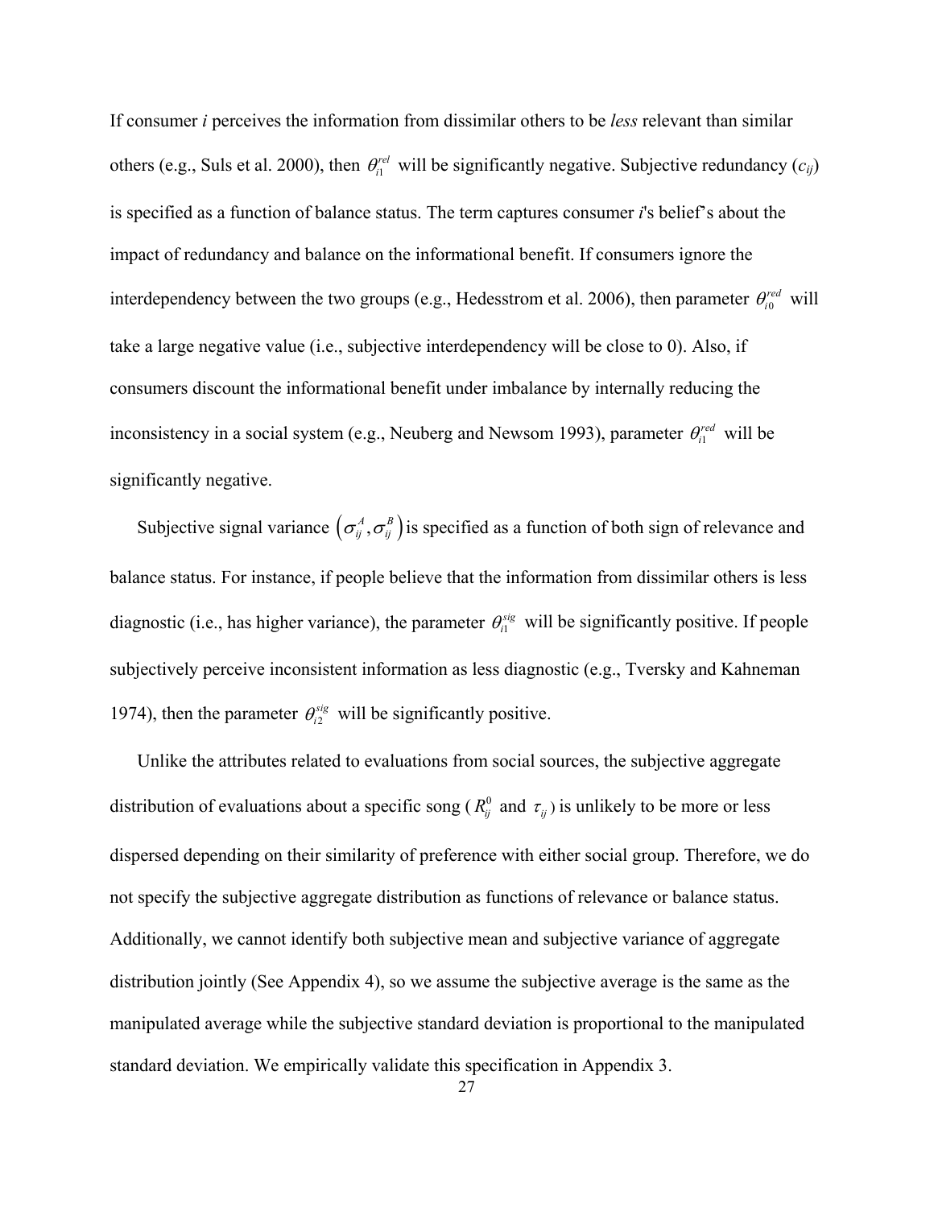If consumer *i* perceives the information from dissimilar others to be *less* relevant than similar others (e.g., Suls et al. 2000), then $\theta_{i1}^{rel}$ will be significantly negative. Subjective redundancy ($c_{ij}$) is specified as a function of balance status. The term captures consumer *i*'s belief's about the impact of redundancy and balance on the informational benefit. If consumers ignore the interdependency between the two groups (e.g., Hedesstrom et al. 2006), then parameter $\theta_{i0}^{red}$ will take a large negative value (i.e., subjective interdependency will be close to 0). Also, if consumers discount the informational benefit under imbalance by internally reducing the inconsistency in a social system (e.g., Neuberg and Newsom 1993), parameter $\theta_{i1}^{red}$ will be significantly negative.

Subjective signal variance $\left(\sigma_{ij}^{A}, \sigma_{ij}^{B}\right)$ is specified as a function of both sign of relevance and balance status. For instance, if people believe that the information from dissimilar others is less diagnostic (i.e., has higher variance), the parameter $\theta_{i1}^{sig}$ will be significantly positive. If people subjectively perceive inconsistent information as less diagnostic (e.g., Tversky and Kahneman 1974), then the parameter $\theta_{i2}^{sig}$ will be significantly positive.

Unlike the attributes related to evaluations from social sources, the subjective aggregate distribution of evaluations about a specific song ($R_{ij}^{0}$ and $\tau_{ij}$) is unlikely to be more or less dispersed depending on their similarity of preference with either social group. Therefore, we do not specify the subjective aggregate distribution as functions of relevance or balance status. Additionally, we cannot identify both subjective mean and subjective variance of aggregate distribution jointly (See Appendix 4), so we assume the subjective average is the same as the manipulated average while the subjective standard deviation is proportional to the manipulated standard deviation. We empirically validate this specification in Appendix 3.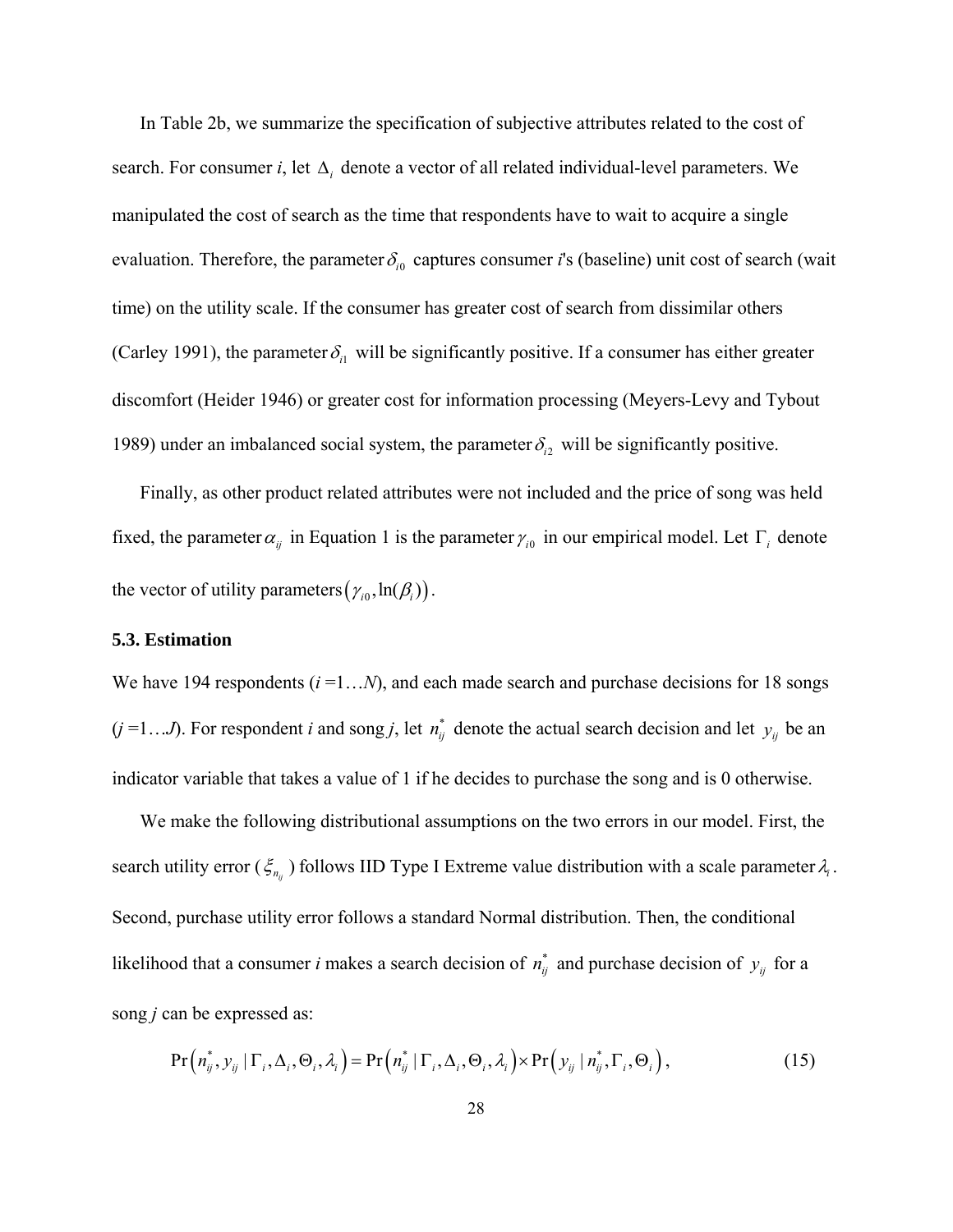In Table 2b, we summarize the specification of subjective attributes related to the cost of search. For consumer *i*, let $\Delta_i$ denote a vector of all related individual-level parameters. We manipulated the cost of search as the time that respondents have to wait to acquire a single evaluation. Therefore, the parameter $\delta_{i0}$ captures consumer *i*'s (baseline) unit cost of search (wait time) on the utility scale. If the consumer has greater cost of search from dissimilar others (Carley 1991), the parameter $\delta_{i1}$ will be significantly positive. If a consumer has either greater discomfort (Heider 1946) or greater cost for information processing (Meyers-Levy and Tybout 1989) under an imbalanced social system, the parameter $\delta_{i2}$ will be significantly positive.

Finally, as other product related attributes were not included and the price of song was held fixed, the parameter $\alpha_{ij}$ in Equation 1 is the parameter $\gamma_{i0}$ in our empirical model. Let $\Gamma_i$ denote the vector of utility parameters $\left(\gamma_{i0}, \ln(\beta_i)\right)$.

### 5.3. Estimation

We have 194 respondents (*i* =1…*N*), and each made search and purchase decisions for 18 songs (*j* =1…*J*). For respondent *i* and song *j*, let $n_{ij}^*$ denote the actual search decision and let $y_{ij}$ be an indicator variable that takes a value of 1 if he decides to purchase the song and is 0 otherwise.

We make the following distributional assumptions on the two errors in our model. First, the search utility error ($\xi_{n_{ij}}$) follows IID Type I Extreme value distribution with a scale parameter $\lambda_i$. Second, purchase utility error follows a standard Normal distribution. Then, the conditional likelihood that a consumer *i* makes a search decision of $n_{ij}^*$ and purchase decision of $y_{ij}$ for a song *j* can be expressed as:

$$\Pr\left(n_{ij}^*, y_{ij} \mid \Gamma_i, \Delta_i, \Theta_i, \lambda_i\right) = \Pr\left(n_{ij}^* \mid \Gamma_i, \Delta_i, \Theta_i, \lambda_i\right) \times \Pr\left(y_{ij} \mid n_{ij}^*, \Gamma_i, \Theta_i\right), \tag{15}$$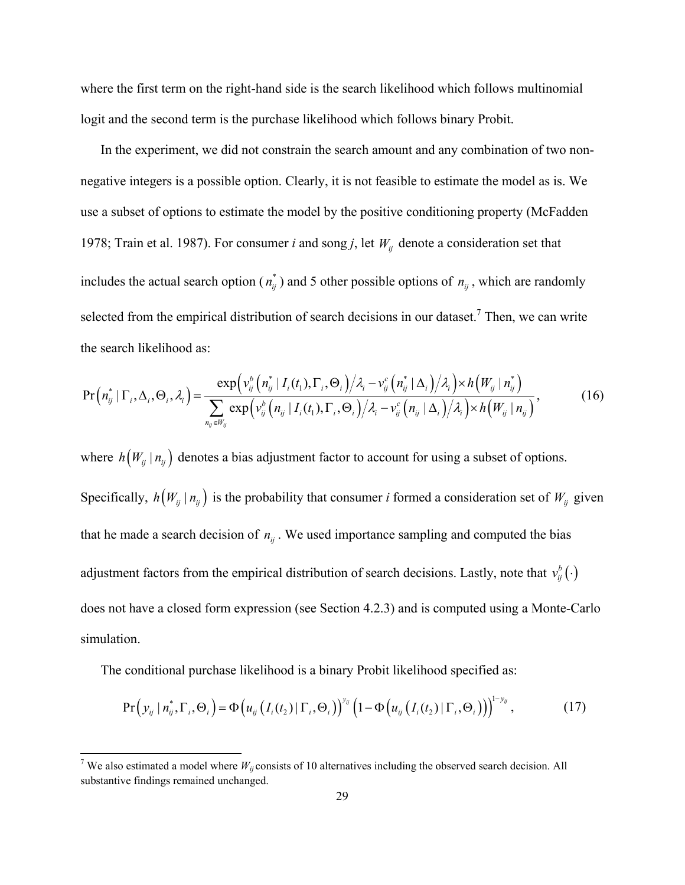where the first term on the right-hand side is the search likelihood which follows multinomial logit and the second term is the purchase likelihood which follows binary Probit.

In the experiment, we did not constrain the search amount and any combination of two non-negative integers is a possible option. Clearly, it is not feasible to estimate the model as is. We use a subset of options to estimate the model by the positive conditioning property (McFadden 1978; Train et al. 1987). For consumer *i* and song *j*, let $W_{ij}$ denote a consideration set that includes the actual search option ($n_{ij}^*$) and 5 other possible options of $n_{ij}$, which are randomly selected from the empirical distribution of search decisions in our dataset.[7] Then, we can write the search likelihood as:

$$\Pr\left(n_{ij}^* \mid \Gamma_i, \Delta_i, \Theta_i, \lambda_i\right) = \frac{\exp\left(v_{ij}^b\left(n_{ij}^* \mid I_i(t_1), \Gamma_i, \Theta_i\right)\big/\lambda_i - v_{ij}^c\left(n_{ij}^* \mid \Delta_i\right)\big/\lambda_i\right) \times h\left(W_{ij} \mid n_{ij}^*\right)}{\sum_{n_{ij} \in W_{ij}} \exp\left(v_{ij}^b\left(n_{ij} \mid I_i(t_1), \Gamma_i, \Theta_i\right)\big/\lambda_i - v_{ij}^c\left(n_{ij} \mid \Delta_i\right)\big/\lambda_i\right) \times h\left(W_{ij} \mid n_{ij}\right)}, \tag{16}$$

where $h\left(W_{ij} \mid n_{ij}\right)$ denotes a bias adjustment factor to account for using a subset of options. Specifically, $h\left(W_{ij} \mid n_{ij}\right)$ is the probability that consumer *i* formed a consideration set of $W_{ij}$ given that he made a search decision of $n_{ij}$. We used importance sampling and computed the bias adjustment factors from the empirical distribution of search decisions. Lastly, note that $v_{ij}^b(\cdot)$ does not have a closed form expression (see Section 4.2.3) and is computed using a Monte-Carlo simulation.

The conditional purchase likelihood is a binary Probit likelihood specified as:

$$\Pr\left(y_{ij} \mid n_{ij}^*, \Gamma_i, \Theta_i\right) = \Phi\left(u_{ij}\left(I_i(t_2) \mid \Gamma_i, \Theta_i\right)\right)^{y_{ij}} \left(1 - \Phi\left(u_{ij}\left(I_i(t_2) \mid \Gamma_i, \Theta_i\right)\right)\right)^{1-y_{ij}}, \tag{17}$$

[7] We also estimated a model where $W_{ij}$ consists of 10 alternatives including the observed search decision. All substantive findings remained unchanged.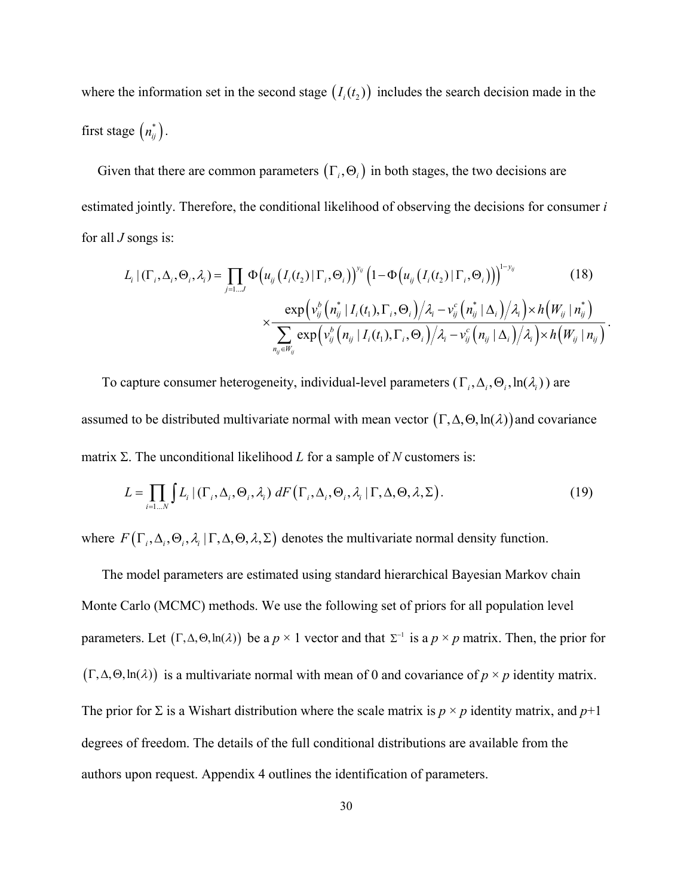where the information set in the second stage $\left(I_i(t_2)\right)$ includes the search decision made in the first stage $\left(n_{ij}^*\right)$.

Given that there are common parameters $\left(\Gamma_i, \Theta_i\right)$ in both stages, the two decisions are estimated jointly. Therefore, the conditional likelihood of observing the decisions for consumer *i* for all *J* songs is:

$$L_i \mid (\Gamma_i, \Delta_i, \Theta_i, \lambda_i) = \prod_{j=1...J} \Phi\left(u_{ij}\left(I_i(t_2) \mid \Gamma_i, \Theta_i\right)\right)^{y_{ij}} \left(1 - \Phi\left(u_{ij}\left(I_i(t_2) \mid \Gamma_i, \Theta_i\right)\right)\right)^{1-y_{ij}} \times \frac{\exp\left(v_{ij}^b\left(n_{ij}^* \mid I_i(t_1), \Gamma_i, \Theta_i\right) / \lambda_i - v_{ij}^c\left(n_{ij}^* \mid \Delta_i\right) / \lambda_i\right) \times h\left(W_{ij} \mid n_{ij}^*\right)}{\sum_{n_{ij} \in W_{ij}} \exp\left(v_{ij}^b\left(n_{ij} \mid I_i(t_1), \Gamma_i, \Theta_i\right) / \lambda_i - v_{ij}^c\left(n_{ij} \mid \Delta_i\right) / \lambda_i\right) \times h\left(W_{ij} \mid n_{ij}\right)}. \quad (18)$$

To capture consumer heterogeneity, individual-level parameters ($\Gamma_i, \Delta_i, \Theta_i, \ln(\lambda_i)$) are assumed to be distributed multivariate normal with mean vector $\left(\Gamma, \Delta, \Theta, \ln(\lambda)\right)$ and covariance matrix Σ. The unconditional likelihood *L* for a sample of *N* customers is:

$$L = \prod_{i=1...N} \int L_i \mid (\Gamma_i, \Delta_i, \Theta_i, \lambda_i) \; dF\left(\Gamma_i, \Delta_i, \Theta_i, \lambda_i \mid \Gamma, \Delta, \Theta, \lambda, \Sigma\right). \quad (19)$$

where $F\left(\Gamma_i, \Delta_i, \Theta_i, \lambda_i \mid \Gamma, \Delta, \Theta, \lambda, \Sigma\right)$ denotes the multivariate normal density function.

The model parameters are estimated using standard hierarchical Bayesian Markov chain Monte Carlo (MCMC) methods. We use the following set of priors for all population level parameters. Let $\left(\Gamma, \Delta, \Theta, \ln(\lambda)\right)$ be a $p \times 1$ vector and that $\Sigma^{-1}$ is a $p \times p$ matrix. Then, the prior for $\left(\Gamma, \Delta, \Theta, \ln(\lambda)\right)$ is a multivariate normal with mean of 0 and covariance of $p \times p$ identity matrix. The prior for Σ is a Wishart distribution where the scale matrix is $p \times p$ identity matrix, and $p+1$ degrees of freedom. The details of the full conditional distributions are available from the authors upon request. Appendix 4 outlines the identification of parameters.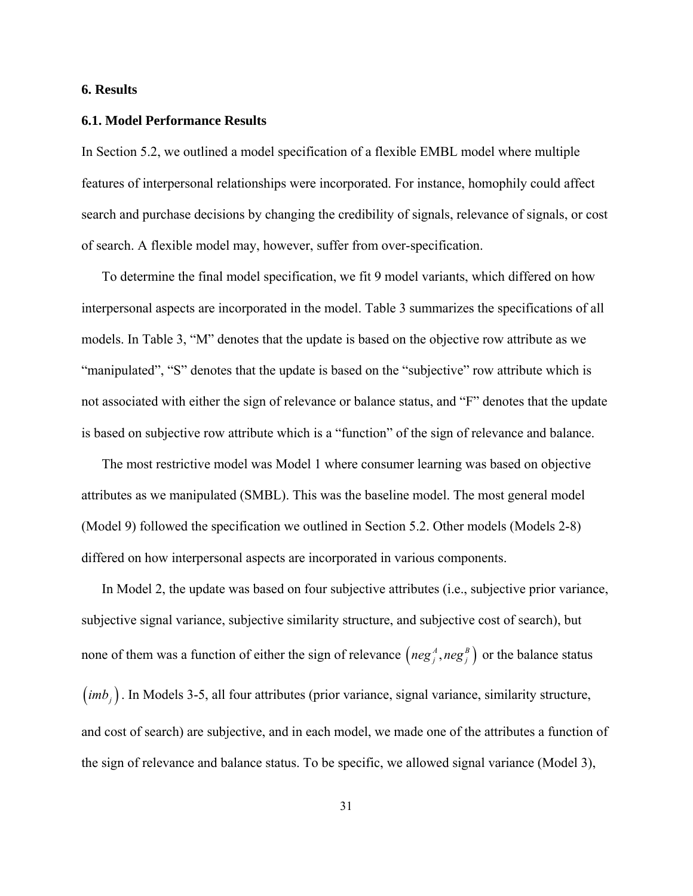## 6. Results

### 6.1. Model Performance Results

In Section 5.2, we outlined a model specification of a flexible EMBL model where multiple features of interpersonal relationships were incorporated. For instance, homophily could affect search and purchase decisions by changing the credibility of signals, relevance of signals, or cost of search. A flexible model may, however, suffer from over-specification.

To determine the final model specification, we fit 9 model variants, which differed on how interpersonal aspects are incorporated in the model. Table 3 summarizes the specifications of all models. In Table 3, "M" denotes that the update is based on the objective row attribute as we "manipulated", "S" denotes that the update is based on the "subjective" row attribute which is not associated with either the sign of relevance or balance status, and "F" denotes that the update is based on subjective row attribute which is a "function" of the sign of relevance and balance.

The most restrictive model was Model 1 where consumer learning was based on objective attributes as we manipulated (SMBL). This was the baseline model. The most general model (Model 9) followed the specification we outlined in Section 5.2. Other models (Models 2-8) differed on how interpersonal aspects are incorporated in various components.

In Model 2, the update was based on four subjective attributes (i.e., subjective prior variance, subjective signal variance, subjective similarity structure, and subjective cost of search), but none of them was a function of either the sign of relevance $\left(neg_j^A, neg_j^B\right)$ or the balance status $\left(imb_j\right)$. In Models 3-5, all four attributes (prior variance, signal variance, similarity structure, and cost of search) are subjective, and in each model, we made one of the attributes a function of the sign of relevance and balance status. To be specific, we allowed signal variance (Model 3),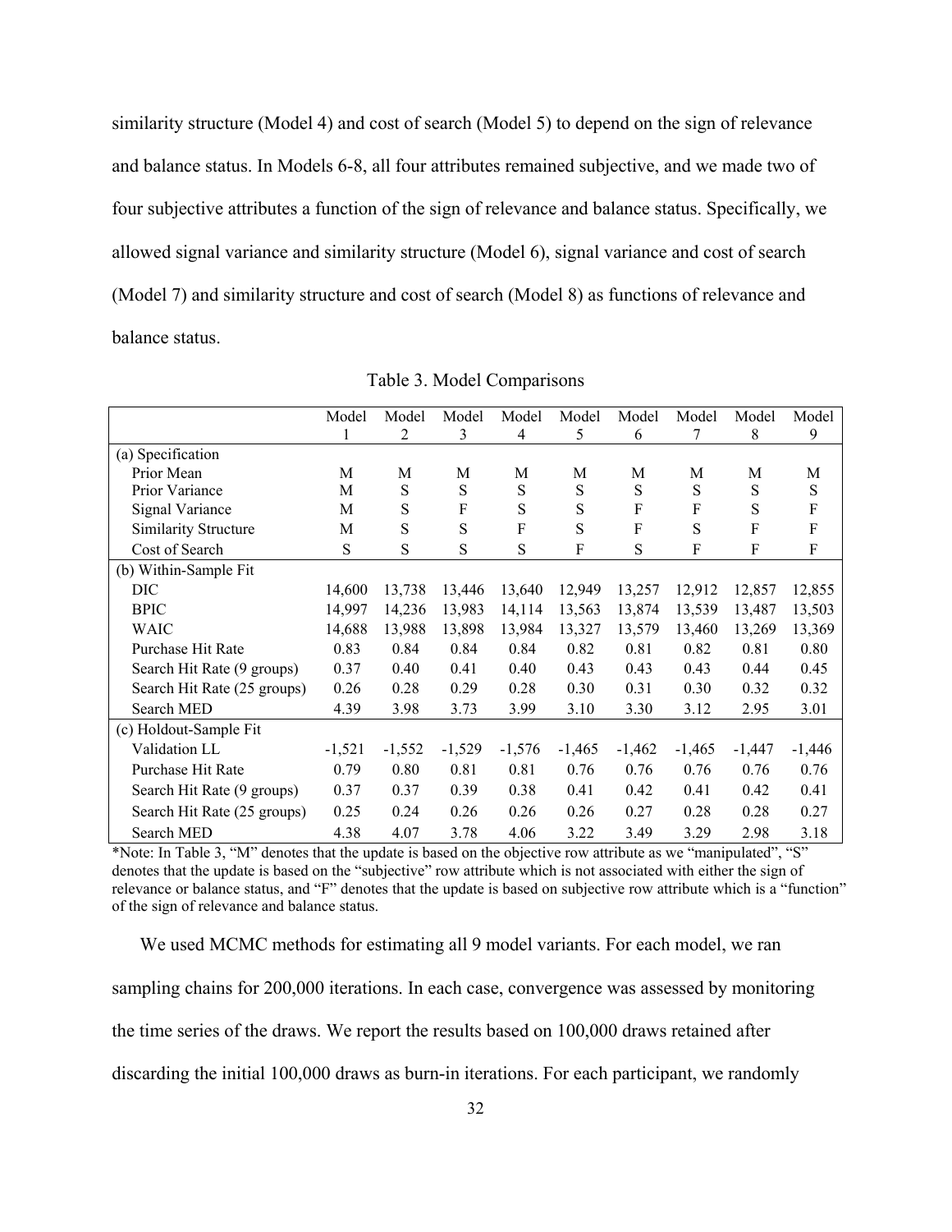similarity structure (Model 4) and cost of search (Model 5) to depend on the sign of relevance and balance status. In Models 6-8, all four attributes remained subjective, and we made two of four subjective attributes a function of the sign of relevance and balance status. Specifically, we allowed signal variance and similarity structure (Model 6), signal variance and cost of search (Model 7) and similarity structure and cost of search (Model 8) as functions of relevance and balance status.

Table 3. Model Comparisons

| | Model 1 | Model 2 | Model 3 | Model 4 | Model 5 | Model 6 | Model 7 | Model 8 | Model 9 |
|---|---|---|---|---|---|---|---|---|---|
| (a) Specification | | | | | | | | | |
| Prior Mean | M | M | M | M | M | M | M | M | M |
| Prior Variance | M | S | S | S | S | S | S | S | S |
| Signal Variance | M | S | F | S | S | F | F | S | F |
| Similarity Structure | M | S | S | F | S | F | S | F | F |
| Cost of Search | S | S | S | S | F | S | F | F | F |
| (b) Within-Sample Fit | | | | | | | | | |
| DIC | 14,600 | 13,738 | 13,446 | 13,640 | 12,949 | 13,257 | 12,912 | 12,857 | 12,855 |
| BPIC | 14,997 | 14,236 | 13,983 | 14,114 | 13,563 | 13,874 | 13,539 | 13,487 | 13,503 |
| WAIC | 14,688 | 13,988 | 13,898 | 13,984 | 13,327 | 13,579 | 13,460 | 13,269 | 13,369 |
| Purchase Hit Rate | 0.83 | 0.84 | 0.84 | 0.84 | 0.82 | 0.81 | 0.82 | 0.81 | 0.80 |
| Search Hit Rate (9 groups) | 0.37 | 0.40 | 0.41 | 0.40 | 0.43 | 0.43 | 0.43 | 0.44 | 0.45 |
| Search Hit Rate (25 groups) | 0.26 | 0.28 | 0.29 | 0.28 | 0.30 | 0.31 | 0.30 | 0.32 | 0.32 |
| Search MED | 4.39 | 3.98 | 3.73 | 3.99 | 3.10 | 3.30 | 3.12 | 2.95 | 3.01 |
| (c) Holdout-Sample Fit | | | | | | | | | |
| Validation LL | -1,521 | -1,552 | -1,529 | -1,576 | -1,465 | -1,462 | -1,465 | -1,447 | -1,446 |
| Purchase Hit Rate | 0.79 | 0.80 | 0.81 | 0.81 | 0.76 | 0.76 | 0.76 | 0.76 | 0.76 |
| Search Hit Rate (9 groups) | 0.37 | 0.37 | 0.39 | 0.38 | 0.41 | 0.42 | 0.41 | 0.42 | 0.41 |
| Search Hit Rate (25 groups) | 0.25 | 0.24 | 0.26 | 0.26 | 0.26 | 0.27 | 0.28 | 0.28 | 0.27 |
| Search MED | 4.38 | 4.07 | 3.78 | 4.06 | 3.22 | 3.49 | 3.29 | 2.98 | 3.18 |

*Note: In Table 3, "M" denotes that the update is based on the objective row attribute as we "manipulated", "S" denotes that the update is based on the "subjective" row attribute which is not associated with either the sign of relevance or balance status, and "F" denotes that the update is based on subjective row attribute which is a "function" of the sign of relevance and balance status.

We used MCMC methods for estimating all 9 model variants. For each model, we ran sampling chains for 200,000 iterations. In each case, convergence was assessed by monitoring the time series of the draws. We report the results based on 100,000 draws retained after discarding the initial 100,000 draws as burn-in iterations. For each participant, we randomly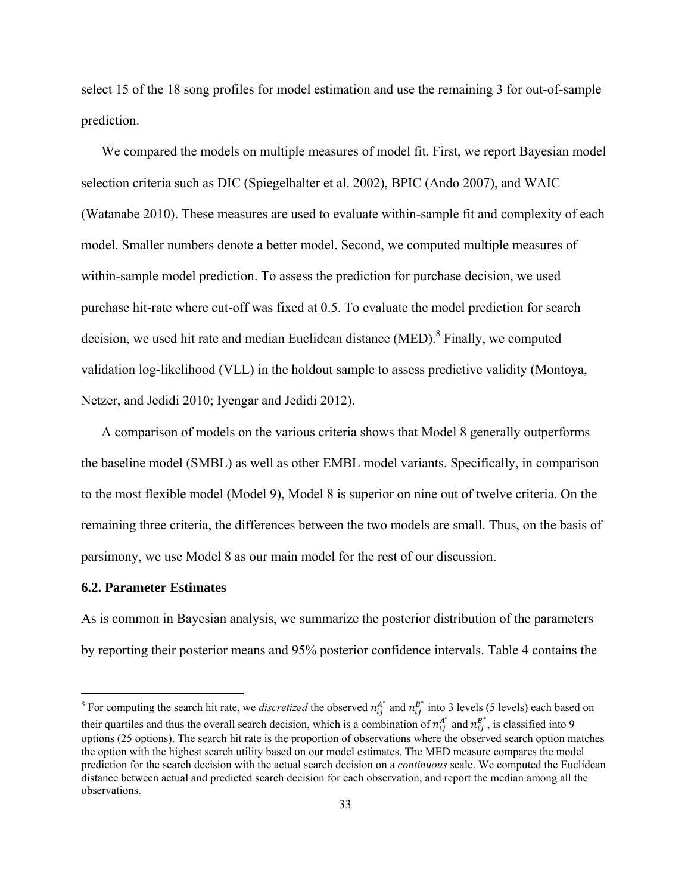select 15 of the 18 song profiles for model estimation and use the remaining 3 for out-of-sample prediction.

We compared the models on multiple measures of model fit. First, we report Bayesian model selection criteria such as DIC (Spiegelhalter et al. 2002), BPIC (Ando 2007), and WAIC (Watanabe 2010). These measures are used to evaluate within-sample fit and complexity of each model. Smaller numbers denote a better model. Second, we computed multiple measures of within-sample model prediction. To assess the prediction for purchase decision, we used purchase hit-rate where cut-off was fixed at 0.5. To evaluate the model prediction for search decision, we used hit rate and median Euclidean distance (MED).[8] Finally, we computed validation log-likelihood (VLL) in the holdout sample to assess predictive validity (Montoya, Netzer, and Jedidi 2010; Iyengar and Jedidi 2012).

A comparison of models on the various criteria shows that Model 8 generally outperforms the baseline model (SMBL) as well as other EMBL model variants. Specifically, in comparison to the most flexible model (Model 9), Model 8 is superior on nine out of twelve criteria. On the remaining three criteria, the differences between the two models are small. Thus, on the basis of parsimony, we use Model 8 as our main model for the rest of our discussion.

### 6.2. Parameter Estimates

As is common in Bayesian analysis, we summarize the posterior distribution of the parameters by reporting their posterior means and 95% posterior confidence intervals. Table 4 contains the

[8] For computing the search hit rate, we *discretized* the observed $n_{ij}^{A^*}$ and $n_{ij}^{B^*}$ into 3 levels (5 levels) each based on their quartiles and thus the overall search decision, which is a combination of $n_{ij}^{A^*}$ and $n_{ij}^{B^*}$, is classified into 9 options (25 options). The search hit rate is the proportion of observations where the observed search option matches the option with the highest search utility based on our model estimates. The MED measure compares the model prediction for the search decision with the actual search decision on a *continuous* scale. We computed the Euclidean distance between actual and predicted search decision for each observation, and report the median among all the observations.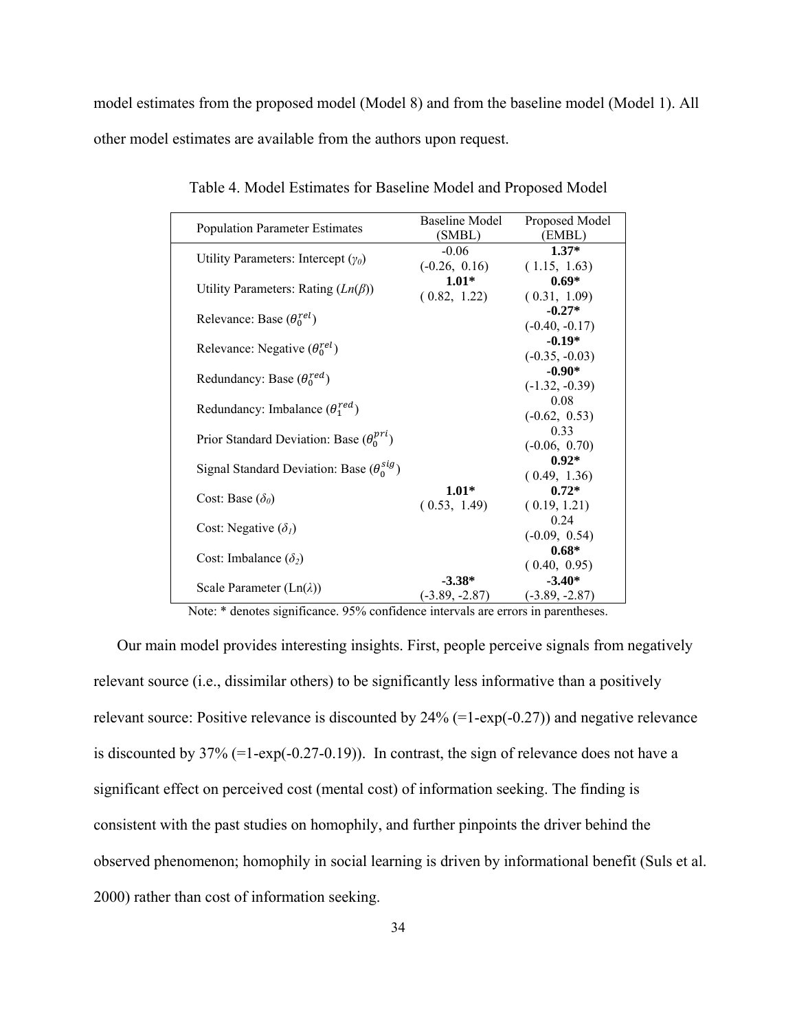model estimates from the proposed model (Model 8) and from the baseline model (Model 1). All other model estimates are available from the authors upon request.

Table 4. Model Estimates for Baseline Model and Proposed Model

| Population Parameter Estimates | Baseline Model (SMBL) | Proposed Model (EMBL) |
|---|---|---|
| Utility Parameters: Intercept ($\gamma_0$) | -0.06<br>(-0.26, 0.16) | **1.37***<br>( 1.15, 1.63) |
| Utility Parameters: Rating ($Ln(\beta)$) | **1.01***<br>( 0.82, 1.22) | **0.69***<br>( 0.31, 1.09) |
| Relevance: Base ($\theta_0^{rel}$) | | **-0.27***<br>(-0.40, -0.17) |
| Relevance: Negative ($\theta_0^{rel}$) | | **-0.19***<br>(-0.35, -0.03) |
| Redundancy: Base ($\theta_0^{red}$) | | **-0.90***<br>(-1.32, -0.39) |
| Redundancy: Imbalance ($\theta_1^{red}$) | | 0.08<br>(-0.62, 0.53) |
| Prior Standard Deviation: Base ($\theta_0^{pri}$) | | 0.33<br>(-0.06, 0.70) |
| Signal Standard Deviation: Base ($\theta_0^{sig}$) | | **0.92***<br>( 0.49, 1.36) |
| Cost: Base ($\delta_0$) | **1.01***<br>( 0.53, 1.49) | **0.72***<br>( 0.19, 1.21) |
| Cost: Negative ($\delta_1$) | | 0.24<br>(-0.09, 0.54) |
| Cost: Imbalance ($\delta_2$) | | **0.68***<br>( 0.40, 0.95) |
| Scale Parameter ($\text{Ln}(\lambda)$) | **-3.38***<br>(-3.89, -2.87) | **-3.40***<br>(-3.89, -2.87) |

Note: * denotes significance. 95% confidence intervals are errors in parentheses.

Our main model provides interesting insights. First, people perceive signals from negatively relevant source (i.e., dissimilar others) to be significantly less informative than a positively relevant source: Positive relevance is discounted by 24% (=1-exp(-0.27)) and negative relevance is discounted by 37% (=1-exp(-0.27-0.19)). In contrast, the sign of relevance does not have a significant effect on perceived cost (mental cost) of information seeking. The finding is consistent with the past studies on homophily, and further pinpoints the driver behind the observed phenomenon; homophily in social learning is driven by informational benefit (Suls et al. 2000) rather than cost of information seeking.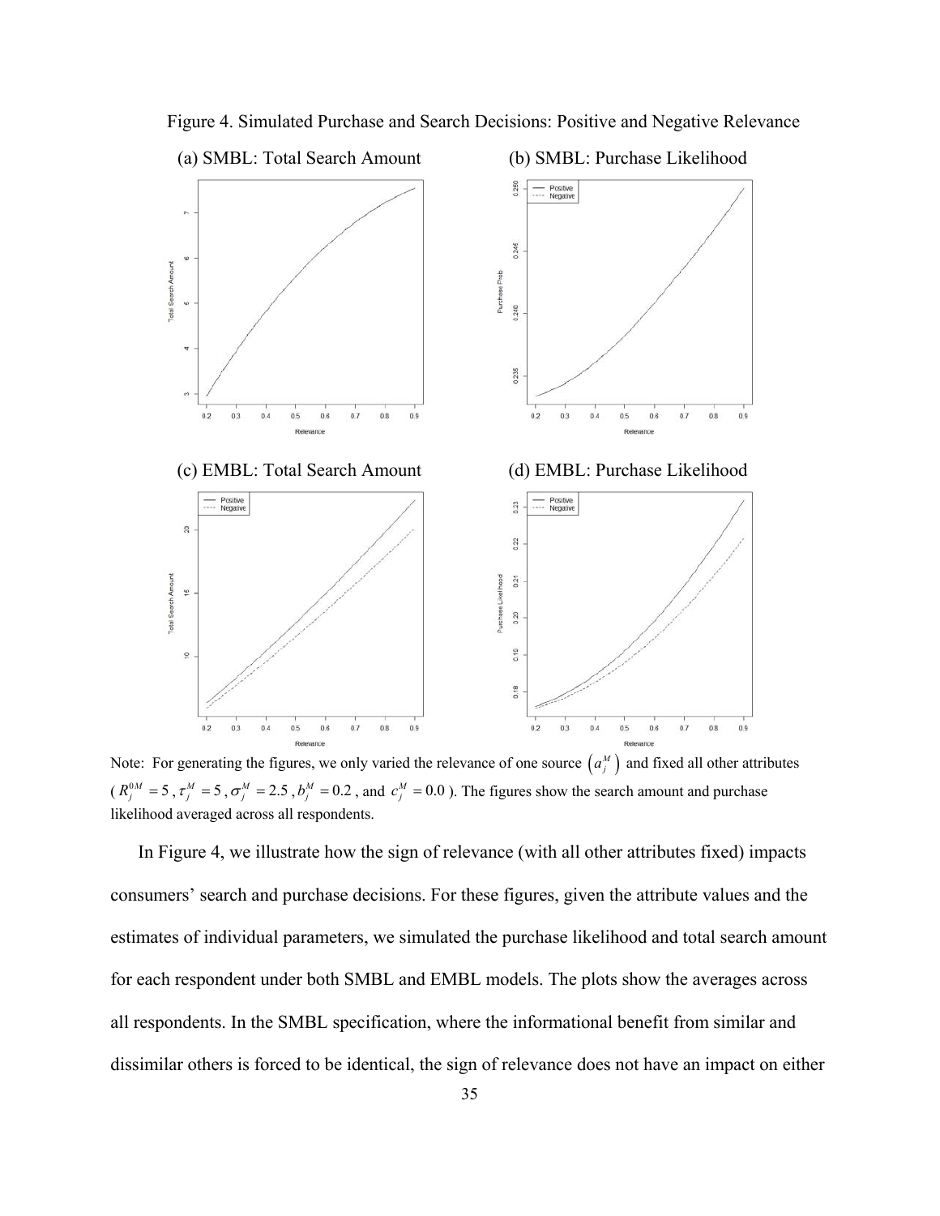Figure 4. Simulated Purchase and Search Decisions: Positive and Negative Relevance

(a) SMBL: Total Search Amount

(b) SMBL: Purchase Likelihood

(c) EMBL: Total Search Amount

(d) EMBL: Purchase Likelihood

Note: For generating the figures, we only varied the relevance of one source $\left(a_j^M\right)$ and fixed all other attributes ($R_j^{0M} = 5$, $\tau_j^M = 5$, $\sigma_j^M = 2.5$, $b_j^M = 0.2$, and $c_j^M = 0.0$). The figures show the search amount and purchase likelihood averaged across all respondents.

In Figure 4, we illustrate how the sign of relevance (with all other attributes fixed) impacts consumers' search and purchase decisions. For these figures, given the attribute values and the estimates of individual parameters, we simulated the purchase likelihood and total search amount for each respondent under both SMBL and EMBL models. The plots show the averages across all respondents. In the SMBL specification, where the informational benefit from similar and dissimilar others is forced to be identical, the sign of relevance does not have an impact on either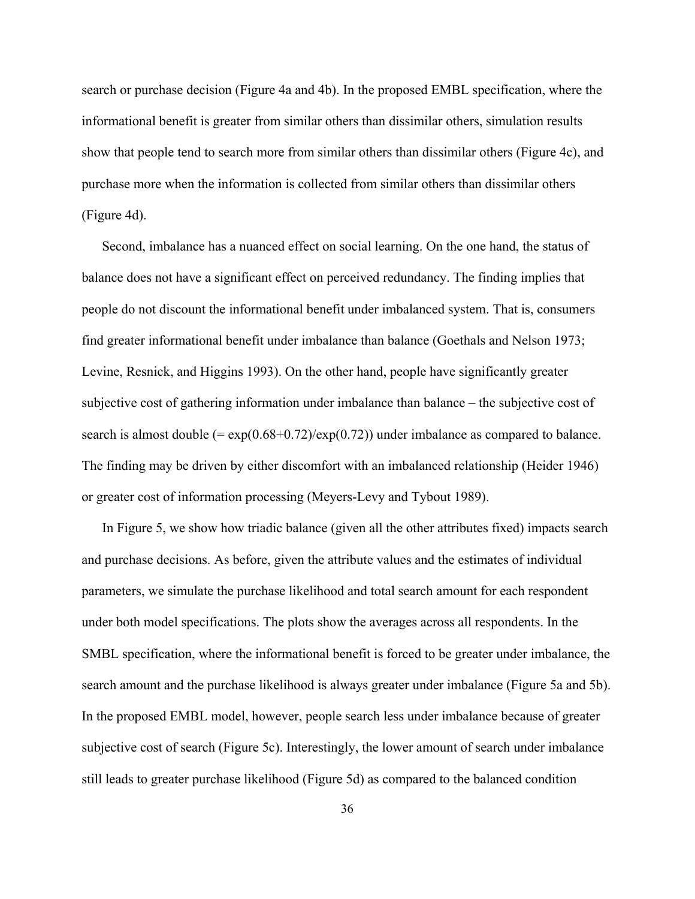search or purchase decision (Figure 4a and 4b). In the proposed EMBL specification, where the informational benefit is greater from similar others than dissimilar others, simulation results show that people tend to search more from similar others than dissimilar others (Figure 4c), and purchase more when the information is collected from similar others than dissimilar others (Figure 4d).

Second, imbalance has a nuanced effect on social learning. On the one hand, the status of balance does not have a significant effect on perceived redundancy. The finding implies that people do not discount the informational benefit under imbalanced system. That is, consumers find greater informational benefit under imbalance than balance (Goethals and Nelson 1973; Levine, Resnick, and Higgins 1993). On the other hand, people have significantly greater subjective cost of gathering information under imbalance than balance – the subjective cost of search is almost double (= $\exp(0.68+0.72)/\exp(0.72)$) under imbalance as compared to balance. The finding may be driven by either discomfort with an imbalanced relationship (Heider 1946) or greater cost of information processing (Meyers-Levy and Tybout 1989).

In Figure 5, we show how triadic balance (given all the other attributes fixed) impacts search and purchase decisions. As before, given the attribute values and the estimates of individual parameters, we simulate the purchase likelihood and total search amount for each respondent under both model specifications. The plots show the averages across all respondents. In the SMBL specification, where the informational benefit is forced to be greater under imbalance, the search amount and the purchase likelihood is always greater under imbalance (Figure 5a and 5b). In the proposed EMBL model, however, people search less under imbalance because of greater subjective cost of search (Figure 5c). Interestingly, the lower amount of search under imbalance still leads to greater purchase likelihood (Figure 5d) as compared to the balanced condition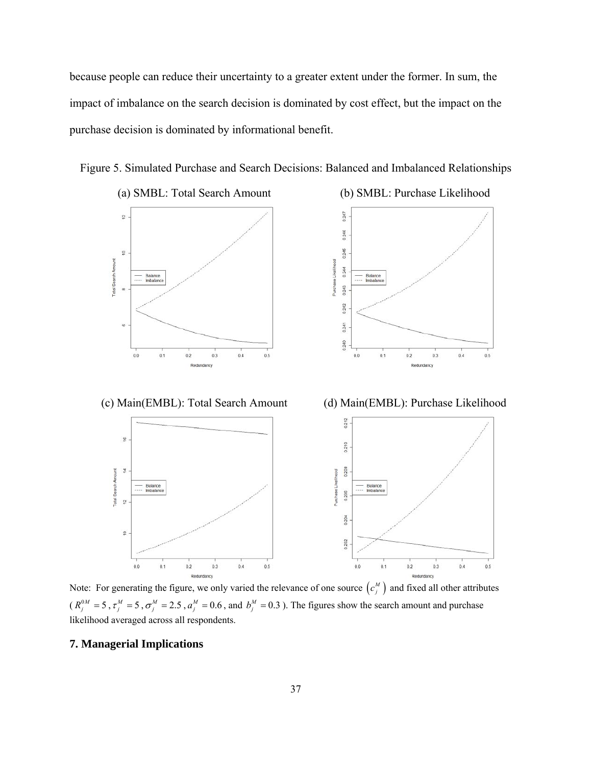because people can reduce their uncertainty to a greater extent under the former. In sum, the impact of imbalance on the search decision is dominated by cost effect, but the impact on the purchase decision is dominated by informational benefit.

Figure 5. Simulated Purchase and Search Decisions: Balanced and Imbalanced Relationships

(a) SMBL: Total Search Amount

(b) SMBL: Purchase Likelihood

(c) Main(EMBL): Total Search Amount

(d) Main(EMBL): Purchase Likelihood

Note: For generating the figure, we only varied the relevance of one source $\left(c_j^M\right)$ and fixed all other attributes ($R_j^{0M} = 5$, $\tau_j^M = 5$, $\sigma_j^M = 2.5$, $a_j^M = 0.6$, and $b_j^M = 0.3$). The figures show the search amount and purchase likelihood averaged across all respondents.

## 7. Managerial Implications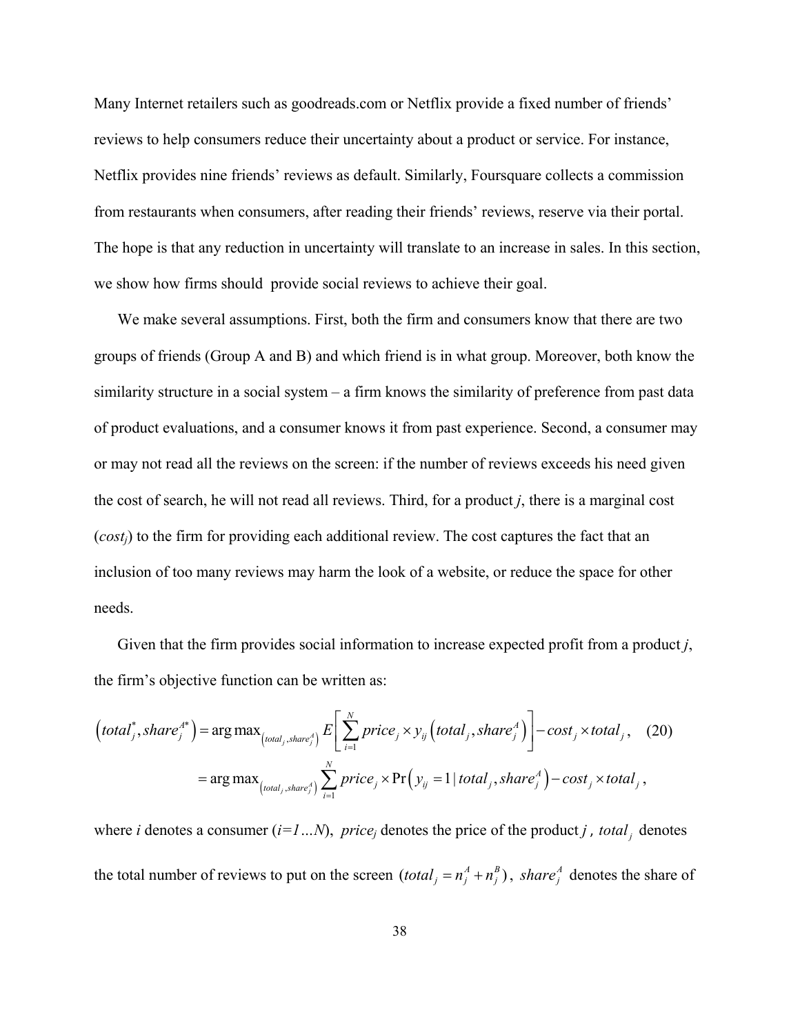Many Internet retailers such as goodreads.com or Netflix provide a fixed number of friends' reviews to help consumers reduce their uncertainty about a product or service. For instance, Netflix provides nine friends' reviews as default. Similarly, Foursquare collects a commission from restaurants when consumers, after reading their friends' reviews, reserve via their portal. The hope is that any reduction in uncertainty will translate to an increase in sales. In this section, we show how firms should provide social reviews to achieve their goal.

We make several assumptions. First, both the firm and consumers know that there are two groups of friends (Group A and B) and which friend is in what group. Moreover, both know the similarity structure in a social system – a firm knows the similarity of preference from past data of product evaluations, and a consumer knows it from past experience. Second, a consumer may or may not read all the reviews on the screen: if the number of reviews exceeds his need given the cost of search, he will not read all reviews. Third, for a product *j*, there is a marginal cost ($cost_j$) to the firm for providing each additional review. The cost captures the fact that an inclusion of too many reviews may harm the look of a website, or reduce the space for other needs.

Given that the firm provides social information to increase expected profit from a product *j*, the firm's objective function can be written as:

$$
\begin{aligned}
\left(total_j^*, share_j^{A*}\right) &= \arg\max_{\left(total_j, share_j^A\right)} E\left[\sum_{i=1}^{N} price_j \times y_{ij}\left(total_j, share_j^A\right)\right] - cost_j \times total_j, \quad (20) \\
&= \arg\max_{\left(total_j, share_j^A\right)} \sum_{i=1}^{N} price_j \times \Pr\left(y_{ij} = 1 \mid total_j, share_j^A\right) - cost_j \times total_j,
\end{aligned}
$$

where *i* denotes a consumer (*i=1…N*), $price_j$ denotes the price of the product *j*, $total_j$ denotes the total number of reviews to put on the screen ($total_j = n_j^A + n_j^B$), $share_j^A$ denotes the share of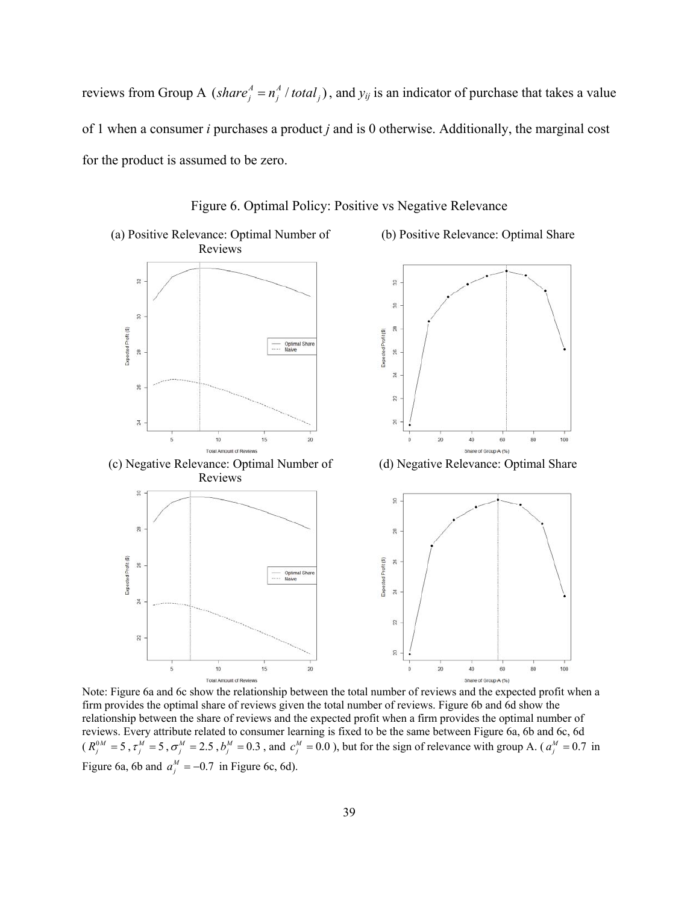reviews from Group A ($share_j^A = n_j^A / total_j$), and $y_{ij}$ is an indicator of purchase that takes a value of 1 when a consumer $i$ purchases a product $j$ and is 0 otherwise. Additionally, the marginal cost for the product is assumed to be zero.

Figure 6. Optimal Policy: Positive vs Negative Relevance

(a) Positive Relevance: Optimal Number of Reviews

(b) Positive Relevance: Optimal Share

(c) Negative Relevance: Optimal Number of Reviews

(d) Negative Relevance: Optimal Share

Note: Figure 6a and 6c show the relationship between the total number of reviews and the expected profit when a firm provides the optimal share of reviews given the total number of reviews. Figure 6b and 6d show the relationship between the share of reviews and the expected profit when a firm provides the optimal number of reviews. Every attribute related to consumer learning is fixed to be the same between Figure 6a, 6b and 6c, 6d ($R_j^{0M} = 5$, $\tau_j^M = 5$, $\sigma_j^M = 2.5$, $b_j^M = 0.3$, and $c_j^M = 0.0$), but for the sign of relevance with group A. ($a_j^M = 0.7$ in Figure 6a, 6b and $a_j^M = -0.7$ in Figure 6c, 6d).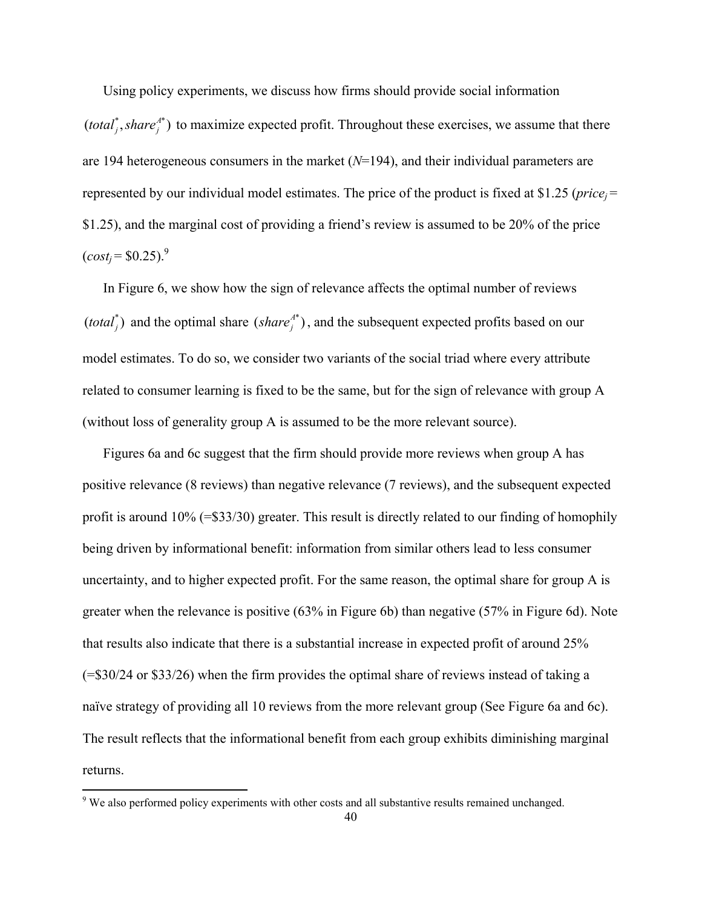Using policy experiments, we discuss how firms should provide social information $(total_j^*, share_j^{A*})$ to maximize expected profit. Throughout these exercises, we assume that there are 194 heterogeneous consumers in the market ($N$=194), and their individual parameters are represented by our individual model estimates. The price of the product is fixed at \$1.25 ($price_j$ = \$1.25), and the marginal cost of providing a friend's review is assumed to be 20% of the price ($cost_j$ = \$0.25).[9]

In Figure 6, we show how the sign of relevance affects the optimal number of reviews $(total_j^*)$ and the optimal share $(share_j^{A*})$, and the subsequent expected profits based on our model estimates. To do so, we consider two variants of the social triad where every attribute related to consumer learning is fixed to be the same, but for the sign of relevance with group A (without loss of generality group A is assumed to be the more relevant source).

Figures 6a and 6c suggest that the firm should provide more reviews when group A has positive relevance (8 reviews) than negative relevance (7 reviews), and the subsequent expected profit is around 10% (=\$33/30) greater. This result is directly related to our finding of homophily being driven by informational benefit: information from similar others lead to less consumer uncertainty, and to higher expected profit. For the same reason, the optimal share for group A is greater when the relevance is positive (63% in Figure 6b) than negative (57% in Figure 6d). Note that results also indicate that there is a substantial increase in expected profit of around 25% (=\$30/24 or \$33/26) when the firm provides the optimal share of reviews instead of taking a naïve strategy of providing all 10 reviews from the more relevant group (See Figure 6a and 6c). The result reflects that the informational benefit from each group exhibits diminishing marginal returns.

[9] We also performed policy experiments with other costs and all substantive results remained unchanged.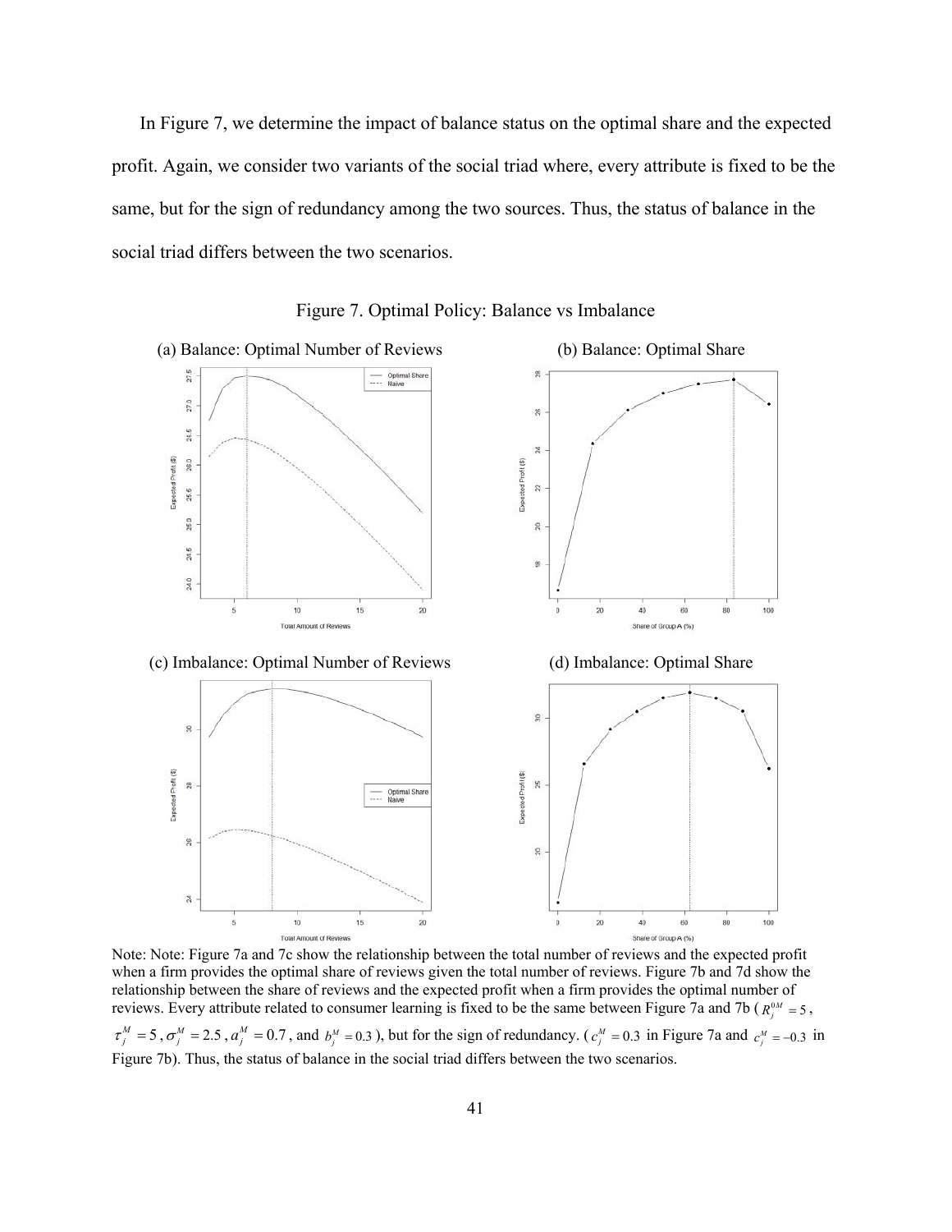In Figure 7, we determine the impact of balance status on the optimal share and the expected profit. Again, we consider two variants of the social triad where, every attribute is fixed to be the same, but for the sign of redundancy among the two sources. Thus, the status of balance in the social triad differs between the two scenarios.

Figure 7. Optimal Policy: Balance vs Imbalance

(a) Balance: Optimal Number of Reviews

(b) Balance: Optimal Share

(c) Imbalance: Optimal Number of Reviews

(d) Imbalance: Optimal Share

Note: Note: Figure 7a and 7c show the relationship between the total number of reviews and the expected profit when a firm provides the optimal share of reviews given the total number of reviews. Figure 7b and 7d show the relationship between the share of reviews and the expected profit when a firm provides the optimal number of reviews. Every attribute related to consumer learning is fixed to be the same between Figure 7a and 7b ($R_j^{0M} = 5$, $\tau_j^M = 5$, $\sigma_j^M = 2.5$, $a_j^M = 0.7$, and $b_j^M = 0.3$), but for the sign of redundancy. ($c_j^M = 0.3$ in Figure 7a and $c_j^M = -0.3$ in Figure 7b). Thus, the status of balance in the social triad differs between the two scenarios.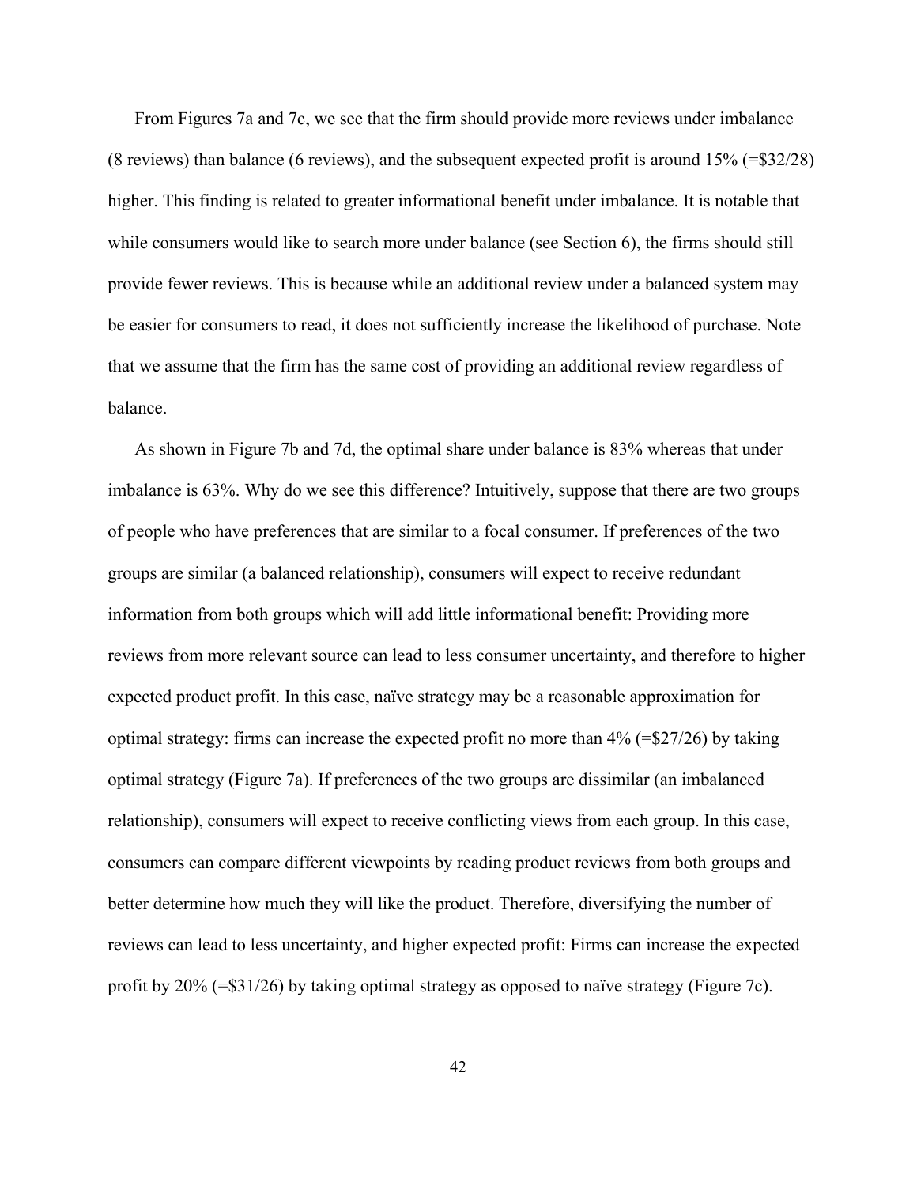From Figures 7a and 7c, we see that the firm should provide more reviews under imbalance (8 reviews) than balance (6 reviews), and the subsequent expected profit is around 15% (=$32/28) higher. This finding is related to greater informational benefit under imbalance. It is notable that while consumers would like to search more under balance (see Section 6), the firms should still provide fewer reviews. This is because while an additional review under a balanced system may be easier for consumers to read, it does not sufficiently increase the likelihood of purchase. Note that we assume that the firm has the same cost of providing an additional review regardless of balance.

As shown in Figure 7b and 7d, the optimal share under balance is 83% whereas that under imbalance is 63%. Why do we see this difference? Intuitively, suppose that there are two groups of people who have preferences that are similar to a focal consumer. If preferences of the two groups are similar (a balanced relationship), consumers will expect to receive redundant information from both groups which will add little informational benefit: Providing more reviews from more relevant source can lead to less consumer uncertainty, and therefore to higher expected product profit. In this case, naïve strategy may be a reasonable approximation for optimal strategy: firms can increase the expected profit no more than 4% (=$27/26) by taking optimal strategy (Figure 7a). If preferences of the two groups are dissimilar (an imbalanced relationship), consumers will expect to receive conflicting views from each group. In this case, consumers can compare different viewpoints by reading product reviews from both groups and better determine how much they will like the product. Therefore, diversifying the number of reviews can lead to less uncertainty, and higher expected profit: Firms can increase the expected profit by 20% (=$31/26) by taking optimal strategy as opposed to naïve strategy (Figure 7c).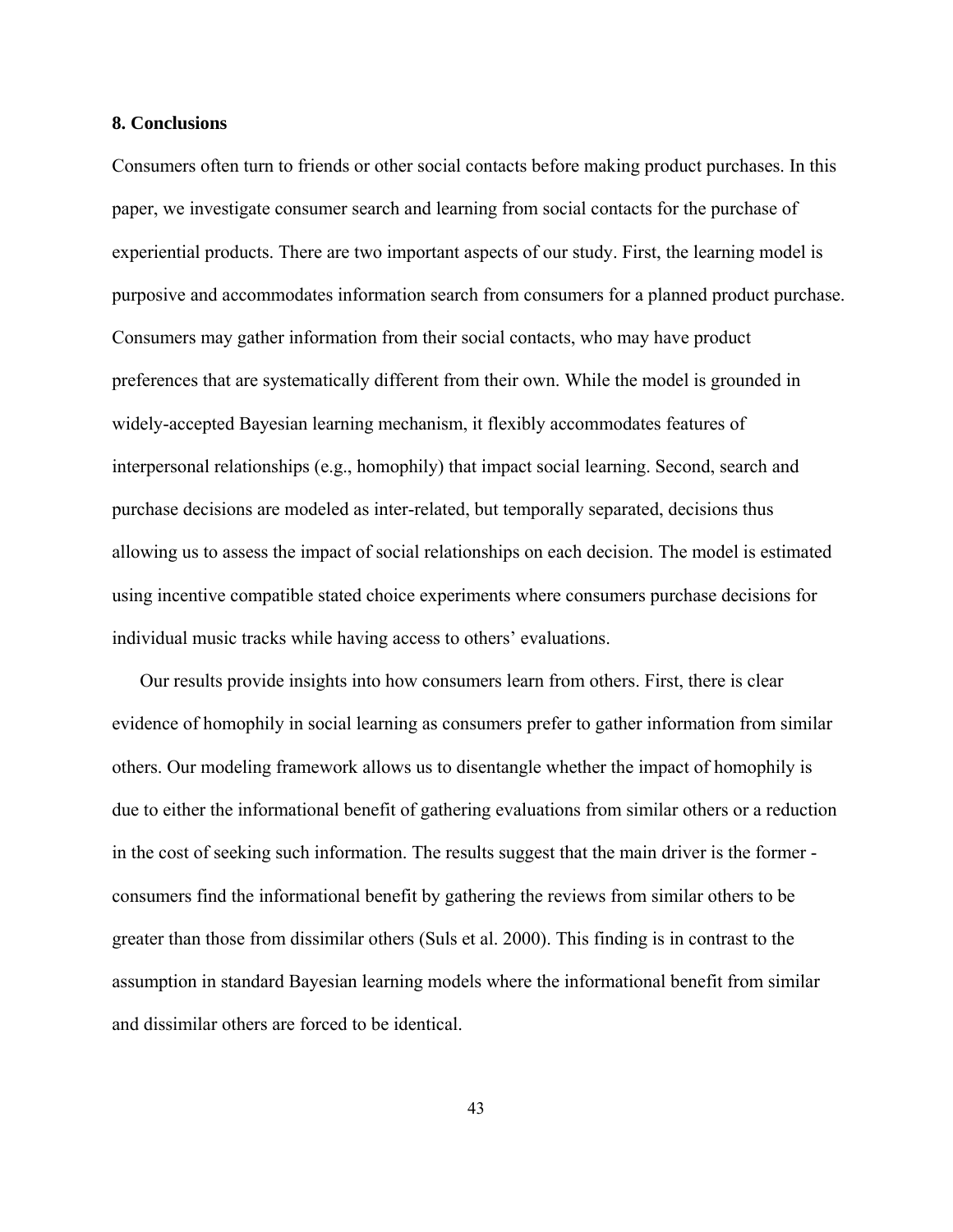## 8. Conclusions

Consumers often turn to friends or other social contacts before making product purchases. In this paper, we investigate consumer search and learning from social contacts for the purchase of experiential products. There are two important aspects of our study. First, the learning model is purposive and accommodates information search from consumers for a planned product purchase. Consumers may gather information from their social contacts, who may have product preferences that are systematically different from their own. While the model is grounded in widely-accepted Bayesian learning mechanism, it flexibly accommodates features of interpersonal relationships (e.g., homophily) that impact social learning. Second, search and purchase decisions are modeled as inter-related, but temporally separated, decisions thus allowing us to assess the impact of social relationships on each decision. The model is estimated using incentive compatible stated choice experiments where consumers purchase decisions for individual music tracks while having access to others' evaluations.

Our results provide insights into how consumers learn from others. First, there is clear evidence of homophily in social learning as consumers prefer to gather information from similar others. Our modeling framework allows us to disentangle whether the impact of homophily is due to either the informational benefit of gathering evaluations from similar others or a reduction in the cost of seeking such information. The results suggest that the main driver is the former - consumers find the informational benefit by gathering the reviews from similar others to be greater than those from dissimilar others (Suls et al. 2000). This finding is in contrast to the assumption in standard Bayesian learning models where the informational benefit from similar and dissimilar others are forced to be identical.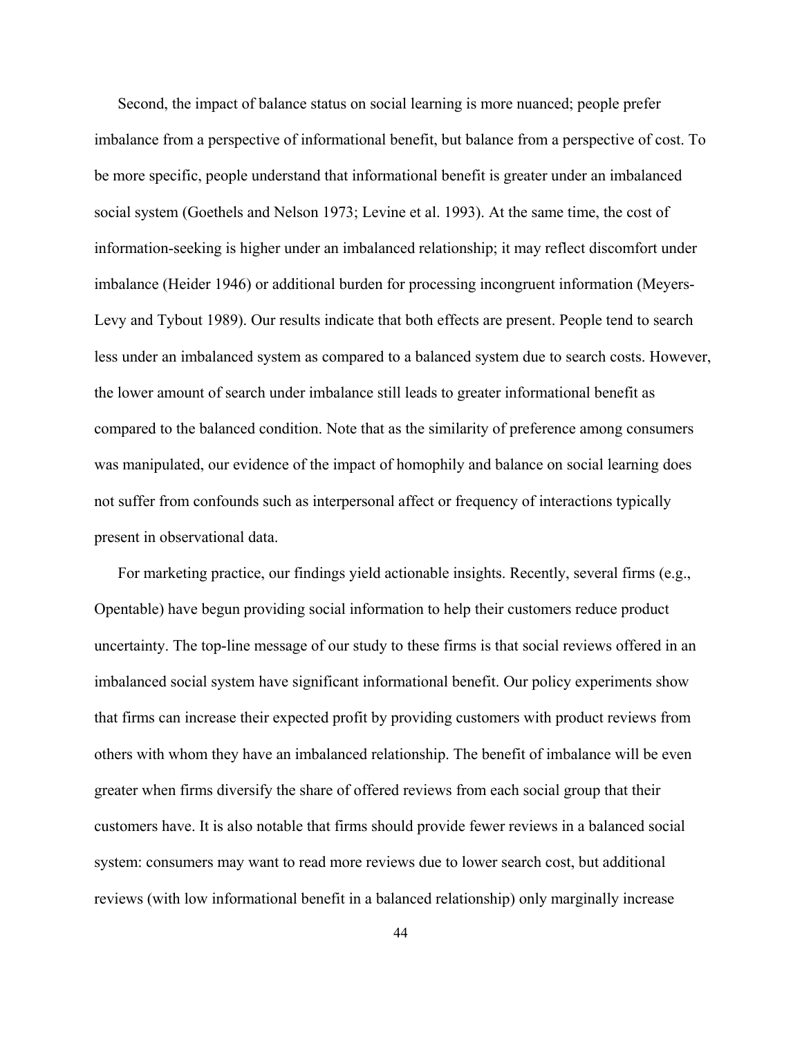Second, the impact of balance status on social learning is more nuanced; people prefer imbalance from a perspective of informational benefit, but balance from a perspective of cost. To be more specific, people understand that informational benefit is greater under an imbalanced social system (Goethels and Nelson 1973; Levine et al. 1993). At the same time, the cost of information-seeking is higher under an imbalanced relationship; it may reflect discomfort under imbalance (Heider 1946) or additional burden for processing incongruent information (Meyers-Levy and Tybout 1989). Our results indicate that both effects are present. People tend to search less under an imbalanced system as compared to a balanced system due to search costs. However, the lower amount of search under imbalance still leads to greater informational benefit as compared to the balanced condition. Note that as the similarity of preference among consumers was manipulated, our evidence of the impact of homophily and balance on social learning does not suffer from confounds such as interpersonal affect or frequency of interactions typically present in observational data.

For marketing practice, our findings yield actionable insights. Recently, several firms (e.g., Opentable) have begun providing social information to help their customers reduce product uncertainty. The top-line message of our study to these firms is that social reviews offered in an imbalanced social system have significant informational benefit. Our policy experiments show that firms can increase their expected profit by providing customers with product reviews from others with whom they have an imbalanced relationship. The benefit of imbalance will be even greater when firms diversify the share of offered reviews from each social group that their customers have. It is also notable that firms should provide fewer reviews in a balanced social system: consumers may want to read more reviews due to lower search cost, but additional reviews (with low informational benefit in a balanced relationship) only marginally increase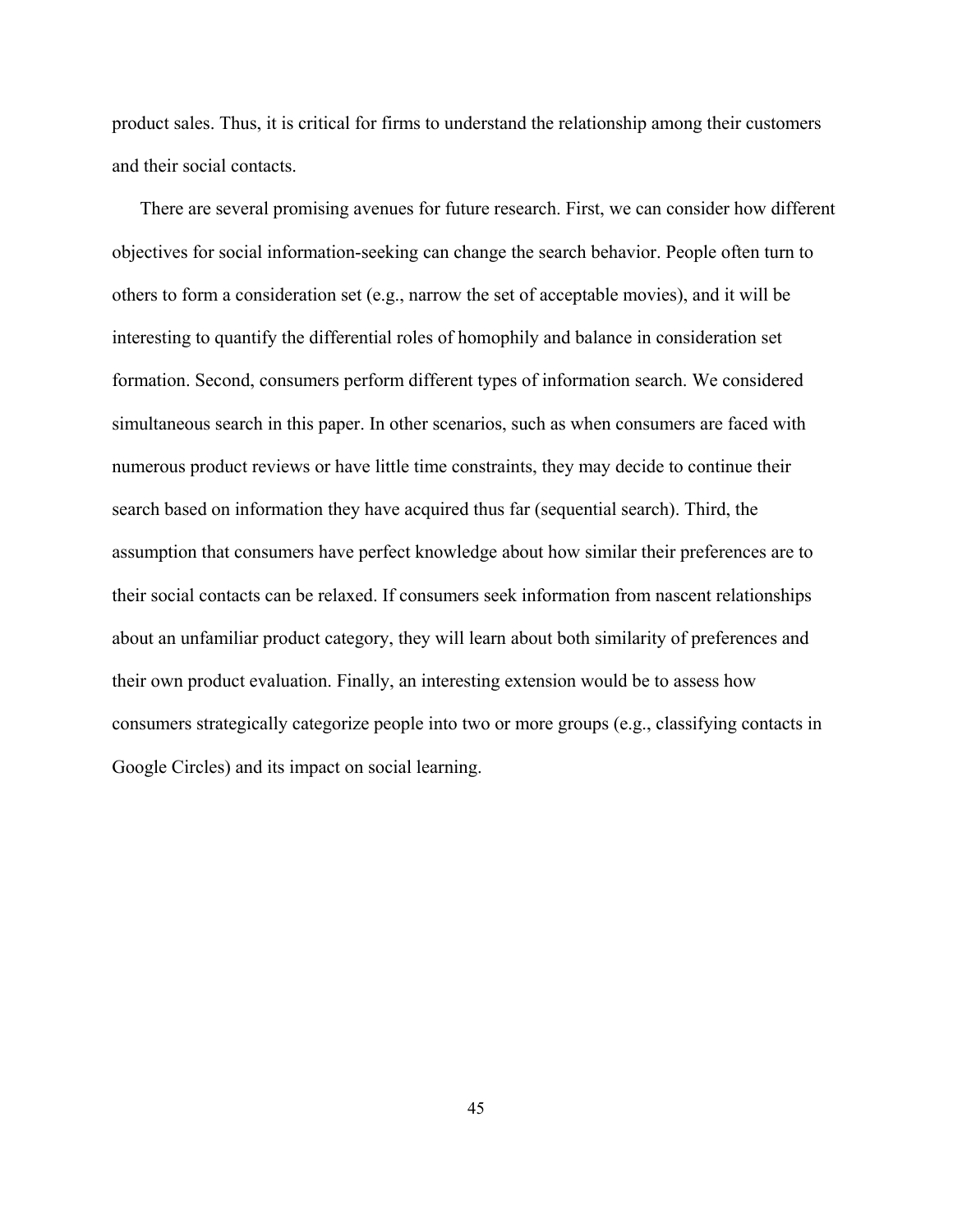product sales. Thus, it is critical for firms to understand the relationship among their customers and their social contacts.

There are several promising avenues for future research. First, we can consider how different objectives for social information-seeking can change the search behavior. People often turn to others to form a consideration set (e.g., narrow the set of acceptable movies), and it will be interesting to quantify the differential roles of homophily and balance in consideration set formation. Second, consumers perform different types of information search. We considered simultaneous search in this paper. In other scenarios, such as when consumers are faced with numerous product reviews or have little time constraints, they may decide to continue their search based on information they have acquired thus far (sequential search). Third, the assumption that consumers have perfect knowledge about how similar their preferences are to their social contacts can be relaxed. If consumers seek information from nascent relationships about an unfamiliar product category, they will learn about both similarity of preferences and their own product evaluation. Finally, an interesting extension would be to assess how consumers strategically categorize people into two or more groups (e.g., classifying contacts in Google Circles) and its impact on social learning.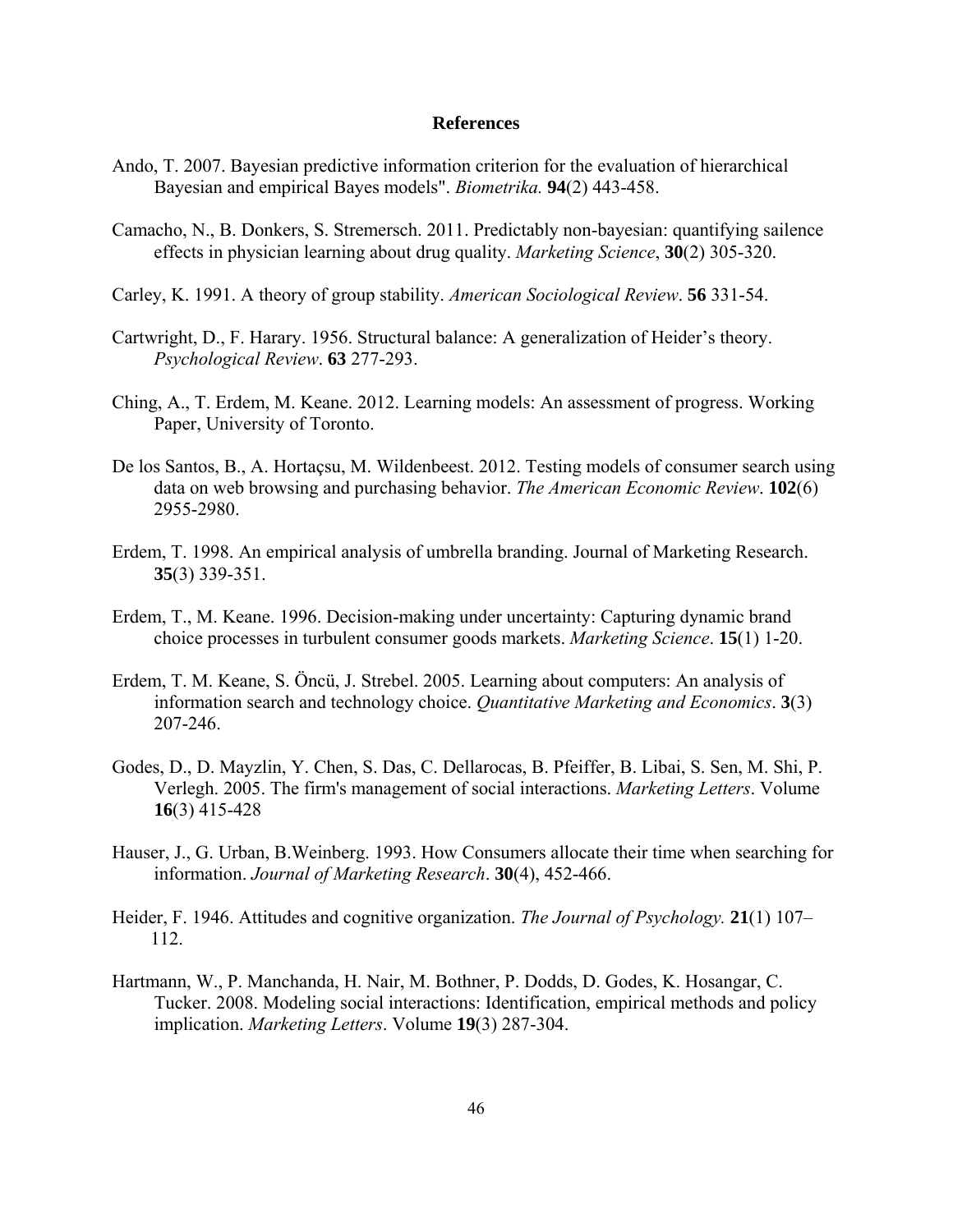## References

Ando, T. 2007. Bayesian predictive information criterion for the evaluation of hierarchical Bayesian and empirical Bayes models". *Biometrika.* **94**(2) 443-458.

Camacho, N., B. Donkers, S. Stremersch. 2011. Predictably non-bayesian: quantifying sailence effects in physician learning about drug quality. *Marketing Science*, **30**(2) 305-320.

Carley, K. 1991. A theory of group stability. *American Sociological Review*. **56** 331-54.

Cartwright, D., F. Harary. 1956. Structural balance: A generalization of Heider's theory. *Psychological Review*. **63** 277-293.

Ching, A., T. Erdem, M. Keane. 2012. Learning models: An assessment of progress. Working Paper, University of Toronto.

De los Santos, B., A. Hortaçsu, M. Wildenbeest. 2012. Testing models of consumer search using data on web browsing and purchasing behavior. *The American Economic Review*. **102**(6) 2955-2980.

Erdem, T. 1998. An empirical analysis of umbrella branding. Journal of Marketing Research. **35**(3) 339-351.

Erdem, T., M. Keane. 1996. Decision-making under uncertainty: Capturing dynamic brand choice processes in turbulent consumer goods markets. *Marketing Science*. **15**(1) 1-20.

Erdem, T. M. Keane, S. Öncü, J. Strebel. 2005. Learning about computers: An analysis of information search and technology choice. *Quantitative Marketing and Economics*. **3**(3) 207-246.

Godes, D., D. Mayzlin, Y. Chen, S. Das, C. Dellarocas, B. Pfeiffer, B. Libai, S. Sen, M. Shi, P. Verlegh. 2005. The firm's management of social interactions. *Marketing Letters*. Volume **16**(3) 415-428

Hauser, J., G. Urban, B.Weinberg. 1993. How Consumers allocate their time when searching for information. *Journal of Marketing Research*. **30**(4), 452-466.

Heider, F. 1946. Attitudes and cognitive organization. *The Journal of Psychology.* **21**(1) 107–112.

Hartmann, W., P. Manchanda, H. Nair, M. Bothner, P. Dodds, D. Godes, K. Hosangar, C. Tucker. 2008. Modeling social interactions: Identification, empirical methods and policy implication. *Marketing Letters*. Volume **19**(3) 287-304.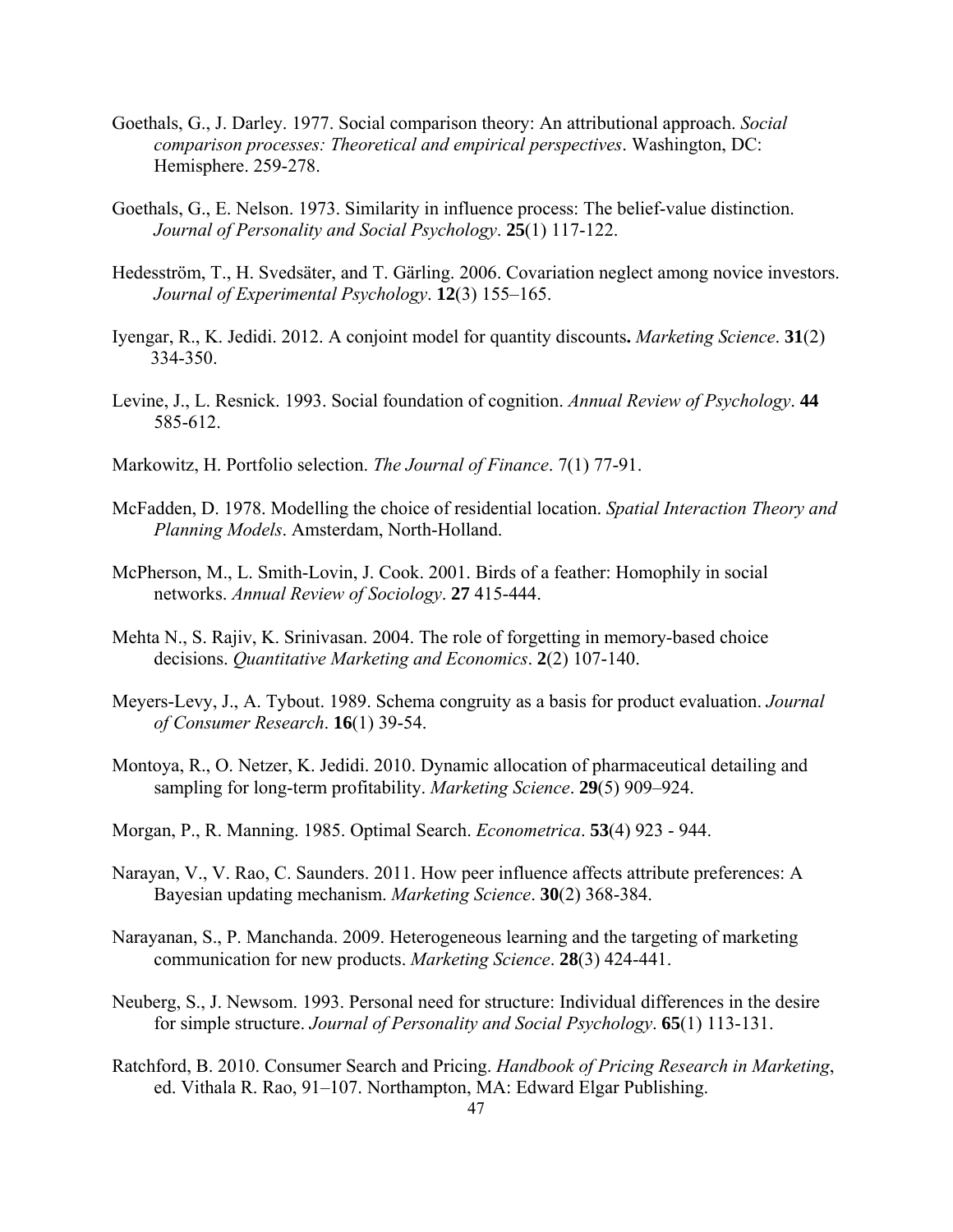Goethals, G., J. Darley. 1977. Social comparison theory: An attributional approach. *Social comparison processes: Theoretical and empirical perspectives*. Washington, DC: Hemisphere. 259-278.

Goethals, G., E. Nelson. 1973. Similarity in influence process: The belief-value distinction. *Journal of Personality and Social Psychology*. **25**(1) 117-122.

Hedesström, T., H. Svedsäter, and T. Gärling. 2006. Covariation neglect among novice investors. *Journal of Experimental Psychology*. **12**(3) 155–165.

Iyengar, R., K. Jedidi. 2012. A conjoint model for quantity discounts**.** *Marketing Science*. **31**(2) 334-350.

Levine, J., L. Resnick. 1993. Social foundation of cognition. *Annual Review of Psychology*. **44** 585-612.

Markowitz, H. Portfolio selection. *The Journal of Finance*. 7(1) 77-91.

McFadden, D. 1978. Modelling the choice of residential location. *Spatial Interaction Theory and Planning Models*. Amsterdam, North-Holland.

McPherson, M., L. Smith-Lovin, J. Cook. 2001. Birds of a feather: Homophily in social networks. *Annual Review of Sociology*. **27** 415-444.

Mehta N., S. Rajiv, K. Srinivasan. 2004. The role of forgetting in memory-based choice decisions. *Quantitative Marketing and Economics*. **2**(2) 107-140.

Meyers-Levy, J., A. Tybout. 1989. Schema congruity as a basis for product evaluation. *Journal of Consumer Research*. **16**(1) 39-54.

Montoya, R., O. Netzer, K. Jedidi. 2010. Dynamic allocation of pharmaceutical detailing and sampling for long-term profitability. *Marketing Science*. **29**(5) 909–924.

Morgan, P., R. Manning. 1985. Optimal Search. *Econometrica*. **53**(4) 923 - 944.

Narayan, V., V. Rao, C. Saunders. 2011. How peer influence affects attribute preferences: A Bayesian updating mechanism. *Marketing Science*. **30**(2) 368-384.

Narayanan, S., P. Manchanda. 2009. Heterogeneous learning and the targeting of marketing communication for new products. *Marketing Science*. **28**(3) 424-441.

Neuberg, S., J. Newsom. 1993. Personal need for structure: Individual differences in the desire for simple structure. *Journal of Personality and Social Psychology*. **65**(1) 113-131.

Ratchford, B. 2010. Consumer Search and Pricing. *Handbook of Pricing Research in Marketing*, ed. Vithala R. Rao, 91–107. Northampton, MA: Edward Elgar Publishing.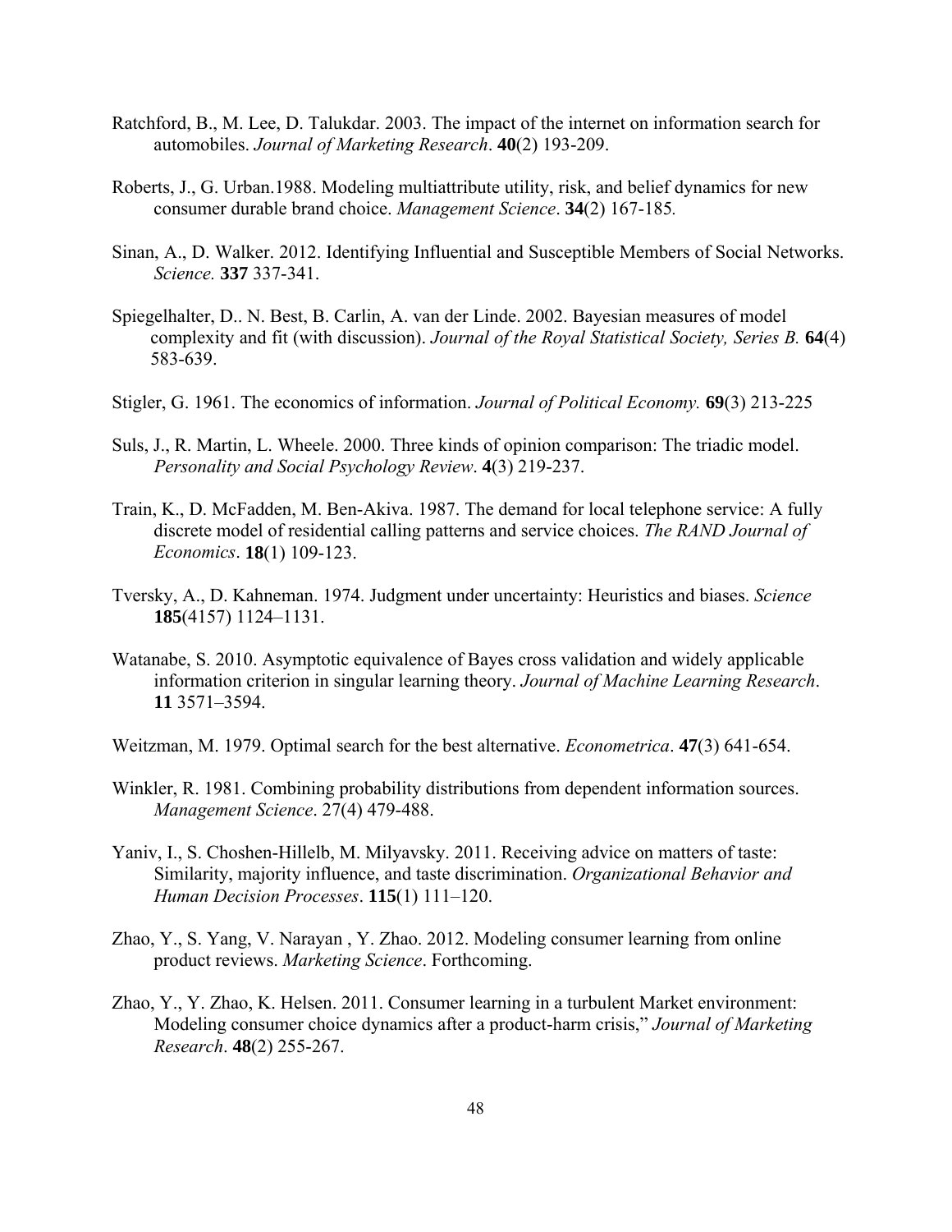Ratchford, B., M. Lee, D. Talukdar. 2003. The impact of the internet on information search for automobiles. *Journal of Marketing Research*. **40**(2) 193-209.

Roberts, J., G. Urban.1988. Modeling multiattribute utility, risk, and belief dynamics for new consumer durable brand choice. *Management Science*. **34**(2) 167-185.

Sinan, A., D. Walker. 2012. Identifying Influential and Susceptible Members of Social Networks. *Science.* **337** 337-341.

Spiegelhalter, D.. N. Best, B. Carlin, A. van der Linde. 2002. Bayesian measures of model complexity and fit (with discussion). *Journal of the Royal Statistical Society, Series B.* **64**(4) 583-639.

Stigler, G. 1961. The economics of information. *Journal of Political Economy.* **69**(3) 213-225

Suls, J., R. Martin, L. Wheele. 2000. Three kinds of opinion comparison: The triadic model. *Personality and Social Psychology Review*. **4**(3) 219-237.

Train, K., D. McFadden, M. Ben-Akiva. 1987. The demand for local telephone service: A fully discrete model of residential calling patterns and service choices. *The RAND Journal of Economics*. **18**(1) 109-123.

Tversky, A., D. Kahneman. 1974. Judgment under uncertainty: Heuristics and biases. *Science* **185**(4157) 1124–1131.

Watanabe, S. 2010. Asymptotic equivalence of Bayes cross validation and widely applicable information criterion in singular learning theory. *Journal of Machine Learning Research*. **11** 3571–3594.

Weitzman, M. 1979. Optimal search for the best alternative. *Econometrica*. **47**(3) 641-654.

Winkler, R. 1981. Combining probability distributions from dependent information sources. *Management Science*. 27(4) 479-488.

Yaniv, I., S. Choshen-Hillelb, M. Milyavsky. 2011. Receiving advice on matters of taste: Similarity, majority influence, and taste discrimination. *Organizational Behavior and Human Decision Processes*. **115**(1) 111–120.

Zhao, Y., S. Yang, V. Narayan , Y. Zhao. 2012. Modeling consumer learning from online product reviews. *Marketing Science*. Forthcoming.

Zhao, Y., Y. Zhao, K. Helsen. 2011. Consumer learning in a turbulent Market environment: Modeling consumer choice dynamics after a product-harm crisis," *Journal of Marketing Research*. **48**(2) 255-267.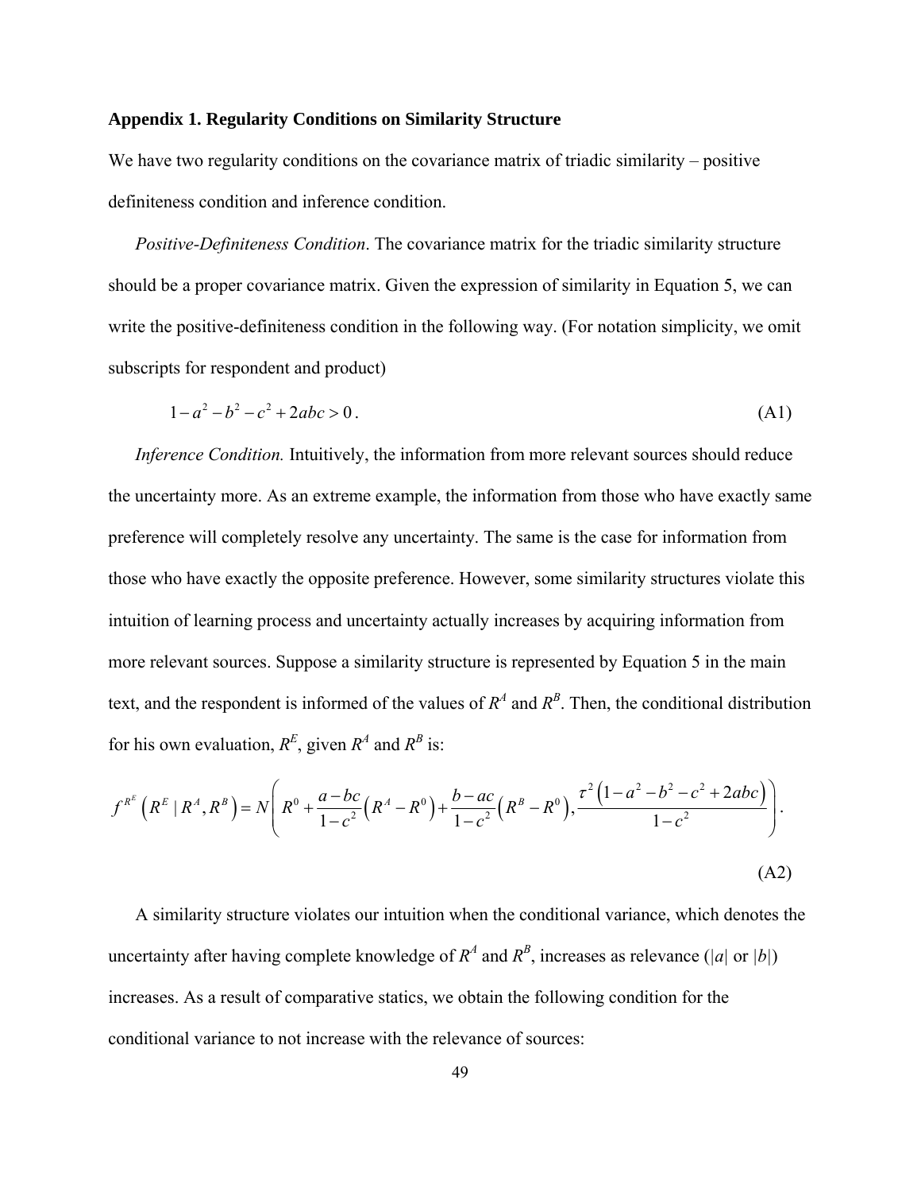### Appendix 1. Regularity Conditions on Similarity Structure

We have two regularity conditions on the covariance matrix of triadic similarity – positive definiteness condition and inference condition.

*Positive-Definiteness Condition*. The covariance matrix for the triadic similarity structure should be a proper covariance matrix. Given the expression of similarity in Equation 5, we can write the positive-definiteness condition in the following way. (For notation simplicity, we omit subscripts for respondent and product)

$$1 - a^2 - b^2 - c^2 + 2abc > 0 . \tag{A1}$$

*Inference Condition.* Intuitively, the information from more relevant sources should reduce the uncertainty more. As an extreme example, the information from those who have exactly same preference will completely resolve any uncertainty. The same is the case for information from those who have exactly the opposite preference. However, some similarity structures violate this intuition of learning process and uncertainty actually increases by acquiring information from more relevant sources. Suppose a similarity structure is represented by Equation 5 in the main text, and the respondent is informed of the values of $R^A$ and $R^B$. Then, the conditional distribution for his own evaluation, $R^E$, given $R^A$ and $R^B$ is:

$$f^{R^E}\left(R^E \mid R^A, R^B\right) = N\left(R^0 + \frac{a-bc}{1-c^2}\left(R^A - R^0\right) + \frac{b-ac}{1-c^2}\left(R^B - R^0\right), \frac{\tau^2\left(1-a^2-b^2-c^2+2abc\right)}{1-c^2}\right). \tag{A2}$$

A similarity structure violates our intuition when the conditional variance, which denotes the uncertainty after having complete knowledge of $R^A$ and $R^B$, increases as relevance ($|a|$ or $|b|$) increases. As a result of comparative statics, we obtain the following condition for the conditional variance to not increase with the relevance of sources: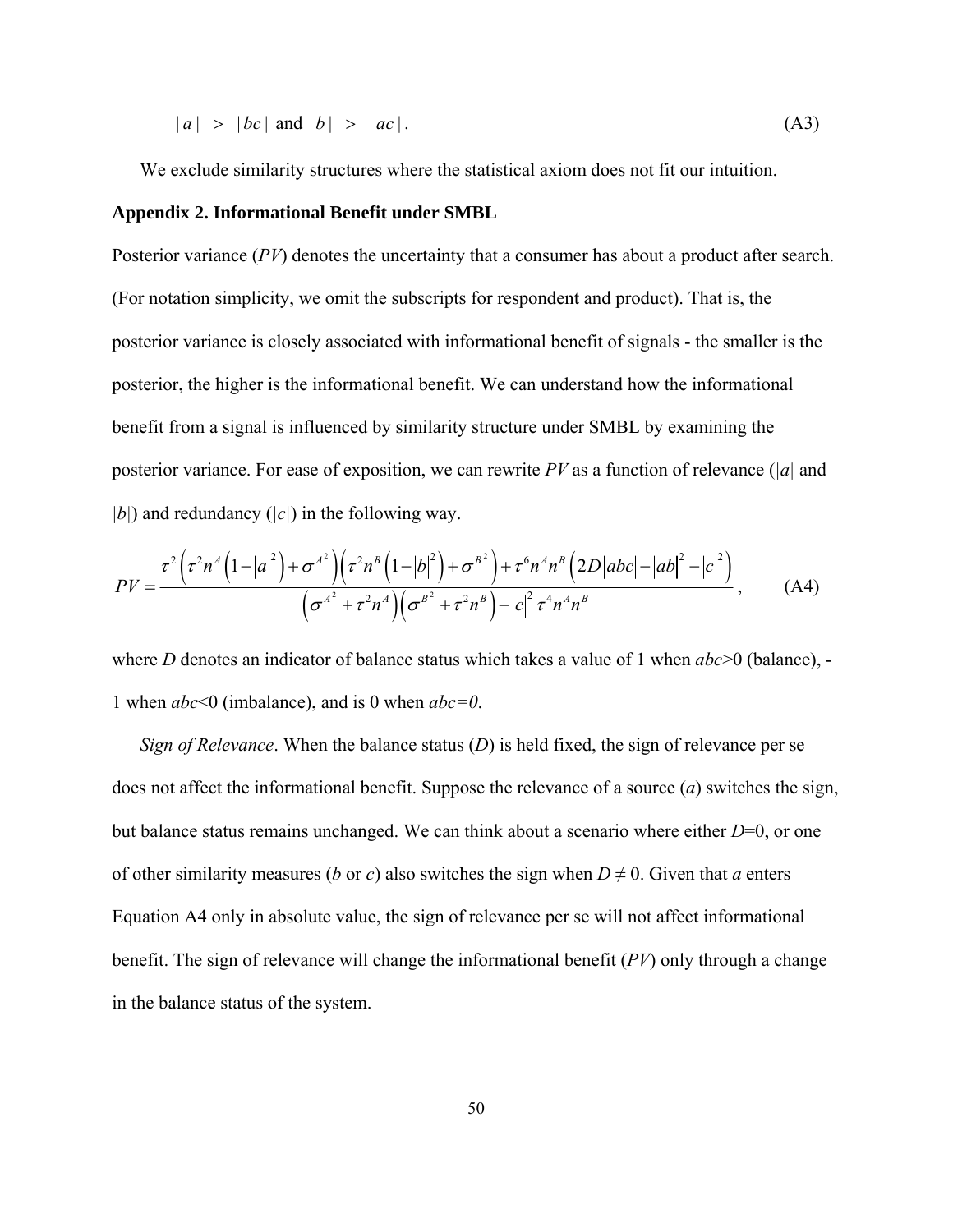$$|a| > |bc| \text{ and } |b| > |ac|. \tag{A3}$$

We exclude similarity structures where the statistical axiom does not fit our intuition.

**Appendix 2. Informational Benefit under SMBL**

Posterior variance (*PV*) denotes the uncertainty that a consumer has about a product after search. (For notation simplicity, we omit the subscripts for respondent and product). That is, the posterior variance is closely associated with informational benefit of signals - the smaller is the posterior, the higher is the informational benefit. We can understand how the informational benefit from a signal is influenced by similarity structure under SMBL by examining the posterior variance. For ease of exposition, we can rewrite *PV* as a function of relevance ($|a|$ and $|b|$) and redundancy ($|c|$) in the following way.

$$PV = \frac{\tau^2\left(\tau^2 n^A\left(1-|a|^2\right)+\sigma^{A^2}\right)\left(\tau^2 n^B\left(1-|b|^2\right)+\sigma^{B^2}\right)+\tau^6 n^A n^B\left(2D|abc|-|ab|^2-|c|^2\right)}{\left(\sigma^{A^2}+\tau^2 n^A\right)\left(\sigma^{B^2}+\tau^2 n^B\right)-|c|^2\tau^4 n^A n^B}, \tag{A4}$$

where $D$ denotes an indicator of balance status which takes a value of 1 when $abc>0$ (balance), -1 when $abc<0$ (imbalance), and is 0 when $abc=0$.

*Sign of Relevance*. When the balance status ($D$) is held fixed, the sign of relevance per se does not affect the informational benefit. Suppose the relevance of a source ($a$) switches the sign, but balance status remains unchanged. We can think about a scenario where either $D$=0, or one of other similarity measures ($b$ or $c$) also switches the sign when $D \neq 0$. Given that $a$ enters Equation A4 only in absolute value, the sign of relevance per se will not affect informational benefit. The sign of relevance will change the informational benefit (*PV*) only through a change in the balance status of the system.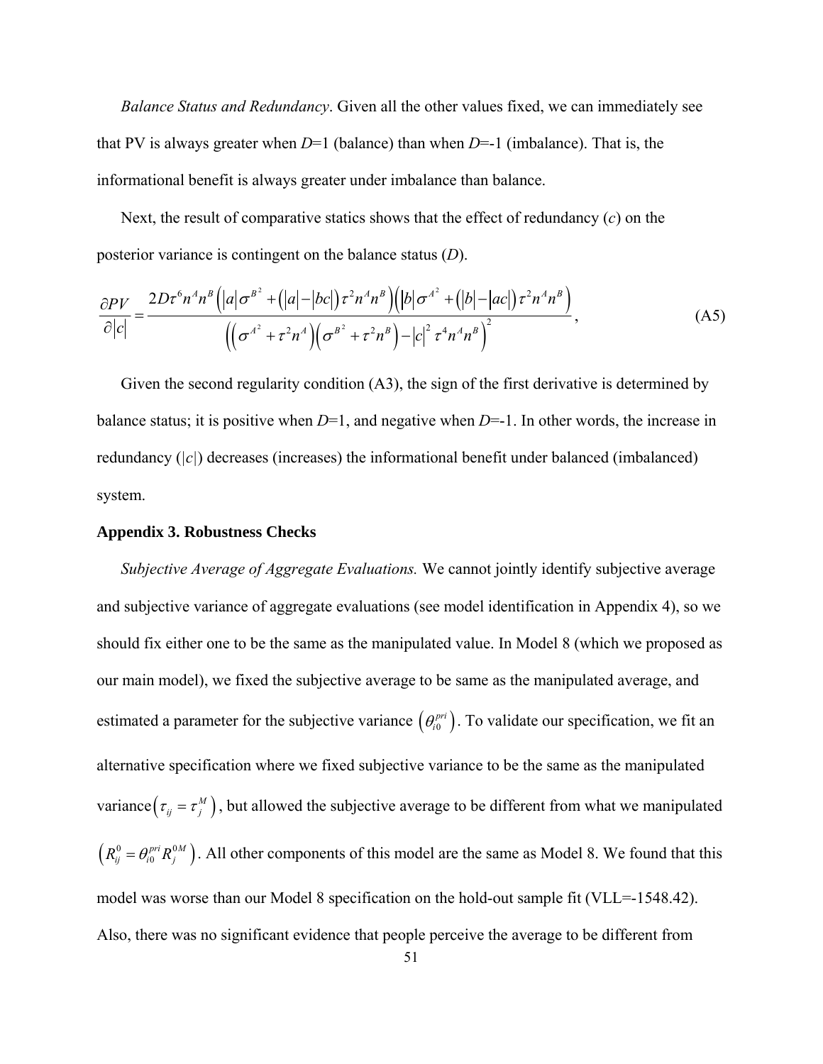*Balance Status and Redundancy*. Given all the other values fixed, we can immediately see that PV is always greater when $D$=1 (balance) than when $D$=-1 (imbalance). That is, the informational benefit is always greater under imbalance than balance.

Next, the result of comparative statics shows that the effect of redundancy ($c$) on the posterior variance is contingent on the balance status ($D$).

$$\frac{\partial PV}{\partial |c|} = \frac{2D\tau^6 n^A n^B \left(|a|\sigma^{B^2} + \left(|a| - |bc|\right)\tau^2 n^A n^B\right)\left(|b|\sigma^{A^2} + \left(|b| - |ac|\right)\tau^2 n^A n^B\right)}{\left(\left(\sigma^{A^2} + \tau^2 n^A\right)\left(\sigma^{B^2} + \tau^2 n^B\right) - |c|^2 \tau^4 n^A n^B\right)^2}, \tag{A5}$$

Given the second regularity condition (A3), the sign of the first derivative is determined by balance status; it is positive when $D$=1, and negative when $D$=-1. In other words, the increase in redundancy ($|c|$) decreases (increases) the informational benefit under balanced (imbalanced) system.

**Appendix 3. Robustness Checks**

*Subjective Average of Aggregate Evaluations.* We cannot jointly identify subjective average and subjective variance of aggregate evaluations (see model identification in Appendix 4), so we should fix either one to be the same as the manipulated value. In Model 8 (which we proposed as our main model), we fixed the subjective average to be same as the manipulated average, and estimated a parameter for the subjective variance $\left(\theta_{i0}^{pri}\right)$. To validate our specification, we fit an alternative specification where we fixed subjective variance to be the same as the manipulated variance $\left(\tau_{ij} = \tau_j^M\right)$, but allowed the subjective average to be different from what we manipulated $\left(R_{ij}^0 = \theta_{i0}^{pri} R_j^{0M}\right)$. All other components of this model are the same as Model 8. We found that this model was worse than our Model 8 specification on the hold-out sample fit (VLL=-1548.42). Also, there was no significant evidence that people perceive the average to be different from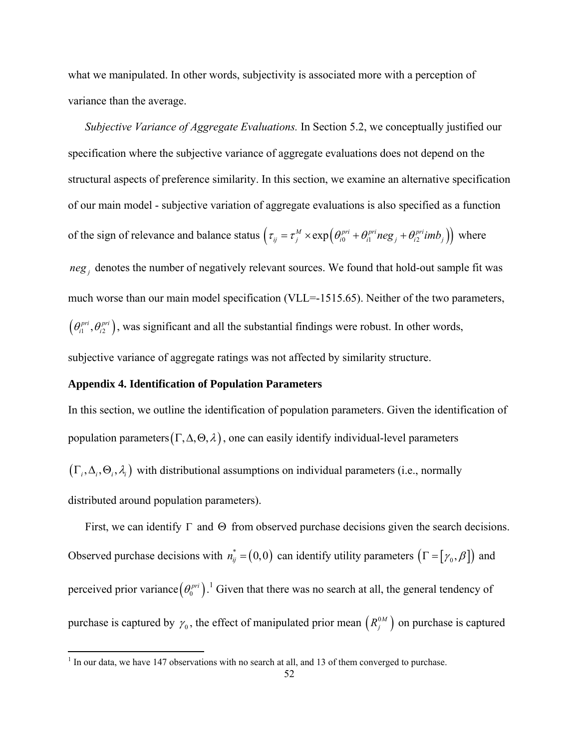what we manipulated. In other words, subjectivity is associated more with a perception of variance than the average.

*Subjective Variance of Aggregate Evaluations.* In Section 5.2, we conceptually justified our specification where the subjective variance of aggregate evaluations does not depend on the structural aspects of preference similarity. In this section, we examine an alternative specification of our main model - subjective variation of aggregate evaluations is also specified as a function of the sign of relevance and balance status $\left(\tau_{ij} = \tau_j^M \times \exp\left(\theta_{i0}^{pri} + \theta_{i1}^{pri} neg_j + \theta_{i2}^{pri} imb_j\right)\right)$ where $neg_j$ denotes the number of negatively relevant sources. We found that hold-out sample fit was much worse than our main model specification (VLL=-1515.65). Neither of the two parameters, $\left(\theta_{i1}^{pri}, \theta_{i2}^{pri}\right)$, was significant and all the substantial findings were robust. In other words, subjective variance of aggregate ratings was not affected by similarity structure.

### Appendix 4. Identification of Population Parameters

In this section, we outline the identification of population parameters. Given the identification of population parameters $(\Gamma, \Delta, \Theta, \lambda)$, one can easily identify individual-level parameters $(\Gamma_i, \Delta_i, \Theta_i, \lambda_i)$ with distributional assumptions on individual parameters (i.e., normally distributed around population parameters).

First, we can identify $\Gamma$ and $\Theta$ from observed purchase decisions given the search decisions. Observed purchase decisions with $n_{ij}^* = (0,0)$ can identify utility parameters $\left(\Gamma = [\gamma_0, \beta]\right)$ and perceived prior variance $\left(\theta_0^{pri}\right)$.[1] Given that there was no search at all, the general tendency of purchase is captured by $\gamma_0$, the effect of manipulated prior mean $\left(R_j^{0M}\right)$ on purchase is captured

[1] In our data, we have 147 observations with no search at all, and 13 of them converged to purchase.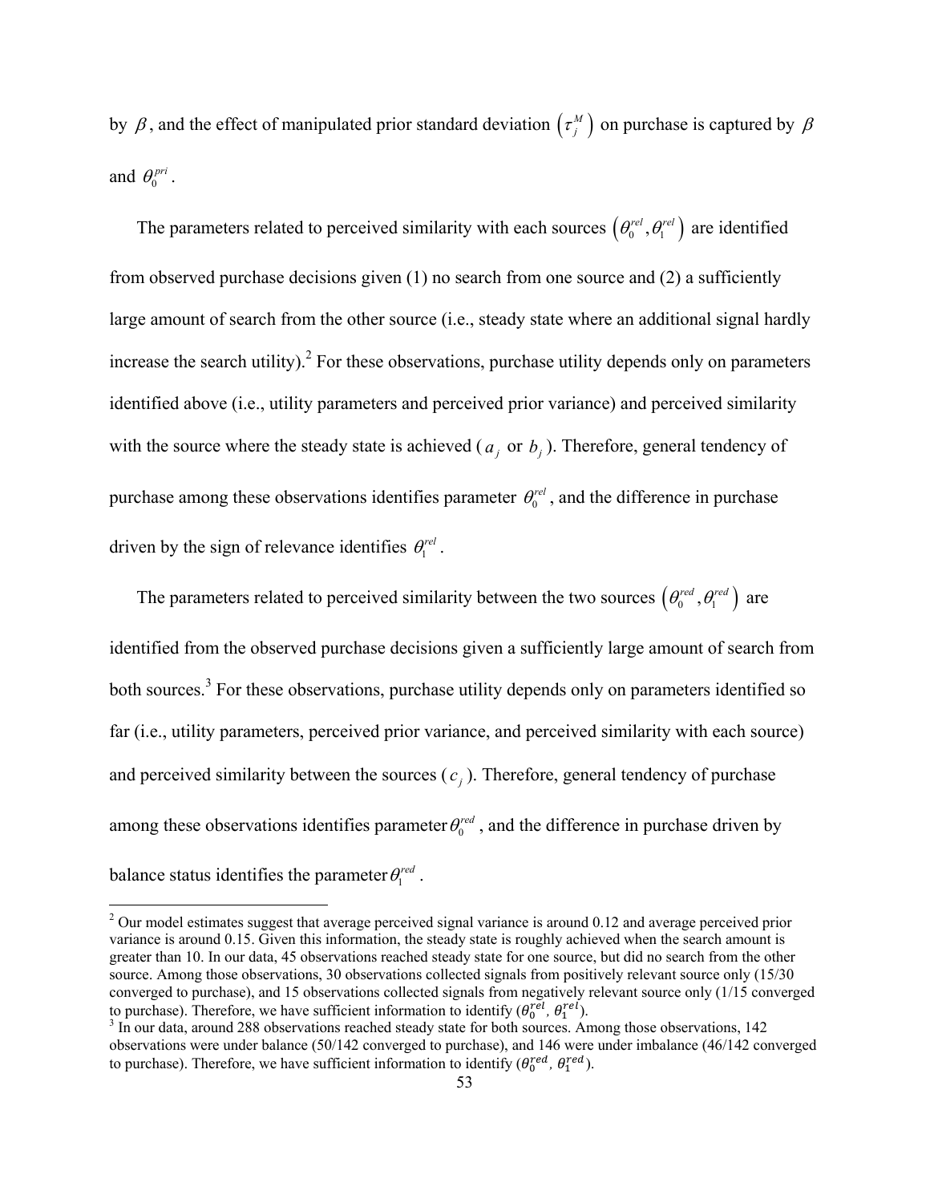by $\beta$, and the effect of manipulated prior standard deviation $\left(\tau_j^M\right)$ on purchase is captured by $\beta$ and $\theta_0^{pri}$.

The parameters related to perceived similarity with each sources $\left(\theta_0^{rel}, \theta_1^{rel}\right)$ are identified from observed purchase decisions given (1) no search from one source and (2) a sufficiently large amount of search from the other source (i.e., steady state where an additional signal hardly increase the search utility).[2] For these observations, purchase utility depends only on parameters identified above (i.e., utility parameters and perceived prior variance) and perceived similarity with the source where the steady state is achieved ($a_j$ or $b_j$). Therefore, general tendency of purchase among these observations identifies parameter $\theta_0^{rel}$, and the difference in purchase driven by the sign of relevance identifies $\theta_1^{rel}$.

The parameters related to perceived similarity between the two sources $\left(\theta_0^{red}, \theta_1^{red}\right)$ are identified from the observed purchase decisions given a sufficiently large amount of search from both sources.[3] For these observations, purchase utility depends only on parameters identified so far (i.e., utility parameters, perceived prior variance, and perceived similarity with each source) and perceived similarity between the sources ($c_j$). Therefore, general tendency of purchase among these observations identifies parameter $\theta_0^{red}$, and the difference in purchase driven by balance status identifies the parameter $\theta_1^{red}$.

---

[2] Our model estimates suggest that average perceived signal variance is around 0.12 and average perceived prior variance is around 0.15. Given this information, the steady state is roughly achieved when the search amount is greater than 10. In our data, 45 observations reached steady state for one source, but did no search from the other source. Among those observations, 30 observations collected signals from positively relevant source only (15/30 converged to purchase), and 15 observations collected signals from negatively relevant source only (1/15 converged to purchase). Therefore, we have sufficient information to identify ($\theta_0^{rel}$, $\theta_1^{rel}$).

[3] In our data, around 288 observations reached steady state for both sources. Among those observations, 142 observations were under balance (50/142 converged to purchase), and 146 were under imbalance (46/142 converged to purchase). Therefore, we have sufficient information to identify ($\theta_0^{red}$, $\theta_1^{red}$).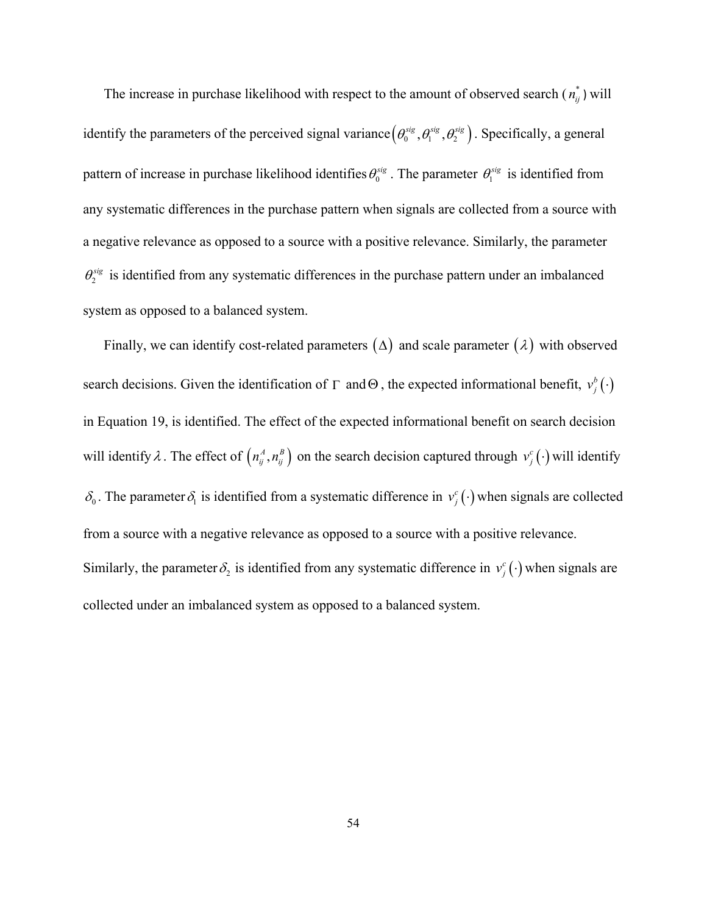The increase in purchase likelihood with respect to the amount of observed search ($n_{ij}^*$) will identify the parameters of the perceived signal variance $\left(\theta_0^{sig}, \theta_1^{sig}, \theta_2^{sig}\right)$. Specifically, a general pattern of increase in purchase likelihood identifies $\theta_0^{sig}$. The parameter $\theta_1^{sig}$ is identified from any systematic differences in the purchase pattern when signals are collected from a source with a negative relevance as opposed to a source with a positive relevance. Similarly, the parameter $\theta_2^{sig}$ is identified from any systematic differences in the purchase pattern under an imbalanced system as opposed to a balanced system.

Finally, we can identify cost-related parameters $(\Delta)$ and scale parameter $(\lambda)$ with observed search decisions. Given the identification of $\Gamma$ and $\Theta$, the expected informational benefit, $v_j^b(\cdot)$ in Equation 19, is identified. The effect of the expected informational benefit on search decision will identify $\lambda$. The effect of $\left(n_{ij}^A, n_{ij}^B\right)$ on the search decision captured through $v_j^c(\cdot)$ will identify $\delta_0$. The parameter $\delta_1$ is identified from a systematic difference in $v_j^c(\cdot)$ when signals are collected from a source with a negative relevance as opposed to a source with a positive relevance. Similarly, the parameter $\delta_2$ is identified from any systematic difference in $v_j^c(\cdot)$ when signals are collected under an imbalanced system as opposed to a balanced system.